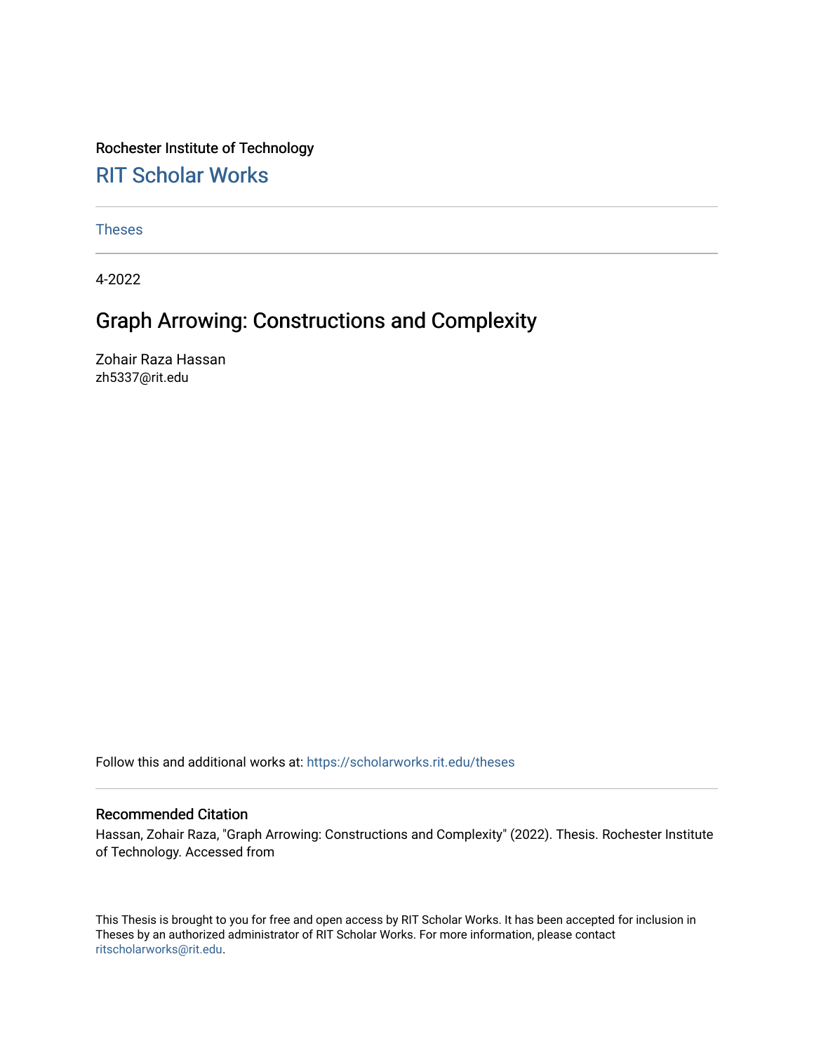Rochester Institute of Technology

## RIT Scholar Works

Theses

4-2022

# Graph Arrowing: Constructions and Complexity

Zohair Raza Hassan
zh5337@rit.edu

Follow this and additional works at: https://scholarworks.rit.edu/theses

### Recommended Citation

Hassan, Zohair Raza, "Graph Arrowing: Constructions and Complexity" (2022). Thesis. Rochester Institute of Technology. Accessed from

This Thesis is brought to you for free and open access by RIT Scholar Works. It has been accepted for inclusion in Theses by an authorized administrator of RIT Scholar Works. For more information, please contact ritscholarworks@rit.edu.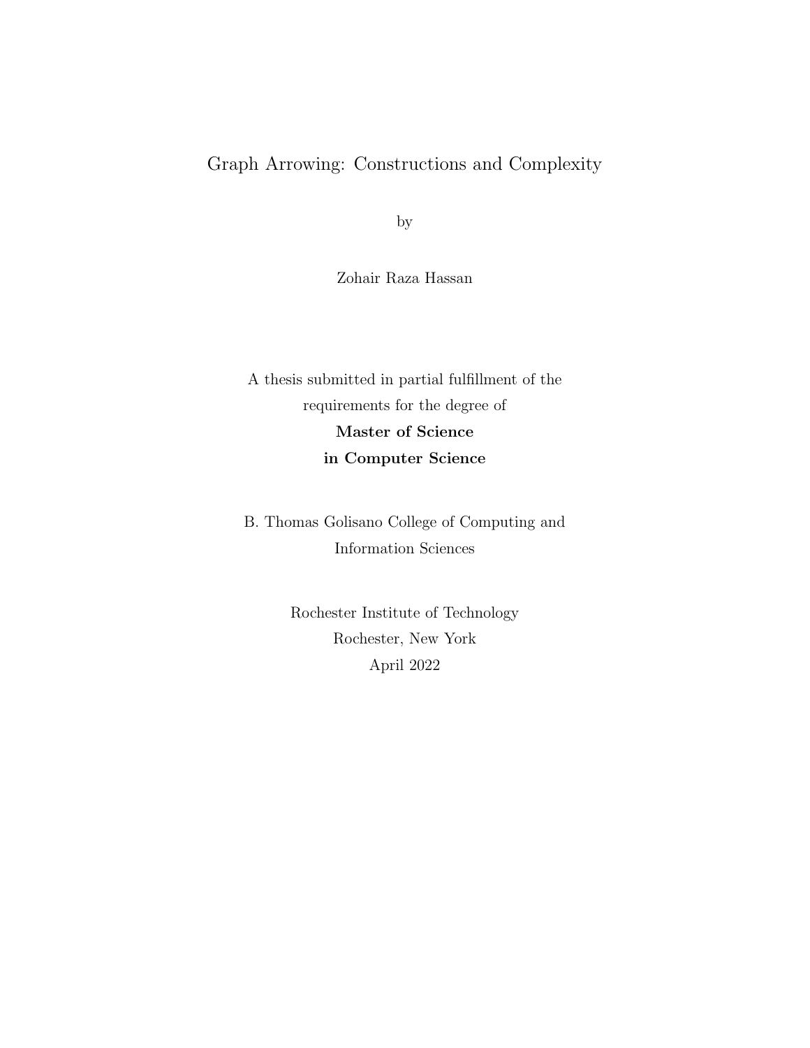# Graph Arrowing: Constructions and Complexity

by

Zohair Raza Hassan

A thesis submitted in partial fulfillment of the requirements for the degree of

**Master of Science**

**in Computer Science**

B. Thomas Golisano College of Computing and Information Sciences

Rochester Institute of Technology

Rochester, New York

April 2022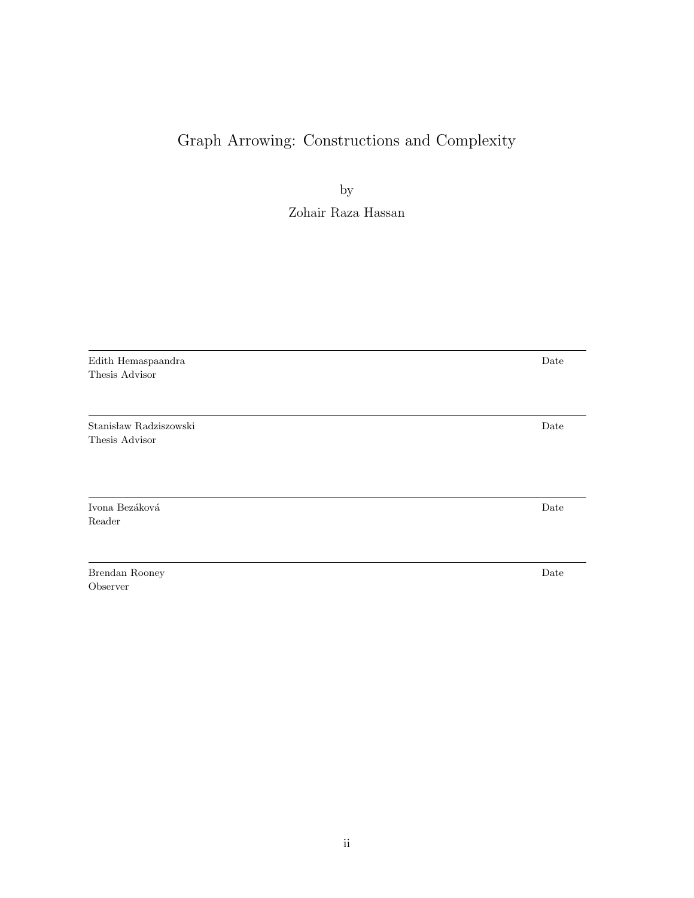# Graph Arrowing: Constructions and Complexity

by

Zohair Raza Hassan

---

Edith Hemaspaandra — Date
Thesis Advisor

---

Stanisław Radziszowski — Date
Thesis Advisor

---

Ivona Bezáková — Date
Reader

---

Brendan Rooney — Date
Observer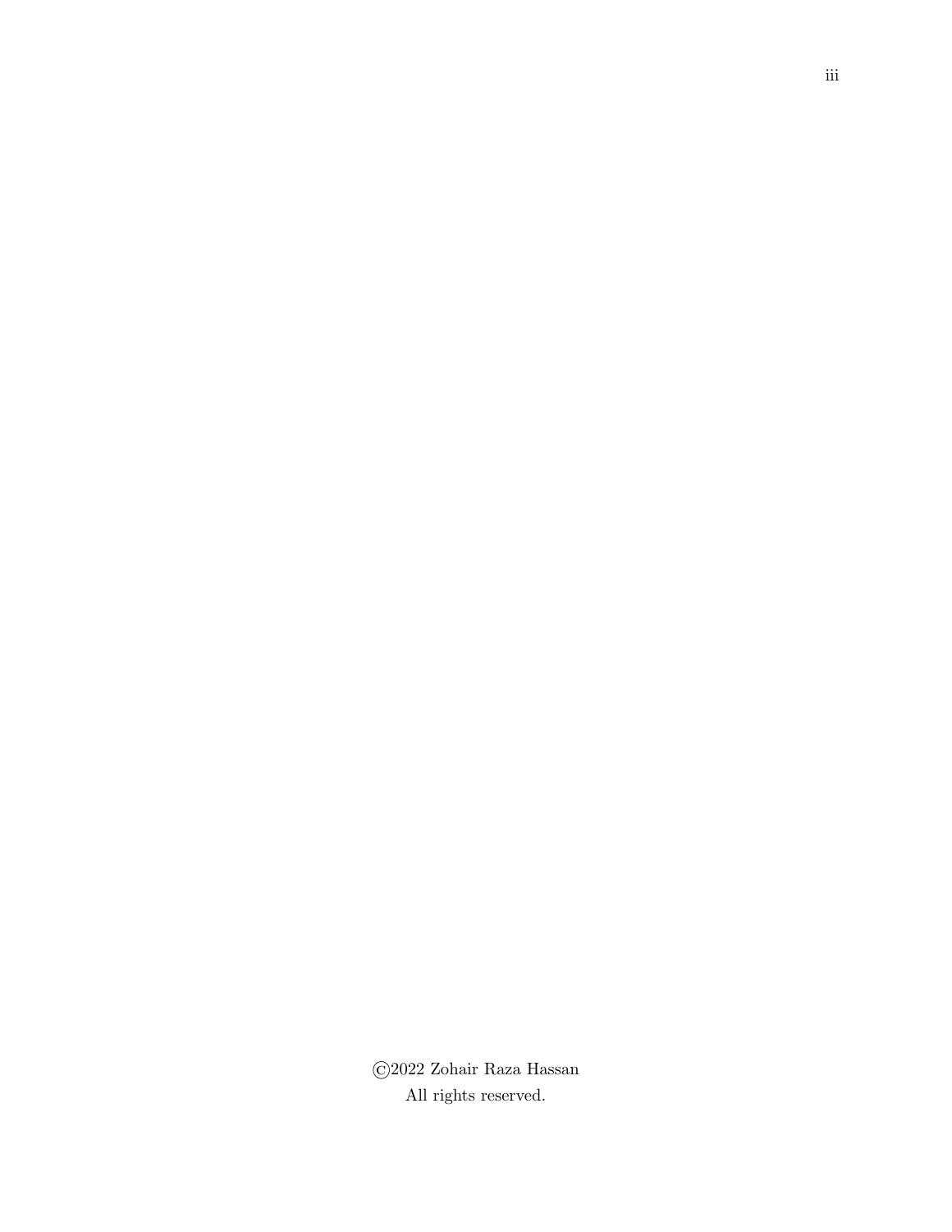©2022 Zohair Raza Hassan

All rights reserved.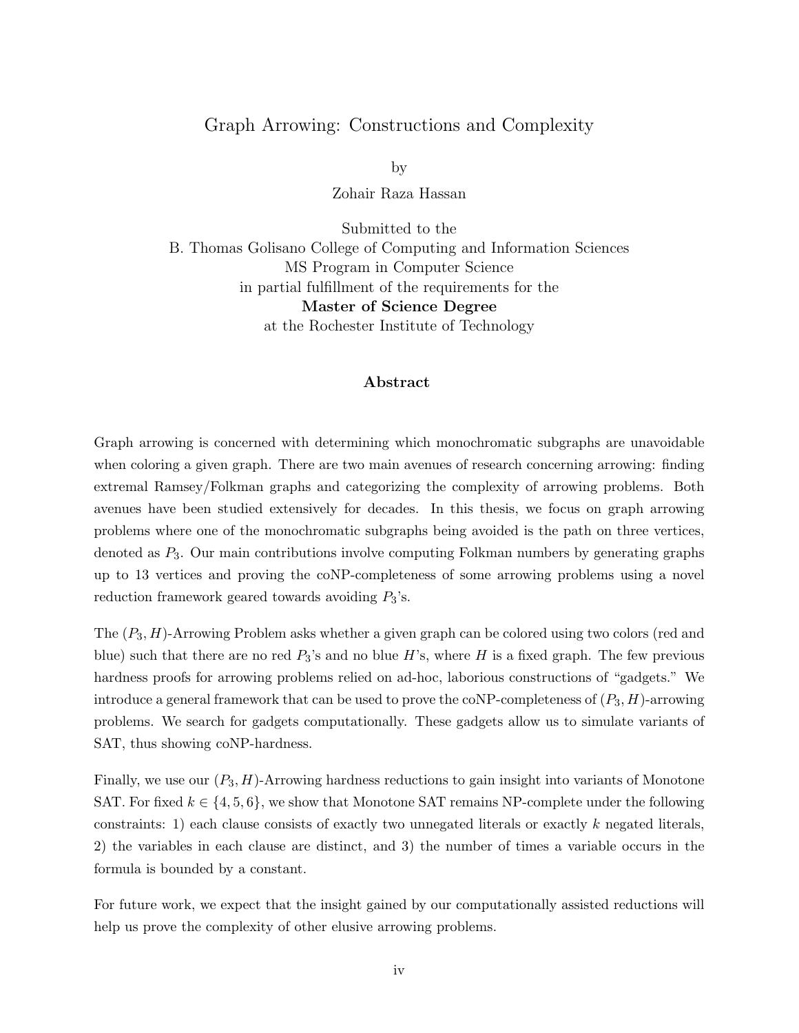# Graph Arrowing: Constructions and Complexity

by

Zohair Raza Hassan

Submitted to the
B. Thomas Golisano College of Computing and Information Sciences
MS Program in Computer Science
in partial fulfillment of the requirements for the
**Master of Science Degree**
at the Rochester Institute of Technology

## Abstract

Graph arrowing is concerned with determining which monochromatic subgraphs are unavoidable when coloring a given graph. There are two main avenues of research concerning arrowing: finding extremal Ramsey/Folkman graphs and categorizing the complexity of arrowing problems. Both avenues have been studied extensively for decades. In this thesis, we focus on graph arrowing problems where one of the monochromatic subgraphs being avoided is the path on three vertices, denoted as $P_3$. Our main contributions involve computing Folkman numbers by generating graphs up to 13 vertices and proving the coNP-completeness of some arrowing problems using a novel reduction framework geared towards avoiding $P_3$'s.

The $(P_3, H)$-Arrowing Problem asks whether a given graph can be colored using two colors (red and blue) such that there are no red $P_3$'s and no blue $H$'s, where $H$ is a fixed graph. The few previous hardness proofs for arrowing problems relied on ad-hoc, laborious constructions of "gadgets." We introduce a general framework that can be used to prove the coNP-completeness of $(P_3, H)$-arrowing problems. We search for gadgets computationally. These gadgets allow us to simulate variants of SAT, thus showing coNP-hardness.

Finally, we use our $(P_3, H)$-Arrowing hardness reductions to gain insight into variants of Monotone SAT. For fixed $k \in \{4, 5, 6\}$, we show that Monotone SAT remains NP-complete under the following constraints: 1) each clause consists of exactly two unnegated literals or exactly $k$ negated literals, 2) the variables in each clause are distinct, and 3) the number of times a variable occurs in the formula is bounded by a constant.

For future work, we expect that the insight gained by our computationally assisted reductions will help us prove the complexity of other elusive arrowing problems.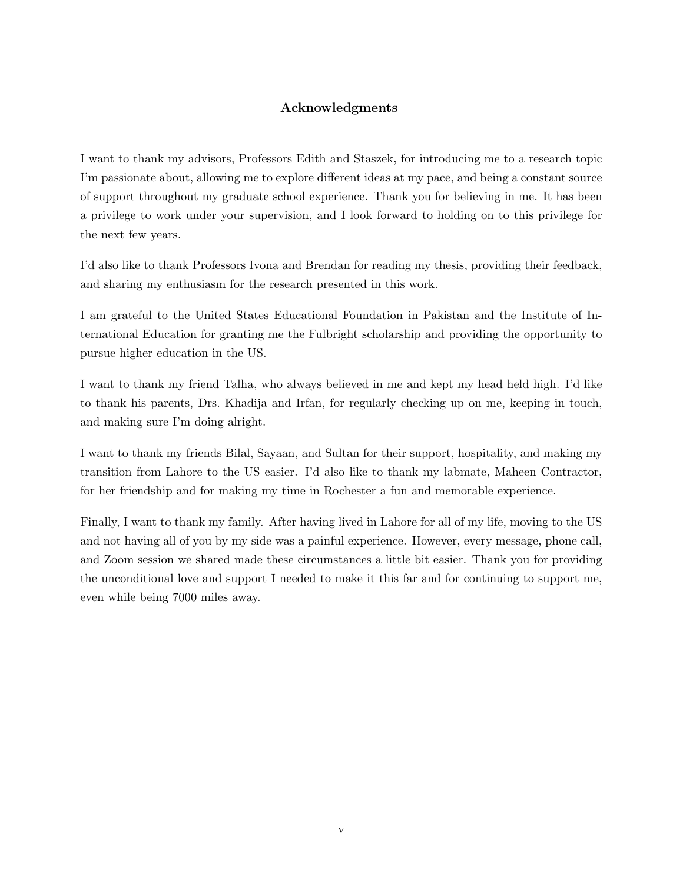## Acknowledgments

I want to thank my advisors, Professors Edith and Staszek, for introducing me to a research topic I'm passionate about, allowing me to explore different ideas at my pace, and being a constant source of support throughout my graduate school experience. Thank you for believing in me. It has been a privilege to work under your supervision, and I look forward to holding on to this privilege for the next few years.

I'd also like to thank Professors Ivona and Brendan for reading my thesis, providing their feedback, and sharing my enthusiasm for the research presented in this work.

I am grateful to the United States Educational Foundation in Pakistan and the Institute of International Education for granting me the Fulbright scholarship and providing the opportunity to pursue higher education in the US.

I want to thank my friend Talha, who always believed in me and kept my head held high. I'd like to thank his parents, Drs. Khadija and Irfan, for regularly checking up on me, keeping in touch, and making sure I'm doing alright.

I want to thank my friends Bilal, Sayaan, and Sultan for their support, hospitality, and making my transition from Lahore to the US easier. I'd also like to thank my labmate, Maheen Contractor, for her friendship and for making my time in Rochester a fun and memorable experience.

Finally, I want to thank my family. After having lived in Lahore for all of my life, moving to the US and not having all of you by my side was a painful experience. However, every message, phone call, and Zoom session we shared made these circumstances a little bit easier. Thank you for providing the unconditional love and support I needed to make it this far and for continuing to support me, even while being 7000 miles away.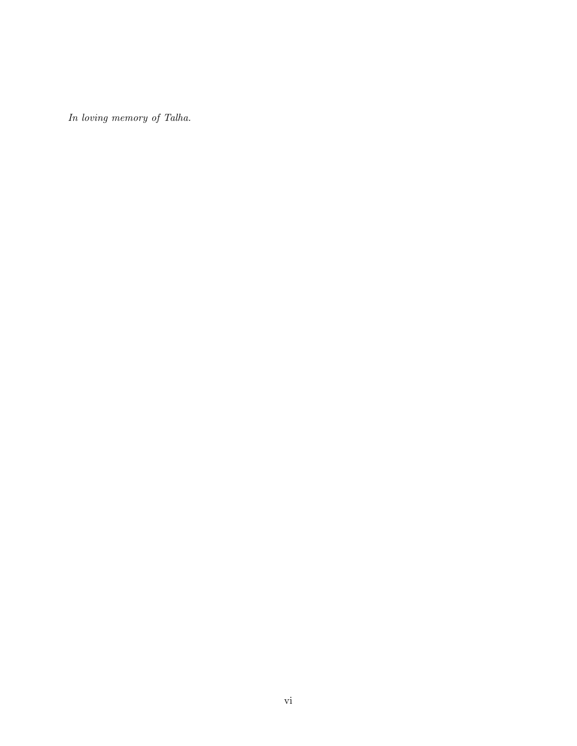*In loving memory of Talha.*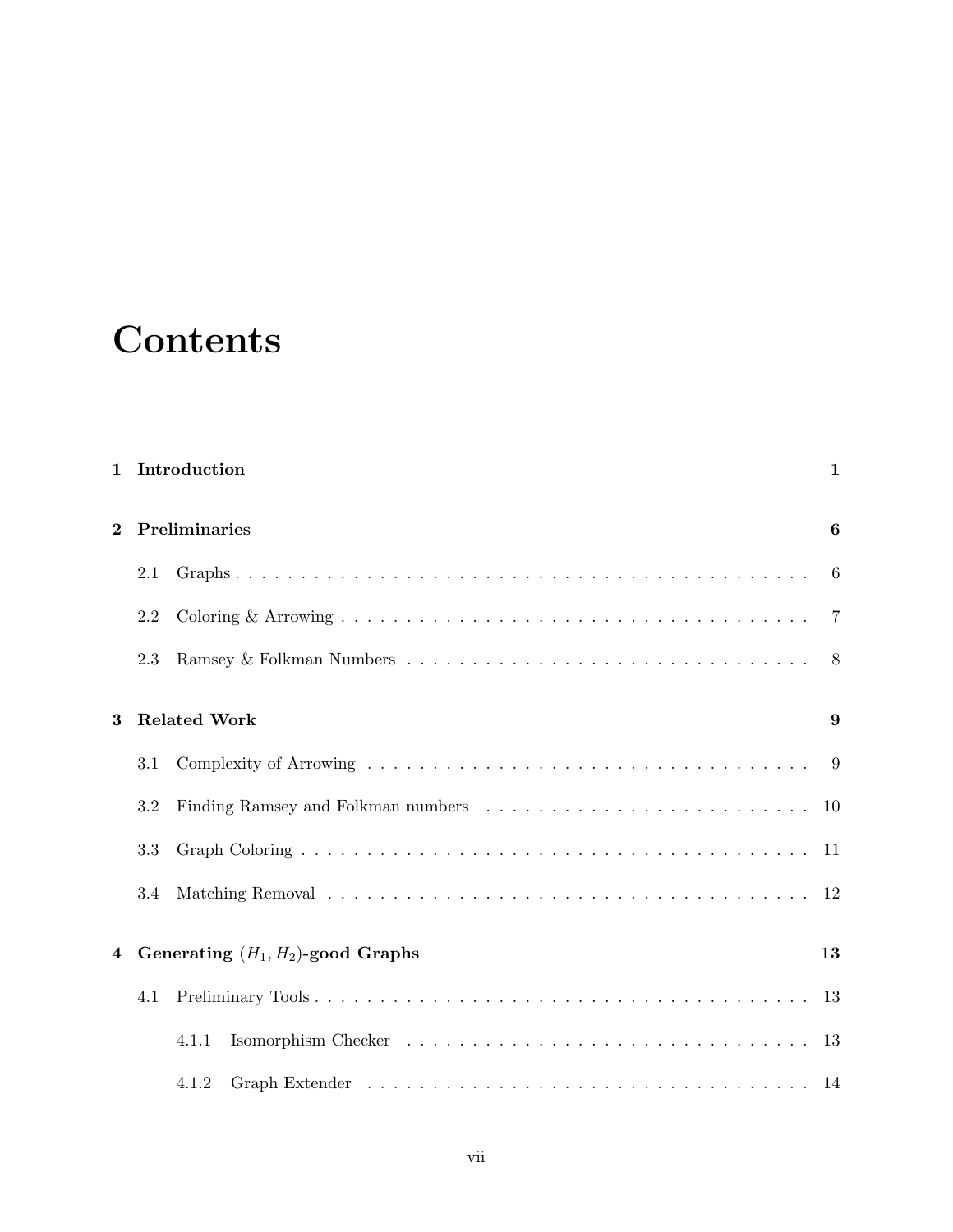# Contents

**1 Introduction** **1**

**2 Preliminaries** **6**

- 2.1 Graphs . . . . . . . . . . . . . . . . . . . . . . . . . . . . . . . . . . . . . . 6
- 2.2 Coloring & Arrowing . . . . . . . . . . . . . . . . . . . . . . . . . . . . . . 7
- 2.3 Ramsey & Folkman Numbers . . . . . . . . . . . . . . . . . . . . . . . . . 8

**3 Related Work** **9**

- 3.1 Complexity of Arrowing . . . . . . . . . . . . . . . . . . . . . . . . . . . . 9
- 3.2 Finding Ramsey and Folkman numbers . . . . . . . . . . . . . . . . . . . . 10
- 3.3 Graph Coloring . . . . . . . . . . . . . . . . . . . . . . . . . . . . . . . . . 11
- 3.4 Matching Removal . . . . . . . . . . . . . . . . . . . . . . . . . . . . . . . 12

**4 Generating $(H_1, H_2)$-good Graphs** **13**

- 4.1 Preliminary Tools . . . . . . . . . . . . . . . . . . . . . . . . . . . . . . . . 13
  - 4.1.1 Isomorphism Checker . . . . . . . . . . . . . . . . . . . . . . . . . . 13
  - 4.1.2 Graph Extender . . . . . . . . . . . . . . . . . . . . . . . . . . . . . 14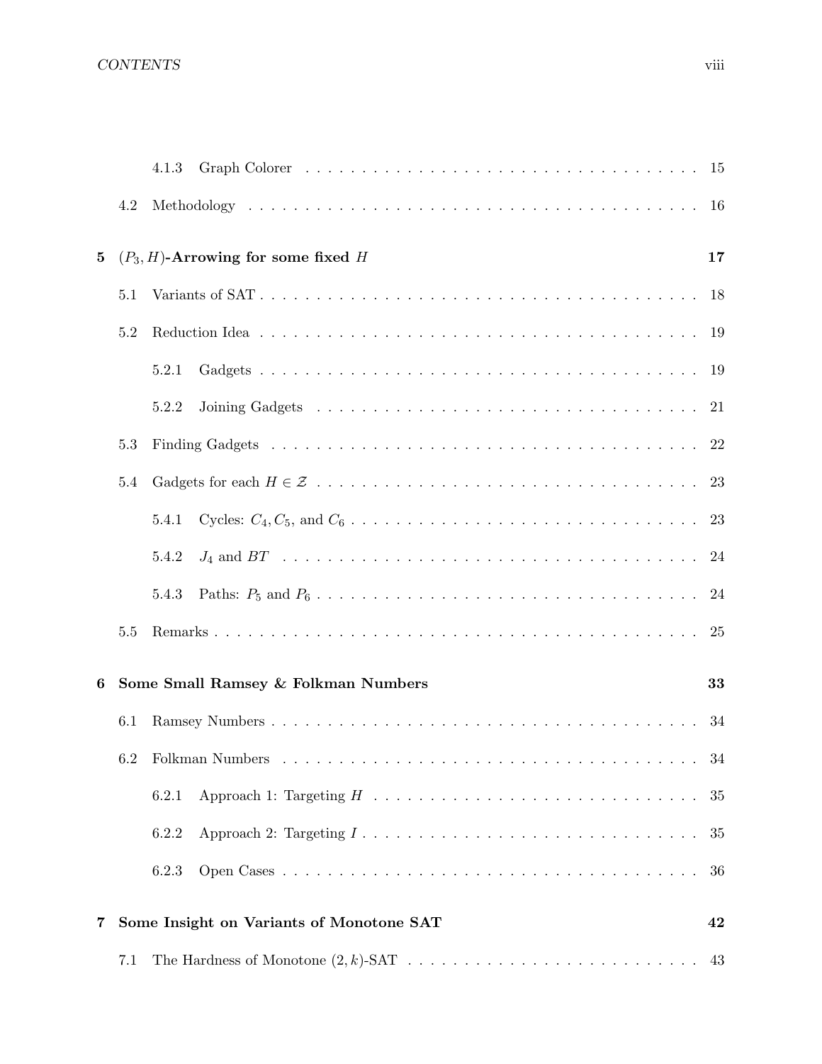4.1.3 Graph Colorer . . . . . . . . . . . . . . . . . . . . . . . . . . . . . . . 15

4.2 Methodology . . . . . . . . . . . . . . . . . . . . . . . . . . . . . . . . . . . 16

**5 $(P_3, H)$-Arrowing for some fixed $H$ 17**

5.1 Variants of SAT . . . . . . . . . . . . . . . . . . . . . . . . . . . . . . . . . 18

5.2 Reduction Idea . . . . . . . . . . . . . . . . . . . . . . . . . . . . . . . . . . 19

5.2.1 Gadgets . . . . . . . . . . . . . . . . . . . . . . . . . . . . . . . . . . . 19

5.2.2 Joining Gadgets . . . . . . . . . . . . . . . . . . . . . . . . . . . . . . 21

5.3 Finding Gadgets . . . . . . . . . . . . . . . . . . . . . . . . . . . . . . . . . 22

5.4 Gadgets for each $H \in \mathcal{Z}$ . . . . . . . . . . . . . . . . . . . . . . . . . . . . . . 23

5.4.1 Cycles: $C_4, C_5$, and $C_6$ . . . . . . . . . . . . . . . . . . . . . . . . . . 23

5.4.2 $J_4$ and $BT$ . . . . . . . . . . . . . . . . . . . . . . . . . . . . . . . . 24

5.4.3 Paths: $P_5$ and $P_6$ . . . . . . . . . . . . . . . . . . . . . . . . . . . . . 24

5.5 Remarks . . . . . . . . . . . . . . . . . . . . . . . . . . . . . . . . . . . . . 25

**6 Some Small Ramsey & Folkman Numbers 33**

6.1 Ramsey Numbers . . . . . . . . . . . . . . . . . . . . . . . . . . . . . . . . . 34

6.2 Folkman Numbers . . . . . . . . . . . . . . . . . . . . . . . . . . . . . . . . . 34

6.2.1 Approach 1: Targeting $H$ . . . . . . . . . . . . . . . . . . . . . . . . . 35

6.2.2 Approach 2: Targeting $I$ . . . . . . . . . . . . . . . . . . . . . . . . . 35

6.2.3 Open Cases . . . . . . . . . . . . . . . . . . . . . . . . . . . . . . . . . 36

**7 Some Insight on Variants of Monotone SAT 42**

7.1 The Hardness of Monotone $(2, k)$-SAT . . . . . . . . . . . . . . . . . . . . . . 43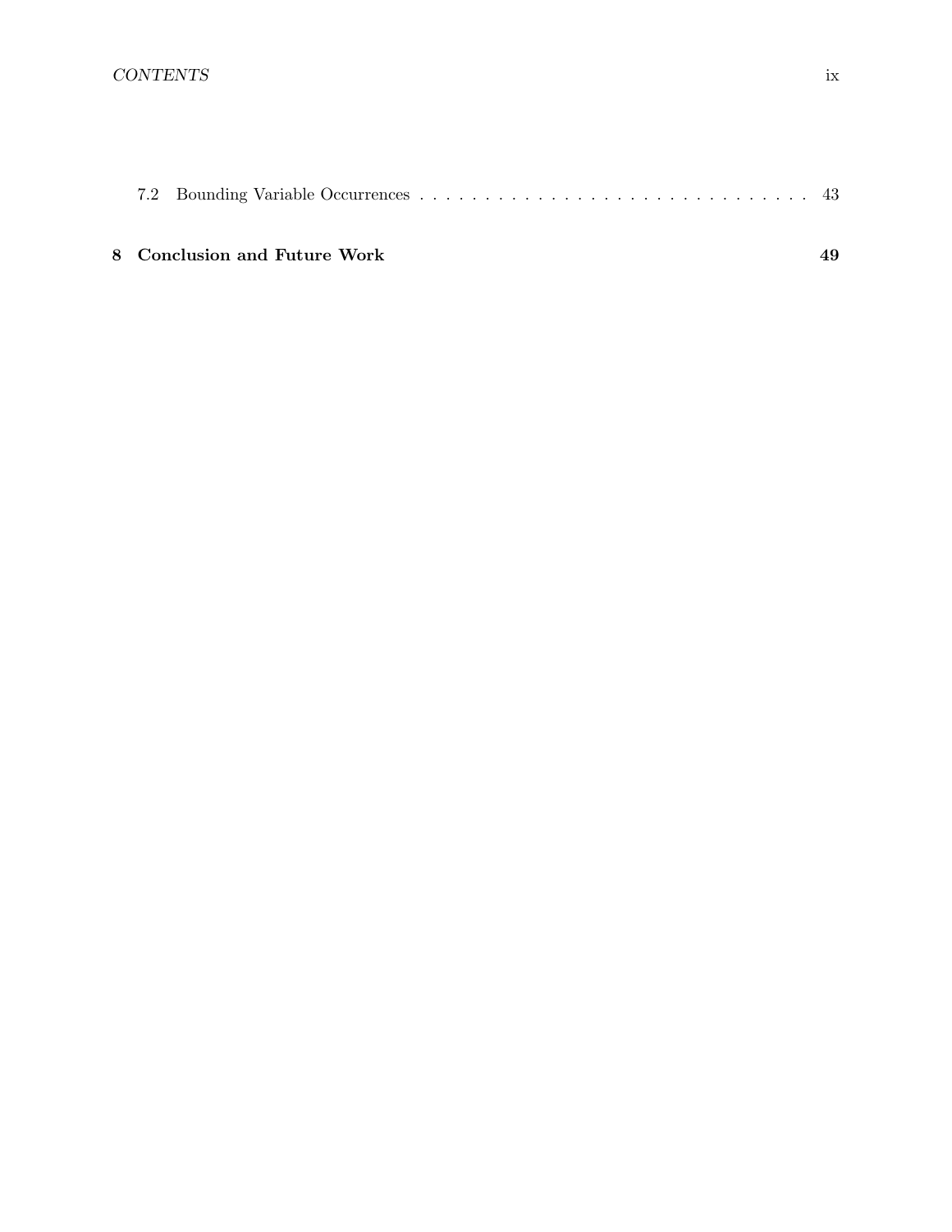7.2 Bounding Variable Occurrences . . . . . . . . . . . . . . . . . . . . . . . . . . . . . . 43

**8 Conclusion and Future Work** **49**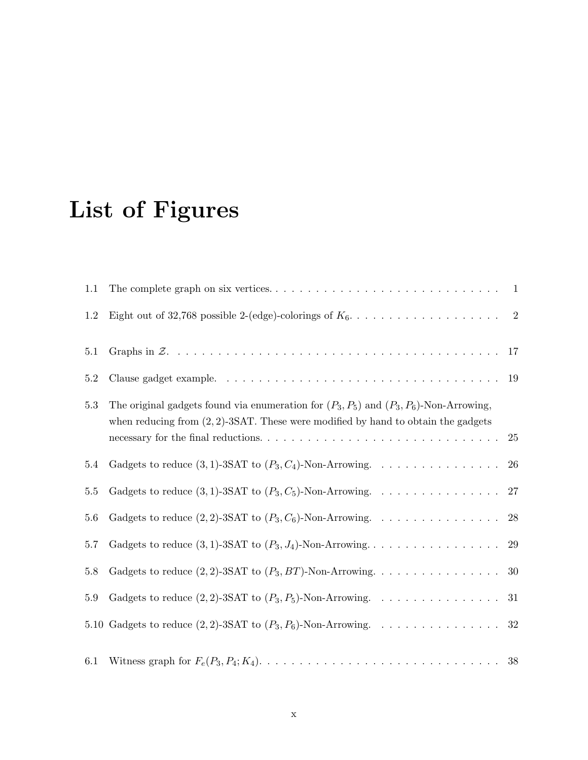# List of Figures

1.1 The complete graph on six vertices. . . . . . . . . . . . . . . . . . . . . . . . . . . . . 1

1.2 Eight out of 32,768 possible 2-(edge)-colorings of $K_6$. . . . . . . . . . . . . . . . . . . . 2

5.1 Graphs in $\mathcal{Z}$. . . . . . . . . . . . . . . . . . . . . . . . . . . . . . . . . . . . . . 17

5.2 Clause gadget example. . . . . . . . . . . . . . . . . . . . . . . . . . . . . . . . . . . 19

5.3 The original gadgets found via enumeration for $(P_3, P_5)$ and $(P_3, P_6)$-Non-Arrowing, when reducing from $(2, 2)$-3SAT. These were modified by hand to obtain the gadgets necessary for the final reductions. . . . . . . . . . . . . . . . . . . . . . . . . . . . . 25

5.4 Gadgets to reduce $(3, 1)$-3SAT to $(P_3, C_4)$-Non-Arrowing. . . . . . . . . . . . . . . . 26

5.5 Gadgets to reduce $(3, 1)$-3SAT to $(P_3, C_5)$-Non-Arrowing. . . . . . . . . . . . . . . . 27

5.6 Gadgets to reduce $(2, 2)$-3SAT to $(P_3, C_6)$-Non-Arrowing. . . . . . . . . . . . . . . . 28

5.7 Gadgets to reduce $(3, 1)$-3SAT to $(P_3, J_4)$-Non-Arrowing. . . . . . . . . . . . . . . . . 29

5.8 Gadgets to reduce $(2, 2)$-3SAT to $(P_3, BT)$-Non-Arrowing. . . . . . . . . . . . . . . . 30

5.9 Gadgets to reduce $(2, 2)$-3SAT to $(P_3, P_5)$-Non-Arrowing. . . . . . . . . . . . . . . . 31

5.10 Gadgets to reduce $(2, 2)$-3SAT to $(P_3, P_6)$-Non-Arrowing. . . . . . . . . . . . . . . . 32

6.1 Witness graph for $F_e(P_3, P_4; K_4)$. . . . . . . . . . . . . . . . . . . . . . . . . . . . . 38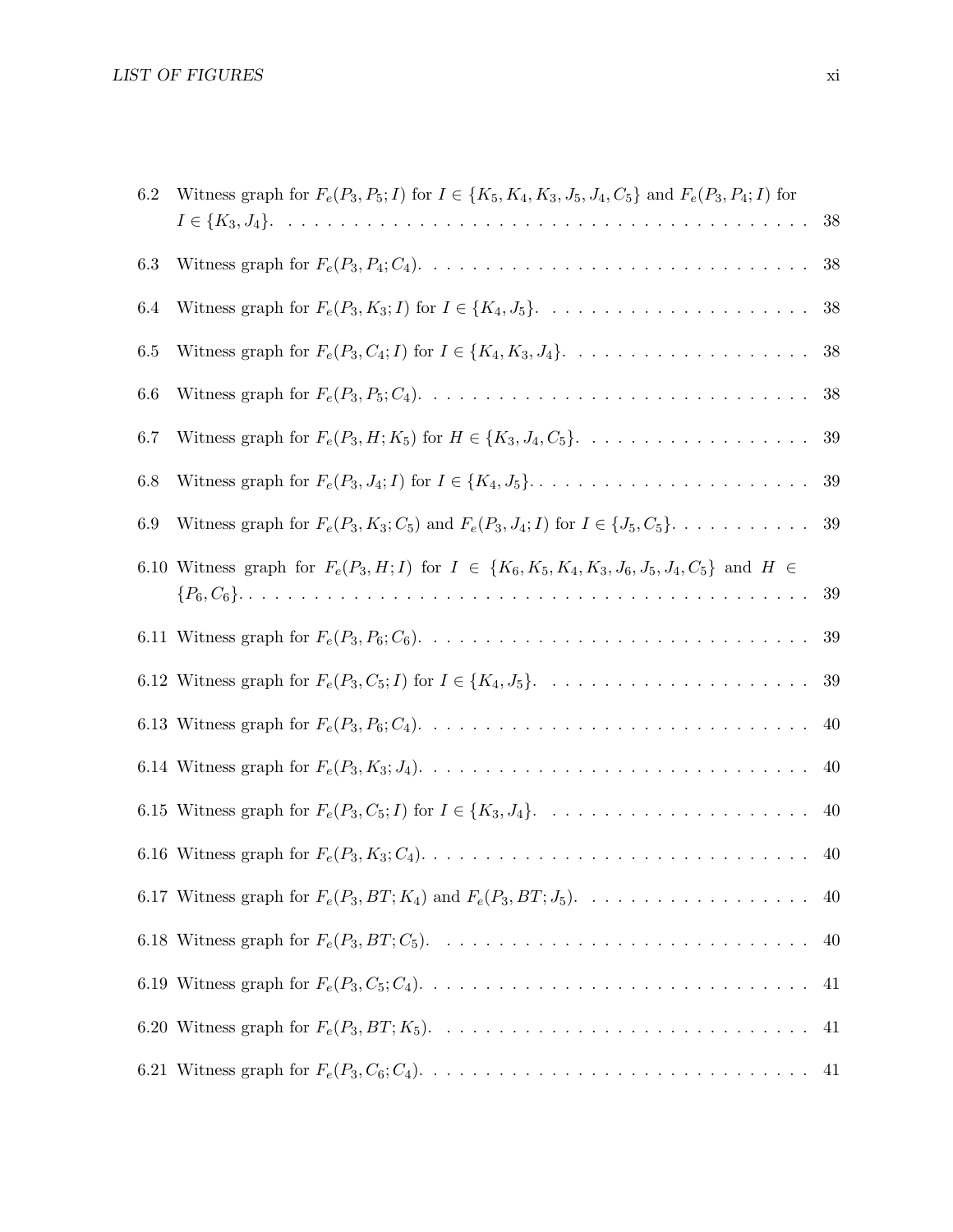6.2 Witness graph for $F_e(P_3, P_5; I)$ for $I \in \{K_5, K_4, K_3, J_5, J_4, C_5\}$ and $F_e(P_3, P_4; I)$ for $I \in \{K_3, J_4\}$. . . . . 38

6.3 Witness graph for $F_e(P_3, P_4; C_4)$. . . . . 38

6.4 Witness graph for $F_e(P_3, K_3; I)$ for $I \in \{K_4, J_5\}$. . . . . 38

6.5 Witness graph for $F_e(P_3, C_4; I)$ for $I \in \{K_4, K_3, J_4\}$. . . . . 38

6.6 Witness graph for $F_e(P_3, P_5; C_4)$. . . . . 38

6.7 Witness graph for $F_e(P_3, H; K_5)$ for $H \in \{K_3, J_4, C_5\}$. . . . . 39

6.8 Witness graph for $F_e(P_3, J_4; I)$ for $I \in \{K_4, J_5\}$. . . . . 39

6.9 Witness graph for $F_e(P_3, K_3; C_5)$ and $F_e(P_3, J_4; I)$ for $I \in \{J_5, C_5\}$. . . . . 39

6.10 Witness graph for $F_e(P_3, H; I)$ for $I \in \{K_6, K_5, K_4, K_3, J_6, J_5, J_4, C_5\}$ and $H \in \{P_6, C_6\}$. . . . . 39

6.11 Witness graph for $F_e(P_3, P_6; C_6)$. . . . . 39

6.12 Witness graph for $F_e(P_3, C_5; I)$ for $I \in \{K_4, J_5\}$. . . . . 39

6.13 Witness graph for $F_e(P_3, P_6; C_4)$. . . . . 40

6.14 Witness graph for $F_e(P_3, K_3; J_4)$. . . . . 40

6.15 Witness graph for $F_e(P_3, C_5; I)$ for $I \in \{K_3, J_4\}$. . . . . 40

6.16 Witness graph for $F_e(P_3, K_3; C_4)$. . . . . 40

6.17 Witness graph for $F_e(P_3, BT; K_4)$ and $F_e(P_3, BT; J_5)$. . . . . 40

6.18 Witness graph for $F_e(P_3, BT; C_5)$. . . . . 40

6.19 Witness graph for $F_e(P_3, C_5; C_4)$. . . . . 41

6.20 Witness graph for $F_e(P_3, BT; K_5)$. . . . . 41

6.21 Witness graph for $F_e(P_3, C_6; C_4)$. . . . . 41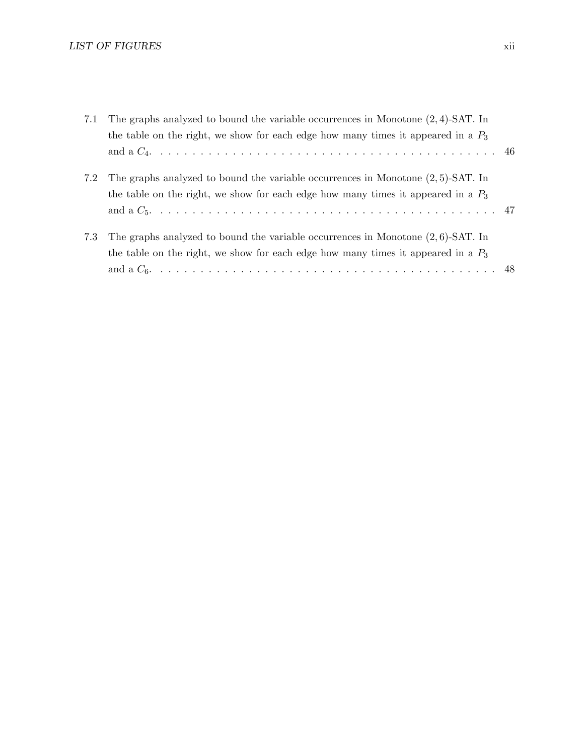7.1 The graphs analyzed to bound the variable occurrences in Monotone $(2, 4)$-SAT. In the table on the right, we show for each edge how many times it appeared in a $P_3$ and a $C_4$. . . . . . . . . . . . . . . . . . . . . . . . . . . . . . . . . . . . . . . . 46

7.2 The graphs analyzed to bound the variable occurrences in Monotone $(2, 5)$-SAT. In the table on the right, we show for each edge how many times it appeared in a $P_3$ and a $C_5$. . . . . . . . . . . . . . . . . . . . . . . . . . . . . . . . . . . . . . . . 47

7.3 The graphs analyzed to bound the variable occurrences in Monotone $(2, 6)$-SAT. In the table on the right, we show for each edge how many times it appeared in a $P_3$ and a $C_6$. . . . . . . . . . . . . . . . . . . . . . . . . . . . . . . . . . . . . . . . 48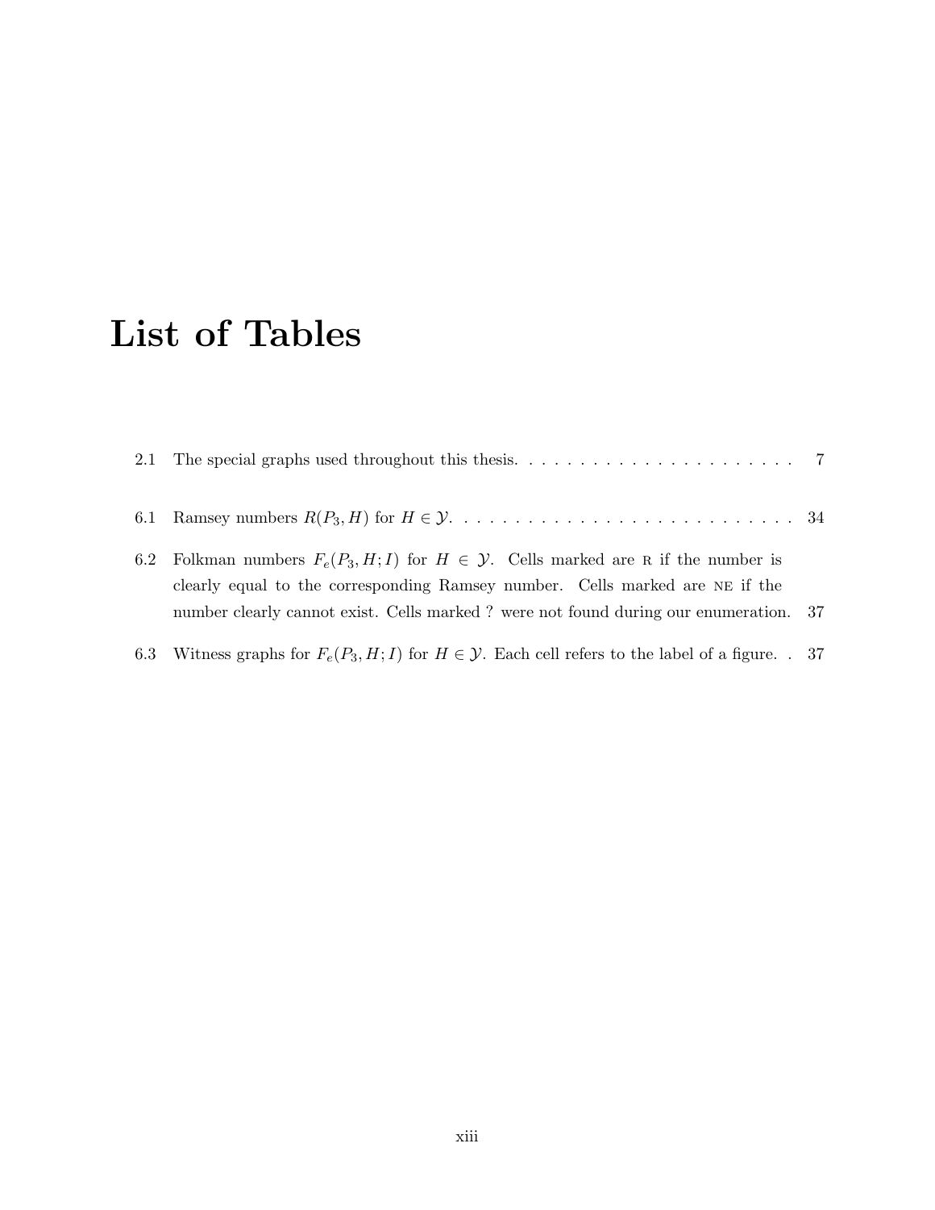# List of Tables

2.1 The special graphs used throughout this thesis. . . . . . . . . . . . . . . . . . . . . . . 7

6.1 Ramsey numbers $R(P_3, H)$ for $H \in \mathcal{Y}$. . . . . . . . . . . . . . . . . . . . . . . . . . . . . 34

6.2 Folkman numbers $F_e(P_3, H; I)$ for $H \in \mathcal{Y}$. Cells marked are R if the number is clearly equal to the corresponding Ramsey number. Cells marked are NE if the number clearly cannot exist. Cells marked ? were not found during our enumeration. 37

6.3 Witness graphs for $F_e(P_3, H; I)$ for $H \in \mathcal{Y}$. Each cell refers to the label of a figure. . 37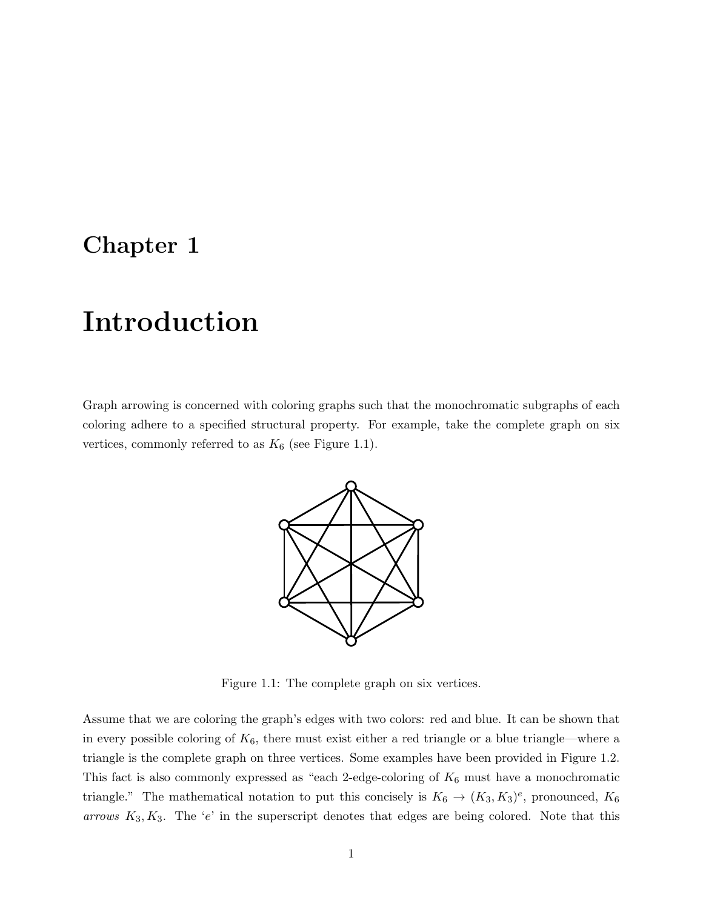# Chapter 1

# Introduction

Graph arrowing is concerned with coloring graphs such that the monochromatic subgraphs of each coloring adhere to a specified structural property. For example, take the complete graph on six vertices, commonly referred to as $K_6$ (see Figure 1.1).

Figure 1.1: The complete graph on six vertices.

Assume that we are coloring the graph's edges with two colors: red and blue. It can be shown that in every possible coloring of $K_6$, there must exist either a red triangle or a blue triangle—where a triangle is the complete graph on three vertices. Some examples have been provided in Figure 1.2. This fact is also commonly expressed as "each 2-edge-coloring of $K_6$ must have a monochromatic triangle." The mathematical notation to put this concisely is $K_6 \rightarrow (K_3, K_3)^e$, pronounced, $K_6$ *arrows* $K_3, K_3$. The '$e$' in the superscript denotes that edges are being colored. Note that this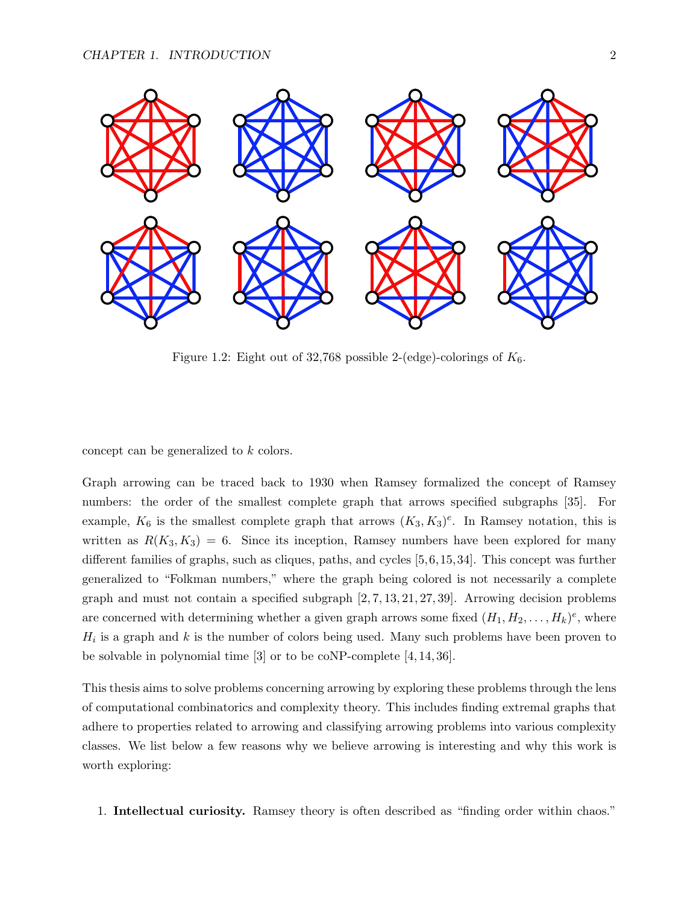Figure 1.2: Eight out of 32,768 possible 2-(edge)-colorings of $K_6$.

concept can be generalized to $k$ colors.

Graph arrowing can be traced back to 1930 when Ramsey formalized the concept of Ramsey numbers: the order of the smallest complete graph that arrows specified subgraphs [35]. For example, $K_6$ is the smallest complete graph that arrows $(K_3, K_3)^e$. In Ramsey notation, this is written as $R(K_3, K_3) = 6$. Since its inception, Ramsey numbers have been explored for many different families of graphs, such as cliques, paths, and cycles [5, 6, 15, 34]. This concept was further generalized to "Folkman numbers," where the graph being colored is not necessarily a complete graph and must not contain a specified subgraph [2, 7, 13, 21, 27, 39]. Arrowing decision problems are concerned with determining whether a given graph arrows some fixed $(H_1, H_2, \ldots, H_k)^e$, where $H_i$ is a graph and $k$ is the number of colors being used. Many such problems have been proven to be solvable in polynomial time [3] or to be coNP-complete [4, 14, 36].

This thesis aims to solve problems concerning arrowing by exploring these problems through the lens of computational combinatorics and complexity theory. This includes finding extremal graphs that adhere to properties related to arrowing and classifying arrowing problems into various complexity classes. We list below a few reasons why we believe arrowing is interesting and why this work is worth exploring:

1. **Intellectual curiosity.** Ramsey theory is often described as "finding order within chaos."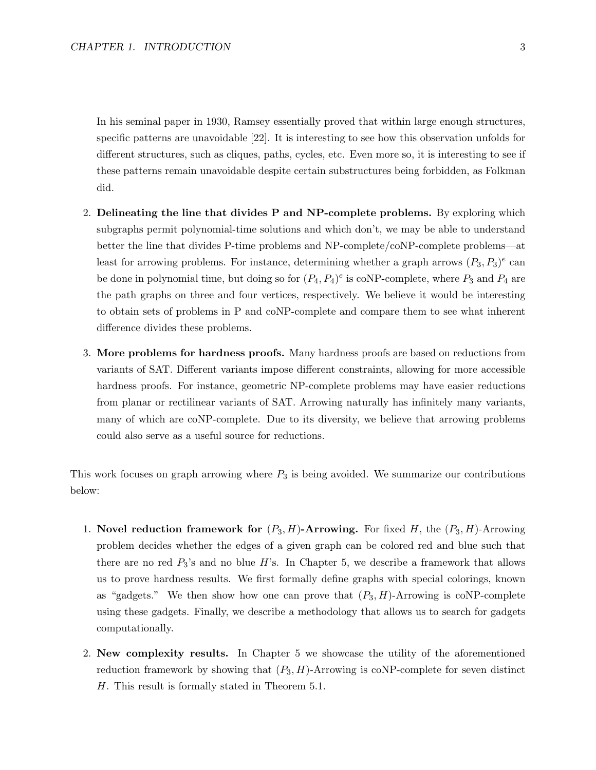In his seminal paper in 1930, Ramsey essentially proved that within large enough structures, specific patterns are unavoidable [22]. It is interesting to see how this observation unfolds for different structures, such as cliques, paths, cycles, etc. Even more so, it is interesting to see if these patterns remain unavoidable despite certain substructures being forbidden, as Folkman did.

2. **Delineating the line that divides P and NP-complete problems.** By exploring which subgraphs permit polynomial-time solutions and which don't, we may be able to understand better the line that divides P-time problems and NP-complete/coNP-complete problems—at least for arrowing problems. For instance, determining whether a graph arrows $(P_3, P_3)^e$ can be done in polynomial time, but doing so for $(P_4, P_4)^e$ is coNP-complete, where $P_3$ and $P_4$ are the path graphs on three and four vertices, respectively. We believe it would be interesting to obtain sets of problems in P and coNP-complete and compare them to see what inherent difference divides these problems.

3. **More problems for hardness proofs.** Many hardness proofs are based on reductions from variants of SAT. Different variants impose different constraints, allowing for more accessible hardness proofs. For instance, geometric NP-complete problems may have easier reductions from planar or rectilinear variants of SAT. Arrowing naturally has infinitely many variants, many of which are coNP-complete. Due to its diversity, we believe that arrowing problems could also serve as a useful source for reductions.

This work focuses on graph arrowing where $P_3$ is being avoided. We summarize our contributions below:

1. **Novel reduction framework for $(P_3, H)$-Arrowing.** For fixed $H$, the $(P_3, H)$-Arrowing problem decides whether the edges of a given graph can be colored red and blue such that there are no red $P_3$'s and no blue $H$'s. In Chapter 5, we describe a framework that allows us to prove hardness results. We first formally define graphs with special colorings, known as "gadgets." We then show how one can prove that $(P_3, H)$-Arrowing is coNP-complete using these gadgets. Finally, we describe a methodology that allows us to search for gadgets computationally.

2. **New complexity results.** In Chapter 5 we showcase the utility of the aforementioned reduction framework by showing that $(P_3, H)$-Arrowing is coNP-complete for seven distinct $H$. This result is formally stated in Theorem 5.1.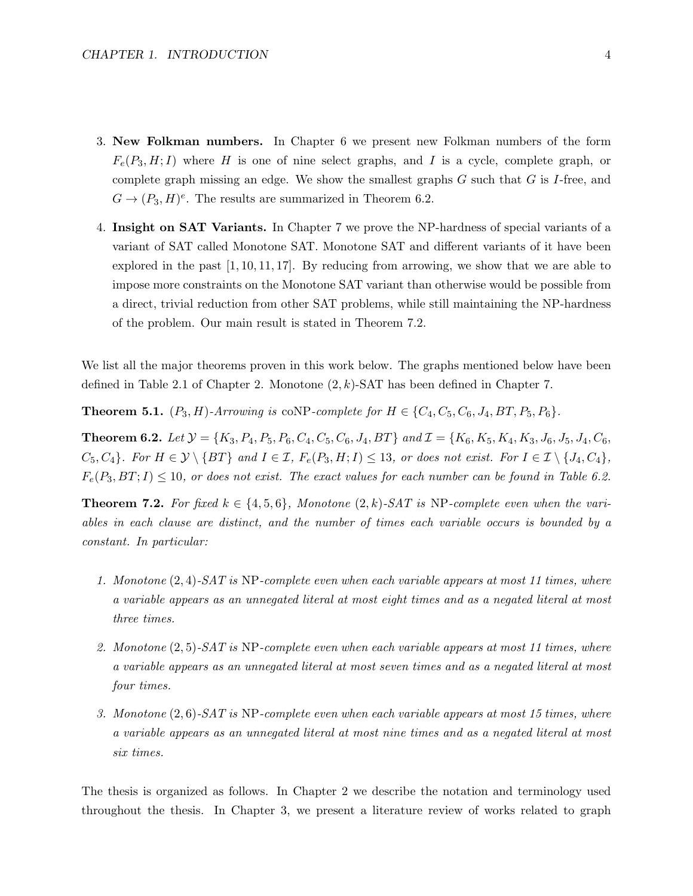3. **New Folkman numbers.** In Chapter 6 we present new Folkman numbers of the form $F_e(P_3, H; I)$ where $H$ is one of nine select graphs, and $I$ is a cycle, complete graph, or complete graph missing an edge. We show the smallest graphs $G$ such that $G$ is $I$-free, and $G \to (P_3, H)^e$. The results are summarized in Theorem 6.2.

4. **Insight on SAT Variants.** In Chapter 7 we prove the NP-hardness of special variants of a variant of SAT called Monotone SAT. Monotone SAT and different variants of it have been explored in the past [1, 10, 11, 17]. By reducing from arrowing, we show that we are able to impose more constraints on the Monotone SAT variant than otherwise would be possible from a direct, trivial reduction from other SAT problems, while still maintaining the NP-hardness of the problem. Our main result is stated in Theorem 7.2.

We list all the major theorems proven in this work below. The graphs mentioned below have been defined in Table 2.1 of Chapter 2. Monotone $(2, k)$-SAT has been defined in Chapter 7.

**Theorem 5.1.** *$(P_3, H)$-Arrowing is* coNP*-complete for $H \in \{C_4, C_5, C_6, J_4, BT, P_5, P_6\}$.*

**Theorem 6.2.** *Let $\mathcal{Y} = \{K_3, P_4, P_5, P_6, C_4, C_5, C_6, J_4, BT\}$ and $\mathcal{I} = \{K_6, K_5, K_4, K_3, J_6, J_5, J_4, C_6, C_5, C_4\}$. For $H \in \mathcal{Y} \setminus \{BT\}$ and $I \in \mathcal{I}$, $F_e(P_3, H; I) \leq 13$, or does not exist. For $I \in \mathcal{I} \setminus \{J_4, C_4\}$, $F_e(P_3, BT; I) \leq 10$, or does not exist. The exact values for each number can be found in Table 6.2.*

**Theorem 7.2.** *For fixed $k \in \{4, 5, 6\}$, Monotone $(2, k)$-SAT is* NP*-complete even when the variables in each clause are distinct, and the number of times each variable occurs is bounded by a constant. In particular:*

1. *Monotone $(2, 4)$-SAT is* NP*-complete even when each variable appears at most 11 times, where a variable appears as an unnegated literal at most eight times and as a negated literal at most three times.*

2. *Monotone $(2, 5)$-SAT is* NP*-complete even when each variable appears at most 11 times, where a variable appears as an unnegated literal at most seven times and as a negated literal at most four times.*

3. *Monotone $(2, 6)$-SAT is* NP*-complete even when each variable appears at most 15 times, where a variable appears as an unnegated literal at most nine times and as a negated literal at most six times.*

The thesis is organized as follows. In Chapter 2 we describe the notation and terminology used throughout the thesis. In Chapter 3, we present a literature review of works related to graph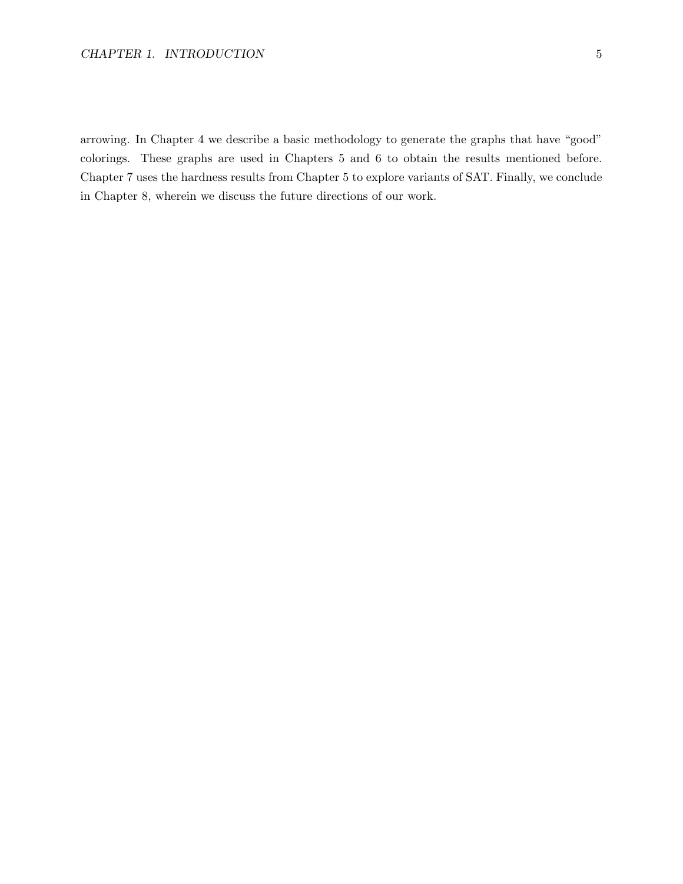arrowing. In Chapter 4 we describe a basic methodology to generate the graphs that have "good" colorings. These graphs are used in Chapters 5 and 6 to obtain the results mentioned before. Chapter 7 uses the hardness results from Chapter 5 to explore variants of SAT. Finally, we conclude in Chapter 8, wherein we discuss the future directions of our work.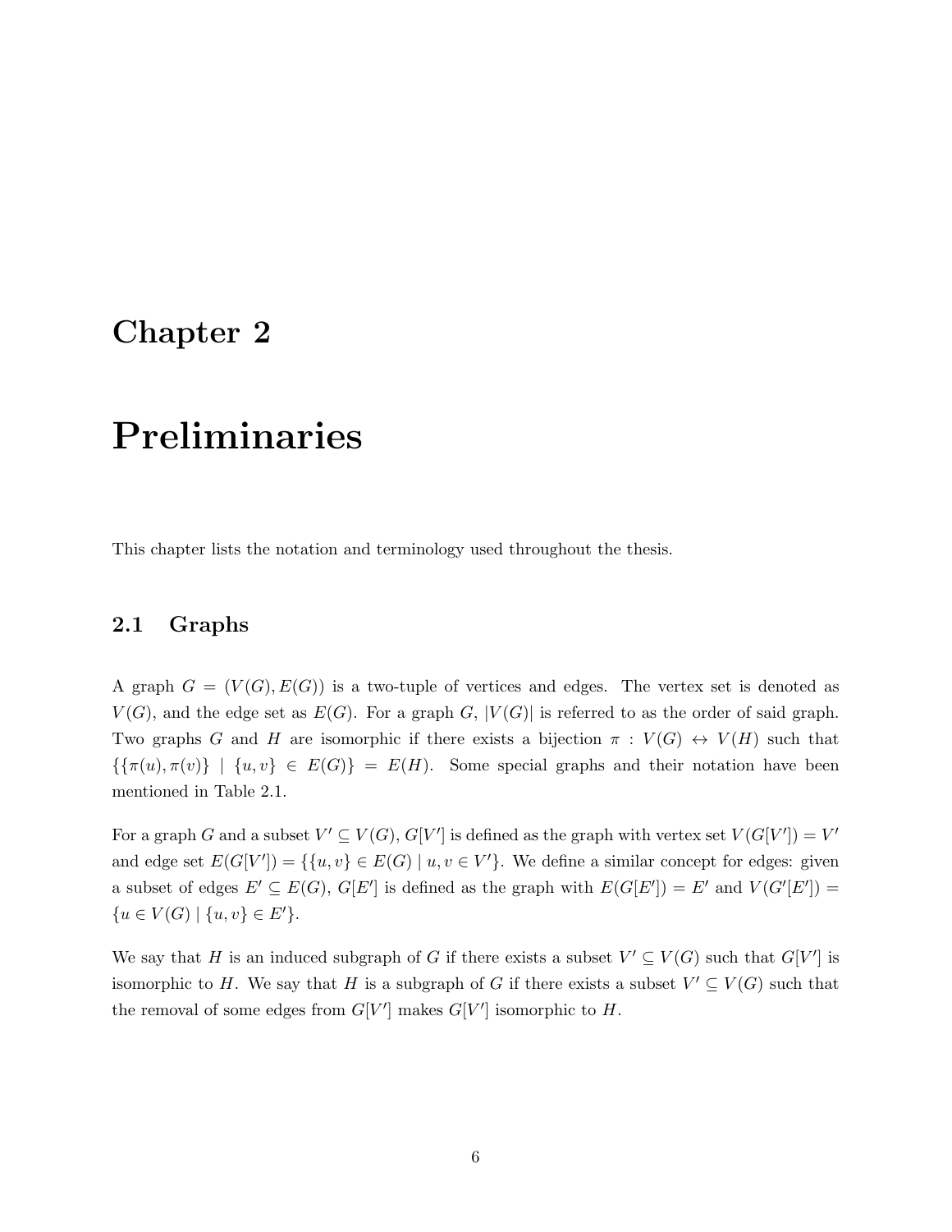# Chapter 2

# Preliminaries

This chapter lists the notation and terminology used throughout the thesis.

## 2.1 Graphs

A graph $G = (V(G), E(G))$ is a two-tuple of vertices and edges. The vertex set is denoted as $V(G)$, and the edge set as $E(G)$. For a graph $G$, $|V(G)|$ is referred to as the order of said graph. Two graphs $G$ and $H$ are isomorphic if there exists a bijection $\pi : V(G) \leftrightarrow V(H)$ such that $\{\{\pi(u), \pi(v)\} \mid \{u, v\} \in E(G)\} = E(H)$. Some special graphs and their notation have been mentioned in Table 2.1.

For a graph $G$ and a subset $V' \subseteq V(G)$, $G[V']$ is defined as the graph with vertex set $V(G[V']) = V'$ and edge set $E(G[V']) = \{\{u, v\} \in E(G) \mid u, v \in V'\}$. We define a similar concept for edges: given a subset of edges $E' \subseteq E(G)$, $G[E']$ is defined as the graph with $E(G[E']) = E'$ and $V(G'[E']) = \{u \in V(G) \mid \{u, v\} \in E'\}$.

We say that $H$ is an induced subgraph of $G$ if there exists a subset $V' \subseteq V(G)$ such that $G[V']$ is isomorphic to $H$. We say that $H$ is a subgraph of $G$ if there exists a subset $V' \subseteq V(G)$ such that the removal of some edges from $G[V']$ makes $G[V']$ isomorphic to $H$.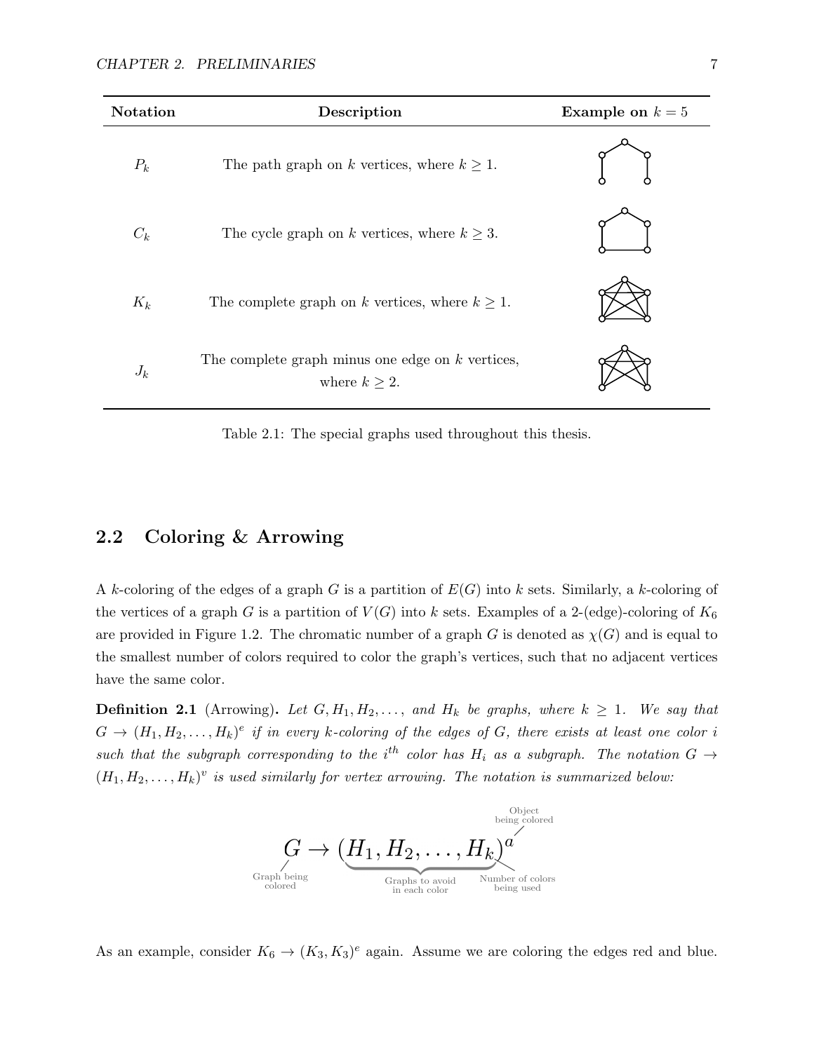| Notation | Description | Example on $k = 5$ |
|---|---|---|
| $P_k$ | The path graph on $k$ vertices, where $k \geq 1$. | |
| $C_k$ | The cycle graph on $k$ vertices, where $k \geq 3$. | |
| $K_k$ | The complete graph on $k$ vertices, where $k \geq 1$. | |
| $J_k$ | The complete graph minus one edge on $k$ vertices, where $k \geq 2$. | |

Table 2.1: The special graphs used throughout this thesis.

## 2.2 Coloring & Arrowing

A $k$-coloring of the edges of a graph $G$ is a partition of $E(G)$ into $k$ sets. Similarly, a $k$-coloring of the vertices of a graph $G$ is a partition of $V(G)$ into $k$ sets. Examples of a 2-(edge)-coloring of $K_6$ are provided in Figure 1.2. The chromatic number of a graph $G$ is denoted as $\chi(G)$ and is equal to the smallest number of colors required to color the graph's vertices, such that no adjacent vertices have the same color.

**Definition 2.1** (Arrowing)**.** *Let $G, H_1, H_2, \ldots,$ and $H_k$ be graphs, where $k \geq 1$. We say that $G \to (H_1, H_2, \ldots, H_k)^e$ if in every $k$-coloring of the edges of $G$, there exists at least one color $i$ such that the subgraph corresponding to the $i^{th}$ color has $H_i$ as a subgraph. The notation $G \to (H_1, H_2, \ldots, H_k)^v$ is used similarly for vertex arrowing. The notation is summarized below:*

$$G \to (H_1, H_2, \ldots, H_k)^a$$

Graph being colored: $G$; Graphs to avoid in each color: $H_1, H_2, \ldots, H_k$; Number of colors being used: $k$; Object being colored: $a$.

As an example, consider $K_6 \to (K_3, K_3)^e$ again. Assume we are coloring the edges red and blue.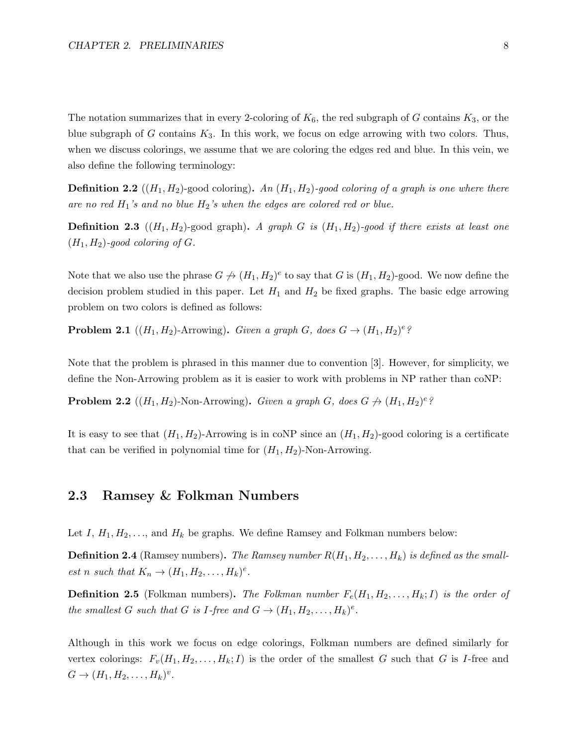The notation summarizes that in every 2-coloring of $K_6$, the red subgraph of $G$ contains $K_3$, or the blue subgraph of $G$ contains $K_3$. In this work, we focus on edge arrowing with two colors. Thus, when we discuss colorings, we assume that we are coloring the edges red and blue. In this vein, we also define the following terminology:

**Definition 2.2** ($(H_1, H_2)$-good coloring)**.** *An $(H_1, H_2)$-good coloring of a graph is one where there are no red $H_1$'s and no blue $H_2$'s when the edges are colored red or blue.*

**Definition 2.3** ($(H_1, H_2)$-good graph)**.** *A graph $G$ is $(H_1, H_2)$-good if there exists at least one $(H_1, H_2)$-good coloring of $G$.*

Note that we also use the phrase $G \not\rightarrow (H_1, H_2)^e$ to say that $G$ is $(H_1, H_2)$-good. We now define the decision problem studied in this paper. Let $H_1$ and $H_2$ be fixed graphs. The basic edge arrowing problem on two colors is defined as follows:

**Problem 2.1** ($(H_1, H_2)$-Arrowing)**.** *Given a graph $G$, does $G \rightarrow (H_1, H_2)^e$?*

Note that the problem is phrased in this manner due to convention [3]. However, for simplicity, we define the Non-Arrowing problem as it is easier to work with problems in NP rather than coNP:

**Problem 2.2** ($(H_1, H_2)$-Non-Arrowing)**.** *Given a graph $G$, does $G \not\rightarrow (H_1, H_2)^e$?*

It is easy to see that $(H_1, H_2)$-Arrowing is in coNP since an $(H_1, H_2)$-good coloring is a certificate that can be verified in polynomial time for $(H_1, H_2)$-Non-Arrowing.

## 2.3 Ramsey & Folkman Numbers

Let $I$, $H_1, H_2, \ldots$, and $H_k$ be graphs. We define Ramsey and Folkman numbers below:

**Definition 2.4** (Ramsey numbers)**.** *The Ramsey number $R(H_1, H_2, \ldots, H_k)$ is defined as the smallest $n$ such that $K_n \rightarrow (H_1, H_2, \ldots, H_k)^e$.*

**Definition 2.5** (Folkman numbers)**.** *The Folkman number $F_e(H_1, H_2, \ldots, H_k; I)$ is the order of the smallest $G$ such that $G$ is $I$-free and $G \rightarrow (H_1, H_2, \ldots, H_k)^e$.*

Although in this work we focus on edge colorings, Folkman numbers are defined similarly for vertex colorings: $F_v(H_1, H_2, \ldots, H_k; I)$ is the order of the smallest $G$ such that $G$ is $I$-free and $G \rightarrow (H_1, H_2, \ldots, H_k)^v$.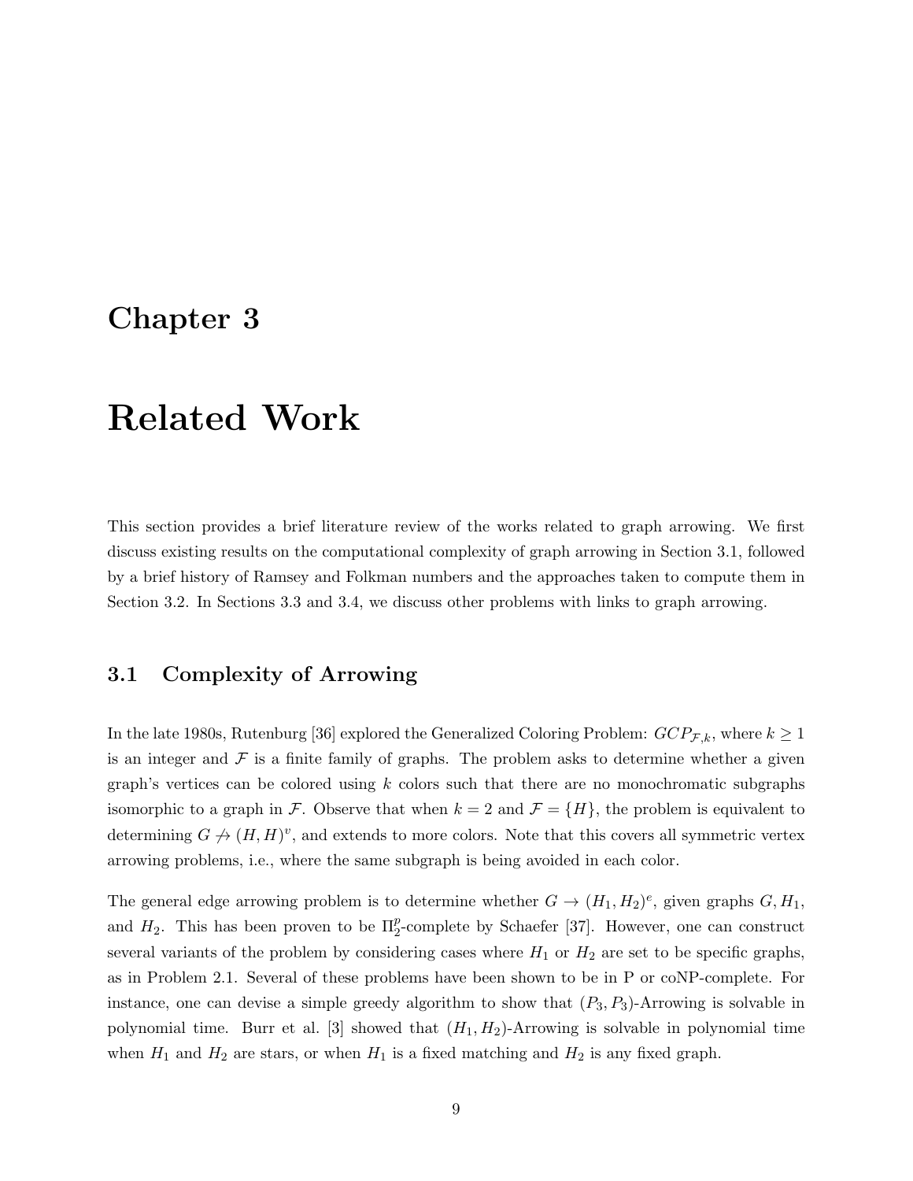# Chapter 3

# Related Work

This section provides a brief literature review of the works related to graph arrowing. We first discuss existing results on the computational complexity of graph arrowing in Section 3.1, followed by a brief history of Ramsey and Folkman numbers and the approaches taken to compute them in Section 3.2. In Sections 3.3 and 3.4, we discuss other problems with links to graph arrowing.

## 3.1 Complexity of Arrowing

In the late 1980s, Rutenburg [36] explored the Generalized Coloring Problem: $GCP_{\mathcal{F},k}$, where $k \geq 1$ is an integer and $\mathcal{F}$ is a finite family of graphs. The problem asks to determine whether a given graph's vertices can be colored using $k$ colors such that there are no monochromatic subgraphs isomorphic to a graph in $\mathcal{F}$. Observe that when $k = 2$ and $\mathcal{F} = \{H\}$, the problem is equivalent to determining $G \not\rightarrow (H, H)^v$, and extends to more colors. Note that this covers all symmetric vertex arrowing problems, i.e., where the same subgraph is being avoided in each color.

The general edge arrowing problem is to determine whether $G \rightarrow (H_1, H_2)^e$, given graphs $G, H_1$, and $H_2$. This has been proven to be $\Pi_2^p$-complete by Schaefer [37]. However, one can construct several variants of the problem by considering cases where $H_1$ or $H_2$ are set to be specific graphs, as in Problem 2.1. Several of these problems have been shown to be in P or coNP-complete. For instance, one can devise a simple greedy algorithm to show that $(P_3, P_3)$-Arrowing is solvable in polynomial time. Burr et al. [3] showed that $(H_1, H_2)$-Arrowing is solvable in polynomial time when $H_1$ and $H_2$ are stars, or when $H_1$ is a fixed matching and $H_2$ is any fixed graph.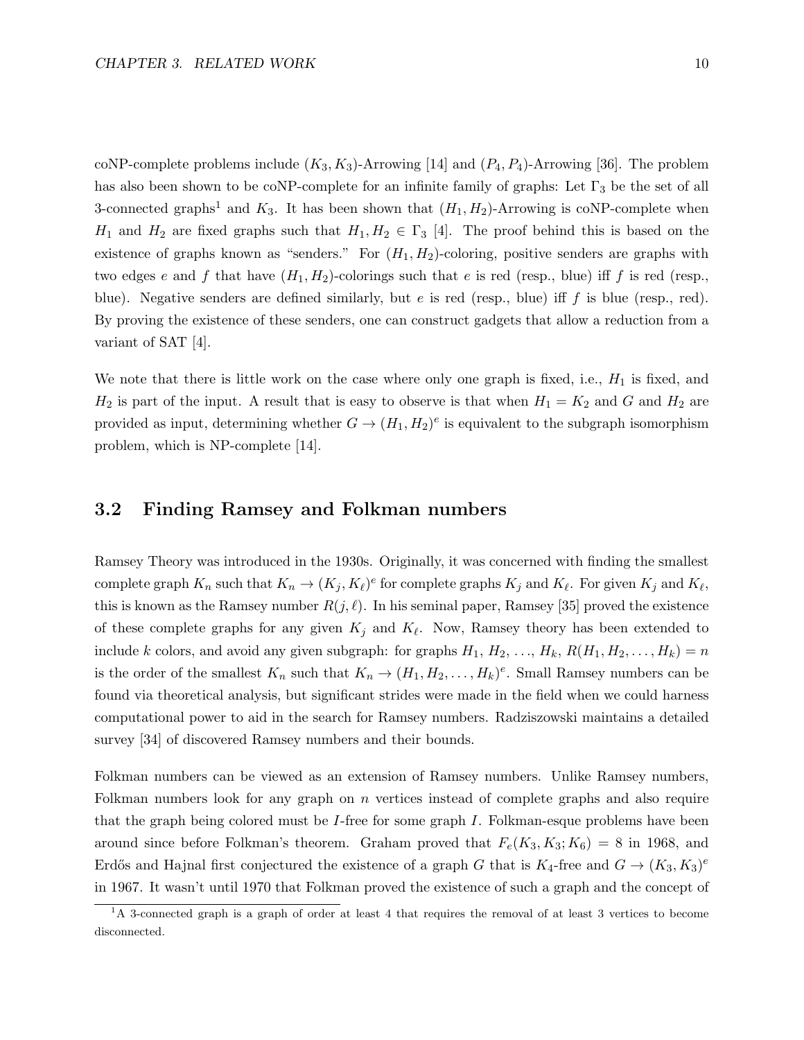coNP-complete problems include $(K_3, K_3)$-Arrowing [14] and $(P_4, P_4)$-Arrowing [36]. The problem has also been shown to be coNP-complete for an infinite family of graphs: Let $\Gamma_3$ be the set of all 3-connected graphs[1] and $K_3$. It has been shown that $(H_1, H_2)$-Arrowing is coNP-complete when $H_1$ and $H_2$ are fixed graphs such that $H_1, H_2 \in \Gamma_3$ [4]. The proof behind this is based on the existence of graphs known as "senders." For $(H_1, H_2)$-coloring, positive senders are graphs with two edges $e$ and $f$ that have $(H_1, H_2)$-colorings such that $e$ is red (resp., blue) iff $f$ is red (resp., blue). Negative senders are defined similarly, but $e$ is red (resp., blue) iff $f$ is blue (resp., red). By proving the existence of these senders, one can construct gadgets that allow a reduction from a variant of SAT [4].

We note that there is little work on the case where only one graph is fixed, i.e., $H_1$ is fixed, and $H_2$ is part of the input. A result that is easy to observe is that when $H_1 = K_2$ and $G$ and $H_2$ are provided as input, determining whether $G \rightarrow (H_1, H_2)^e$ is equivalent to the subgraph isomorphism problem, which is NP-complete [14].

## 3.2 Finding Ramsey and Folkman numbers

Ramsey Theory was introduced in the 1930s. Originally, it was concerned with finding the smallest complete graph $K_n$ such that $K_n \rightarrow (K_j, K_\ell)^e$ for complete graphs $K_j$ and $K_\ell$. For given $K_j$ and $K_\ell$, this is known as the Ramsey number $R(j, \ell)$. In his seminal paper, Ramsey [35] proved the existence of these complete graphs for any given $K_j$ and $K_\ell$. Now, Ramsey theory has been extended to include $k$ colors, and avoid any given subgraph: for graphs $H_1$, $H_2$, ..., $H_k$, $R(H_1, H_2, \ldots, H_k) = n$ is the order of the smallest $K_n$ such that $K_n \rightarrow (H_1, H_2, \ldots, H_k)^e$. Small Ramsey numbers can be found via theoretical analysis, but significant strides were made in the field when we could harness computational power to aid in the search for Ramsey numbers. Radziszowski maintains a detailed survey [34] of discovered Ramsey numbers and their bounds.

Folkman numbers can be viewed as an extension of Ramsey numbers. Unlike Ramsey numbers, Folkman numbers look for any graph on $n$ vertices instead of complete graphs and also require that the graph being colored must be $I$-free for some graph $I$. Folkman-esque problems have been around since before Folkman's theorem. Graham proved that $F_e(K_3, K_3; K_6) = 8$ in 1968, and Erdős and Hajnal first conjectured the existence of a graph $G$ that is $K_4$-free and $G \rightarrow (K_3, K_3)^e$ in 1967. It wasn't until 1970 that Folkman proved the existence of such a graph and the concept of

[1] A 3-connected graph is a graph of order at least 4 that requires the removal of at least 3 vertices to become disconnected.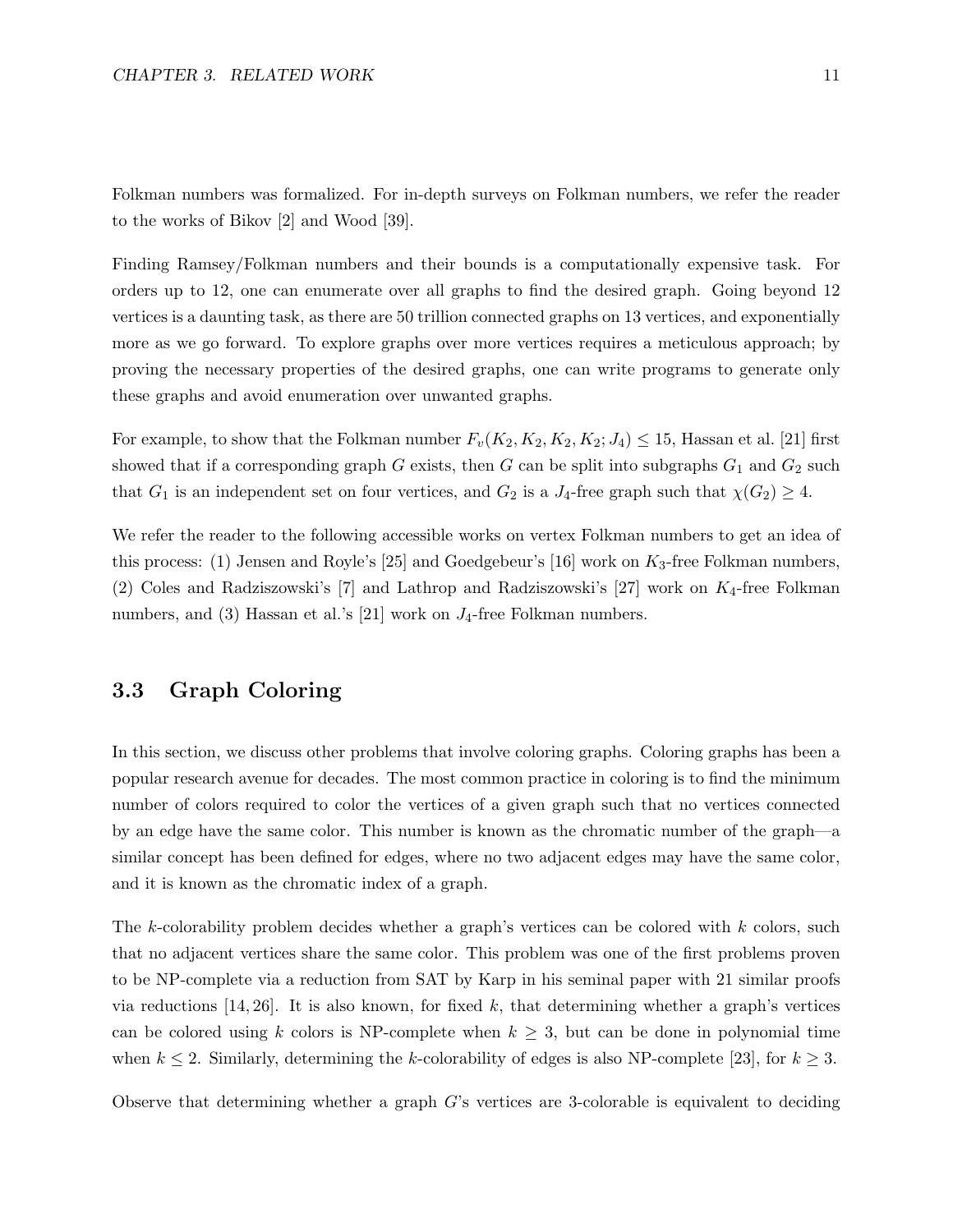Folkman numbers was formalized. For in-depth surveys on Folkman numbers, we refer the reader to the works of Bikov [2] and Wood [39].

Finding Ramsey/Folkman numbers and their bounds is a computationally expensive task. For orders up to 12, one can enumerate over all graphs to find the desired graph. Going beyond 12 vertices is a daunting task, as there are 50 trillion connected graphs on 13 vertices, and exponentially more as we go forward. To explore graphs over more vertices requires a meticulous approach; by proving the necessary properties of the desired graphs, one can write programs to generate only these graphs and avoid enumeration over unwanted graphs.

For example, to show that the Folkman number $F_v(K_2, K_2, K_2, K_2; J_4) \leq 15$, Hassan et al. [21] first showed that if a corresponding graph $G$ exists, then $G$ can be split into subgraphs $G_1$ and $G_2$ such that $G_1$ is an independent set on four vertices, and $G_2$ is a $J_4$-free graph such that $\chi(G_2) \geq 4$.

We refer the reader to the following accessible works on vertex Folkman numbers to get an idea of this process: (1) Jensen and Royle's [25] and Goedgebeur's [16] work on $K_3$-free Folkman numbers, (2) Coles and Radziszowski's [7] and Lathrop and Radziszowski's [27] work on $K_4$-free Folkman numbers, and (3) Hassan et al.'s [21] work on $J_4$-free Folkman numbers.

## 3.3 Graph Coloring

In this section, we discuss other problems that involve coloring graphs. Coloring graphs has been a popular research avenue for decades. The most common practice in coloring is to find the minimum number of colors required to color the vertices of a given graph such that no vertices connected by an edge have the same color. This number is known as the chromatic number of the graph—a similar concept has been defined for edges, where no two adjacent edges may have the same color, and it is known as the chromatic index of a graph.

The $k$-colorability problem decides whether a graph's vertices can be colored with $k$ colors, such that no adjacent vertices share the same color. This problem was one of the first problems proven to be NP-complete via a reduction from SAT by Karp in his seminal paper with 21 similar proofs via reductions [14, 26]. It is also known, for fixed $k$, that determining whether a graph's vertices can be colored using $k$ colors is NP-complete when $k \geq 3$, but can be done in polynomial time when $k \leq 2$. Similarly, determining the $k$-colorability of edges is also NP-complete [23], for $k \geq 3$.

Observe that determining whether a graph $G$'s vertices are 3-colorable is equivalent to deciding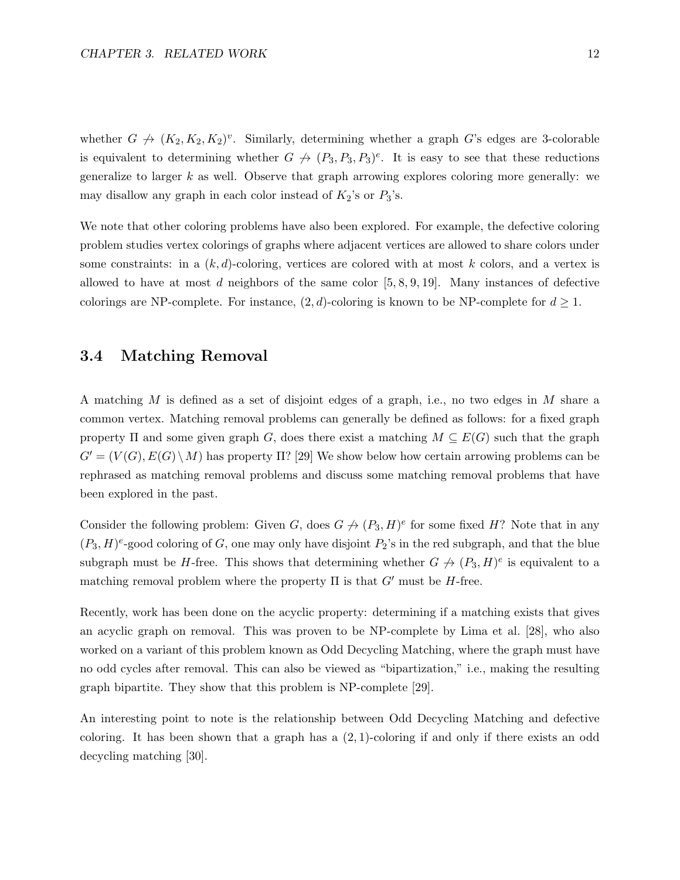whether $G \not\rightarrow (K_2, K_2, K_2)^v$. Similarly, determining whether a graph $G$'s edges are 3-colorable is equivalent to determining whether $G \not\rightarrow (P_3, P_3, P_3)^e$. It is easy to see that these reductions generalize to larger $k$ as well. Observe that graph arrowing explores coloring more generally: we may disallow any graph in each color instead of $K_2$'s or $P_3$'s.

We note that other coloring problems have also been explored. For example, the defective coloring problem studies vertex colorings of graphs where adjacent vertices are allowed to share colors under some constraints: in a $(k, d)$-coloring, vertices are colored with at most $k$ colors, and a vertex is allowed to have at most $d$ neighbors of the same color [5, 8, 9, 19]. Many instances of defective colorings are NP-complete. For instance, $(2, d)$-coloring is known to be NP-complete for $d \geq 1$.

## 3.4 Matching Removal

A matching $M$ is defined as a set of disjoint edges of a graph, i.e., no two edges in $M$ share a common vertex. Matching removal problems can generally be defined as follows: for a fixed graph property $\Pi$ and some given graph $G$, does there exist a matching $M \subseteq E(G)$ such that the graph $G' = (V(G), E(G) \setminus M)$ has property $\Pi$? [29] We show below how certain arrowing problems can be rephrased as matching removal problems and discuss some matching removal problems that have been explored in the past.

Consider the following problem: Given $G$, does $G \not\rightarrow (P_3, H)^e$ for some fixed $H$? Note that in any $(P_3, H)^e$-good coloring of $G$, one may only have disjoint $P_2$'s in the red subgraph, and that the blue subgraph must be $H$-free. This shows that determining whether $G \not\rightarrow (P_3, H)^e$ is equivalent to a matching removal problem where the property $\Pi$ is that $G'$ must be $H$-free.

Recently, work has been done on the acyclic property: determining if a matching exists that gives an acyclic graph on removal. This was proven to be NP-complete by Lima et al. [28], who also worked on a variant of this problem known as Odd Decycling Matching, where the graph must have no odd cycles after removal. This can also be viewed as "bipartization," i.e., making the resulting graph bipartite. They show that this problem is NP-complete [29].

An interesting point to note is the relationship between Odd Decycling Matching and defective coloring. It has been shown that a graph has a $(2, 1)$-coloring if and only if there exists an odd decycling matching [30].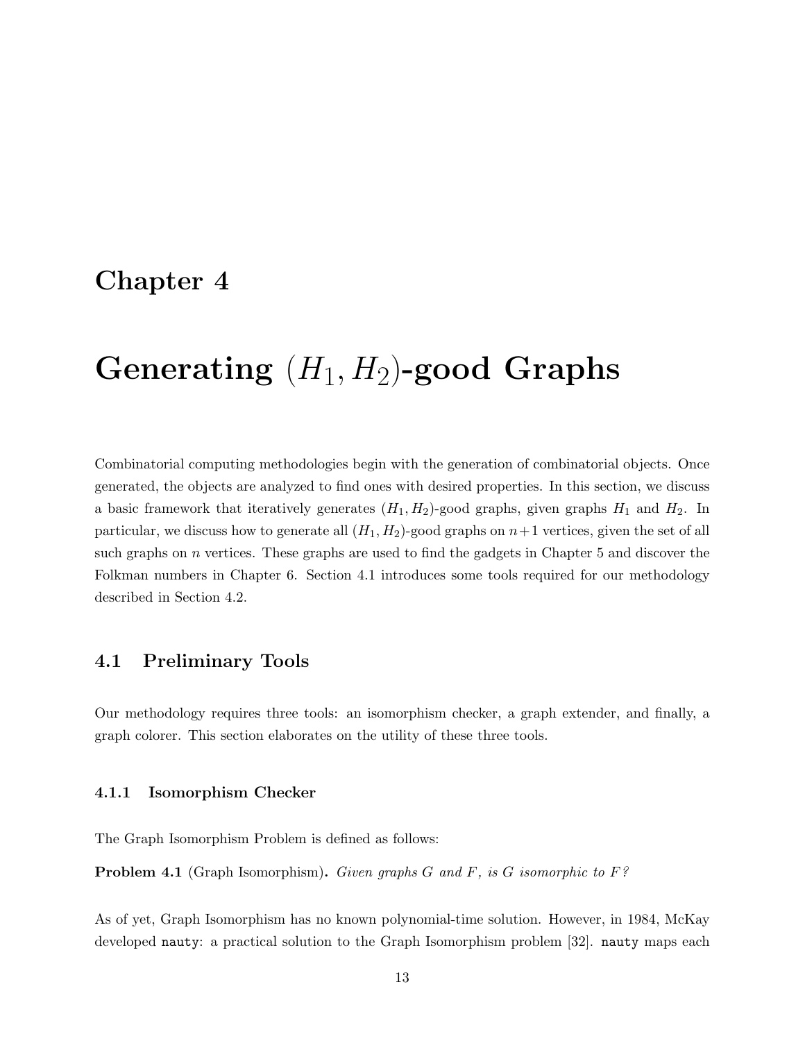# Chapter 4

# Generating $(H_1, H_2)$-good Graphs

Combinatorial computing methodologies begin with the generation of combinatorial objects. Once generated, the objects are analyzed to find ones with desired properties. In this section, we discuss a basic framework that iteratively generates $(H_1, H_2)$-good graphs, given graphs $H_1$ and $H_2$. In particular, we discuss how to generate all $(H_1, H_2)$-good graphs on $n+1$ vertices, given the set of all such graphs on $n$ vertices. These graphs are used to find the gadgets in Chapter 5 and discover the Folkman numbers in Chapter 6. Section 4.1 introduces some tools required for our methodology described in Section 4.2.

## 4.1 Preliminary Tools

Our methodology requires three tools: an isomorphism checker, a graph extender, and finally, a graph colorer. This section elaborates on the utility of these three tools.

### 4.1.1 Isomorphism Checker

The Graph Isomorphism Problem is defined as follows:

**Problem 4.1** (Graph Isomorphism)**.** *Given graphs $G$ and $F$, is $G$ isomorphic to $F$?*

As of yet, Graph Isomorphism has no known polynomial-time solution. However, in 1984, McKay developed `nauty`: a practical solution to the Graph Isomorphism problem [32]. `nauty` maps each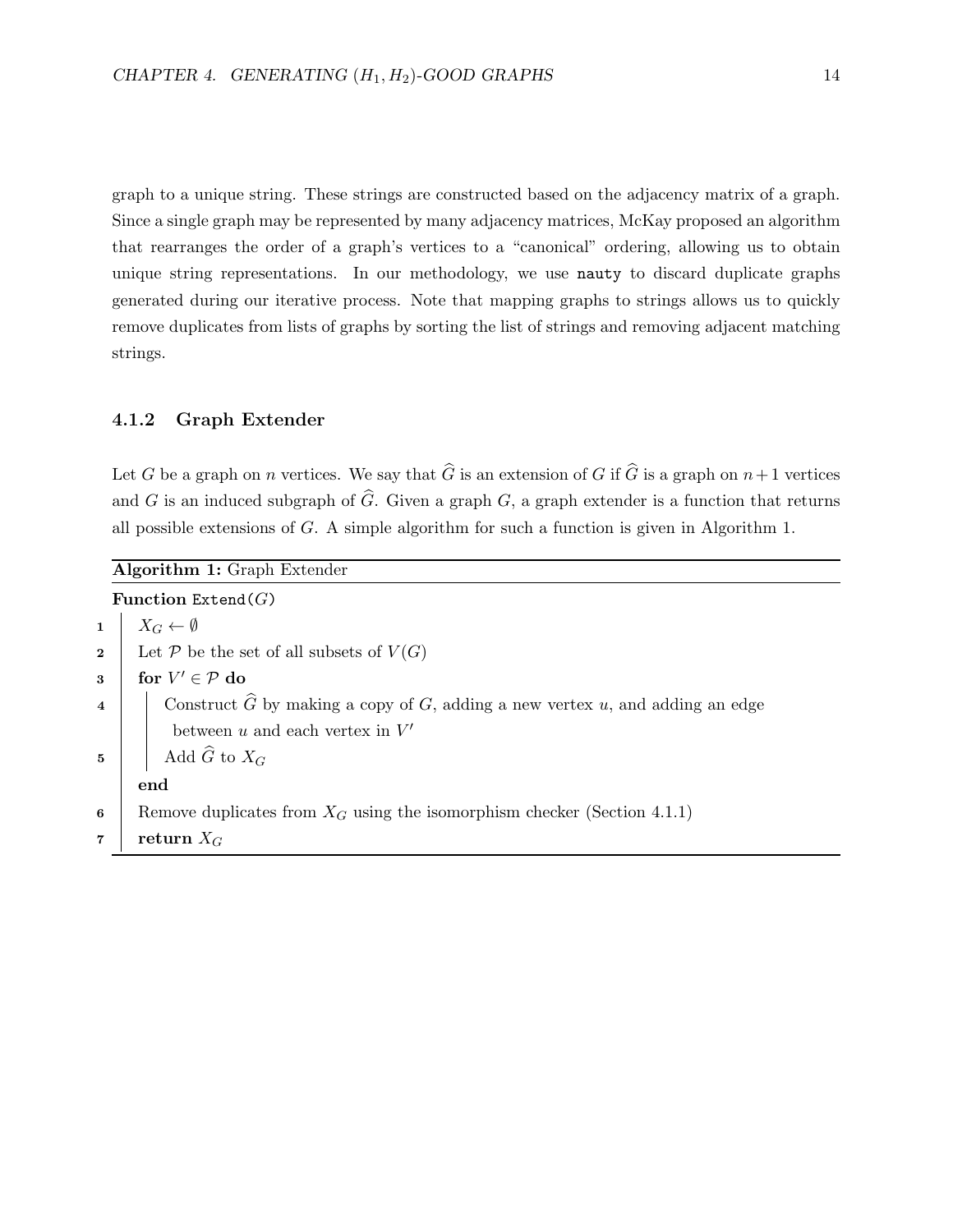graph to a unique string. These strings are constructed based on the adjacency matrix of a graph. Since a single graph may be represented by many adjacency matrices, McKay proposed an algorithm that rearranges the order of a graph's vertices to a "canonical" ordering, allowing us to obtain unique string representations. In our methodology, we use `nauty` to discard duplicate graphs generated during our iterative process. Note that mapping graphs to strings allows us to quickly remove duplicates from lists of graphs by sorting the list of strings and removing adjacent matching strings.

### 4.1.2 Graph Extender

Let $G$ be a graph on $n$ vertices. We say that $\widehat{G}$ is an extension of $G$ if $\widehat{G}$ is a graph on $n+1$ vertices and $G$ is an induced subgraph of $\widehat{G}$. Given a graph $G$, a graph extender is a function that returns all possible extensions of $G$. A simple algorithm for such a function is given in Algorithm 1.

**Algorithm 1:** Graph Extender

**Function** `Extend(`$G$`)`

1. $X_G \leftarrow \emptyset$
2. Let $\mathcal{P}$ be the set of all subsets of $V(G)$
3. **for** $V' \in \mathcal{P}$ **do**
4. &nbsp;&nbsp;&nbsp;&nbsp;Construct $\widehat{G}$ by making a copy of $G$, adding a new vertex $u$, and adding an edge between $u$ and each vertex in $V'$
5. &nbsp;&nbsp;&nbsp;&nbsp;Add $\widehat{G}$ to $X_G$

&nbsp;&nbsp;&nbsp;&nbsp;**end**

6. Remove duplicates from $X_G$ using the isomorphism checker (Section 4.1.1)
7. **return** $X_G$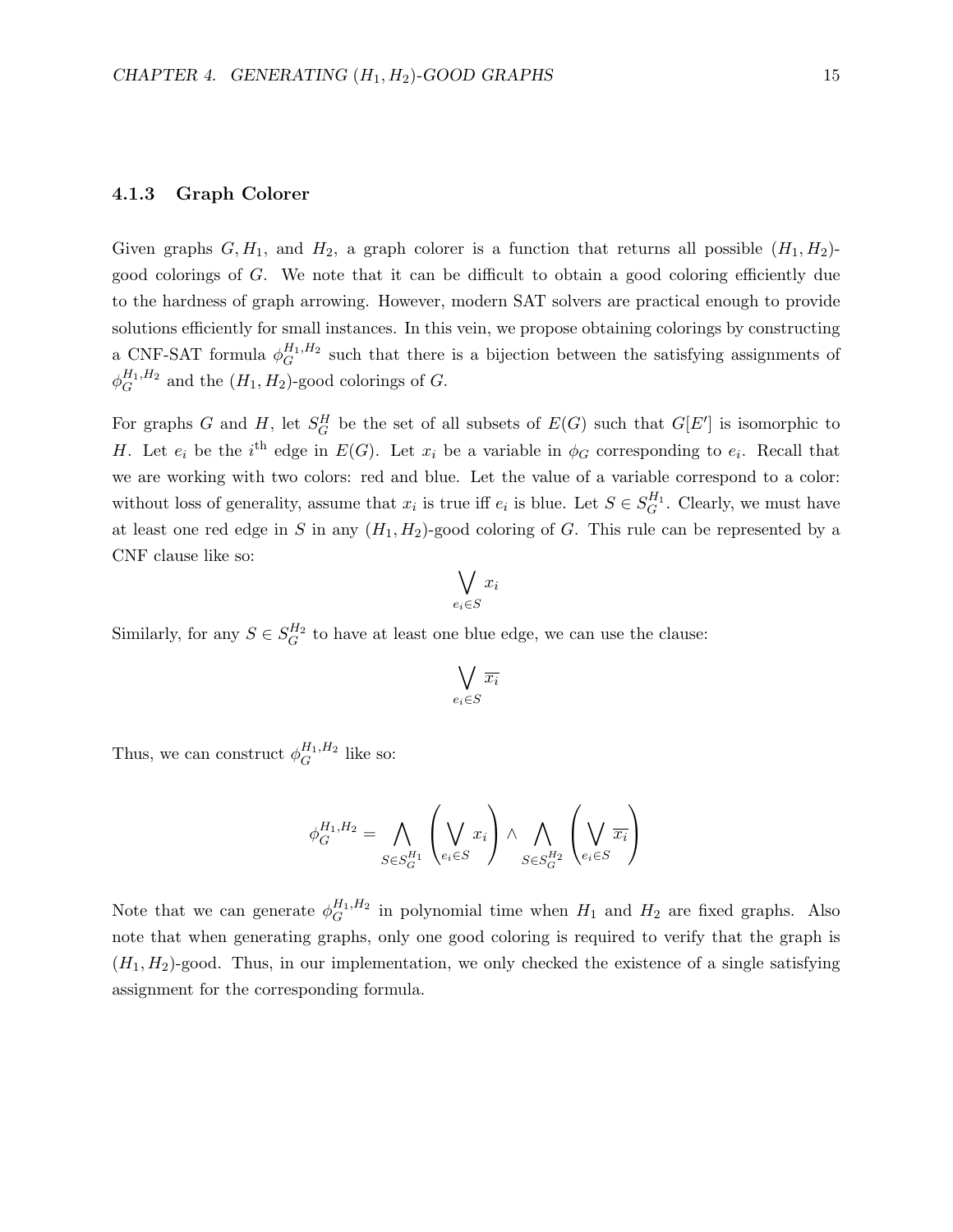### 4.1.3 Graph Colorer

Given graphs $G, H_1$, and $H_2$, a graph colorer is a function that returns all possible $(H_1, H_2)$-good colorings of $G$. We note that it can be difficult to obtain a good coloring efficiently due to the hardness of graph arrowing. However, modern SAT solvers are practical enough to provide solutions efficiently for small instances. In this vein, we propose obtaining colorings by constructing a CNF-SAT formula $\phi_G^{H_1,H_2}$ such that there is a bijection between the satisfying assignments of $\phi_G^{H_1,H_2}$ and the $(H_1, H_2)$-good colorings of $G$.

For graphs $G$ and $H$, let $S_G^H$ be the set of all subsets of $E(G)$ such that $G[E']$ is isomorphic to $H$. Let $e_i$ be the $i^{\text{th}}$ edge in $E(G)$. Let $x_i$ be a variable in $\phi_G$ corresponding to $e_i$. Recall that we are working with two colors: red and blue. Let the value of a variable correspond to a color: without loss of generality, assume that $x_i$ is true iff $e_i$ is blue. Let $S \in S_G^{H_1}$. Clearly, we must have at least one red edge in $S$ in any $(H_1, H_2)$-good coloring of $G$. This rule can be represented by a CNF clause like so:

$$\bigvee_{e_i \in S} x_i$$

Similarly, for any $S \in S_G^{H_2}$ to have at least one blue edge, we can use the clause:

$$\bigvee_{e_i \in S} \overline{x_i}$$

Thus, we can construct $\phi_G^{H_1,H_2}$ like so:

$$\phi_G^{H_1,H_2} = \bigwedge_{S \in S_G^{H_1}} \left( \bigvee_{e_i \in S} x_i \right) \wedge \bigwedge_{S \in S_G^{H_2}} \left( \bigvee_{e_i \in S} \overline{x_i} \right)$$

Note that we can generate $\phi_G^{H_1,H_2}$ in polynomial time when $H_1$ and $H_2$ are fixed graphs. Also note that when generating graphs, only one good coloring is required to verify that the graph is $(H_1, H_2)$-good. Thus, in our implementation, we only checked the existence of a single satisfying assignment for the corresponding formula.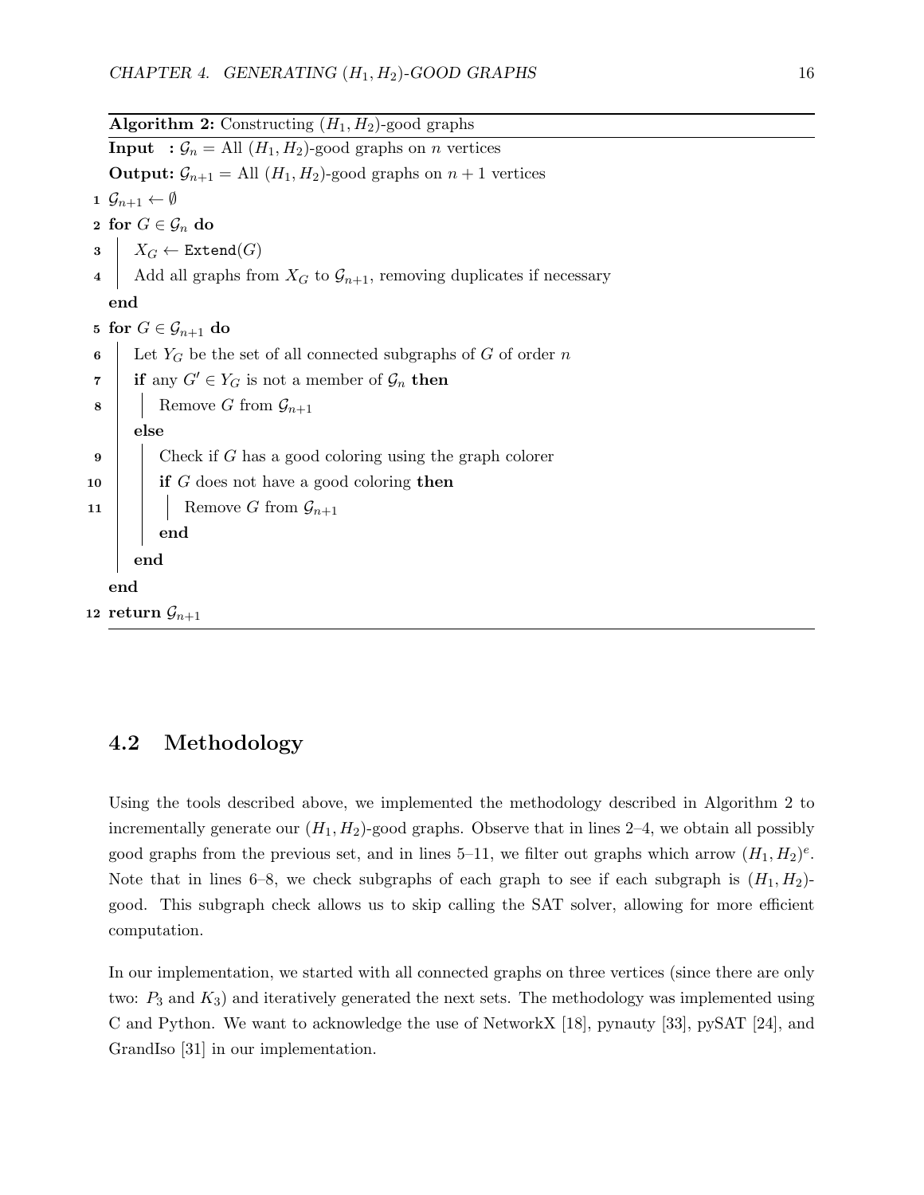**Algorithm 2:** Constructing $(H_1, H_2)$-good graphs

```
Input  : 𝒢_n = All (H_1, H_2)-good graphs on n vertices
Output: 𝒢_{n+1} = All (H_1, H_2)-good graphs on n + 1 vertices
1  𝒢_{n+1} ← ∅
2  for G ∈ 𝒢_n do
3  |   X_G ← Extend(G)
4  |   Add all graphs from X_G to 𝒢_{n+1}, removing duplicates if necessary
   end
5  for G ∈ 𝒢_{n+1} do
6  |   Let Y_G be the set of all connected subgraphs of G of order n
7  |   if any G' ∈ Y_G is not a member of 𝒢_n then
8  |   |   Remove G from 𝒢_{n+1}
   |   else
9  |   |   Check if G has a good coloring using the graph colorer
10 |   |   if G does not have a good coloring then
11 |   |   |   Remove G from 𝒢_{n+1}
   |   |   end
   |   end
   end
12 return 𝒢_{n+1}
```

## 4.2 Methodology

Using the tools described above, we implemented the methodology described in Algorithm 2 to incrementally generate our $(H_1, H_2)$-good graphs. Observe that in lines 2–4, we obtain all possibly good graphs from the previous set, and in lines 5–11, we filter out graphs which arrow $(H_1, H_2)^e$. Note that in lines 6–8, we check subgraphs of each graph to see if each subgraph is $(H_1, H_2)$-good. This subgraph check allows us to skip calling the SAT solver, allowing for more efficient computation.

In our implementation, we started with all connected graphs on three vertices (since there are only two: $P_3$ and $K_3$) and iteratively generated the next sets. The methodology was implemented using C and Python. We want to acknowledge the use of NetworkX [18], pynauty [33], pySAT [24], and GrandIso [31] in our implementation.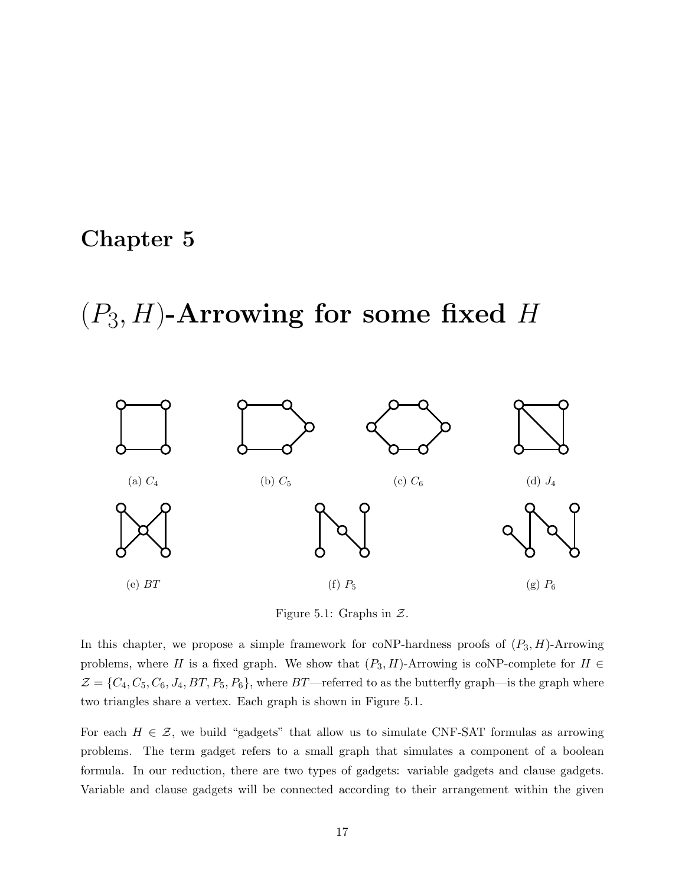# Chapter 5

# $(P_3, H)$-Arrowing for some fixed $H$

(a) $C_4$

(b) $C_5$

(c) $C_6$

(d) $J_4$

(e) $BT$

(f) $P_5$

(g) $P_6$

Figure 5.1: Graphs in $\mathcal{Z}$.

In this chapter, we propose a simple framework for coNP-hardness proofs of $(P_3, H)$-Arrowing problems, where $H$ is a fixed graph. We show that $(P_3, H)$-Arrowing is coNP-complete for $H \in \mathcal{Z} = \{C_4, C_5, C_6, J_4, BT, P_5, P_6\}$, where $BT$—referred to as the butterfly graph—is the graph where two triangles share a vertex. Each graph is shown in Figure 5.1.

For each $H \in \mathcal{Z}$, we build "gadgets" that allow us to simulate CNF-SAT formulas as arrowing problems. The term gadget refers to a small graph that simulates a component of a boolean formula. In our reduction, there are two types of gadgets: variable gadgets and clause gadgets. Variable and clause gadgets will be connected according to their arrangement within the given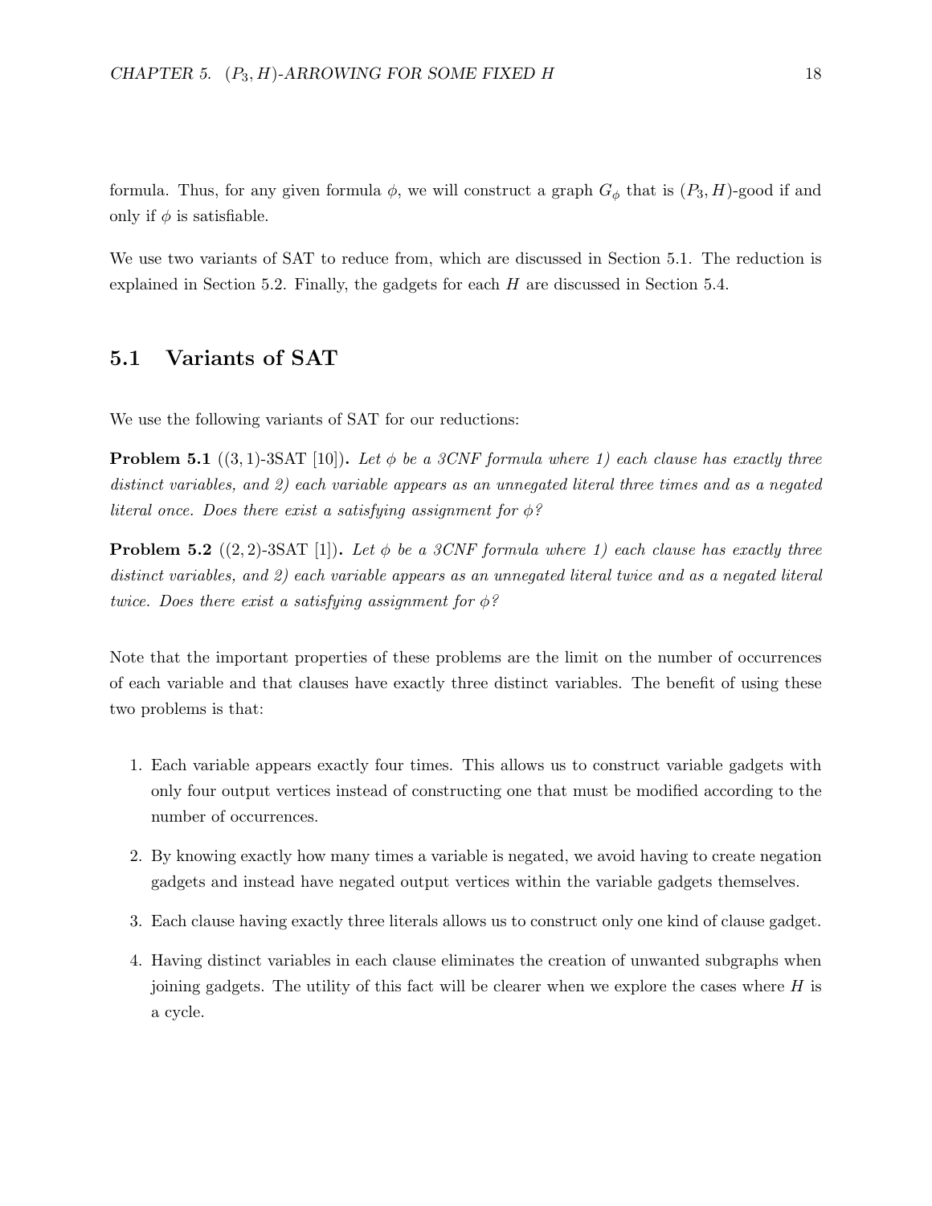formula. Thus, for any given formula $\phi$, we will construct a graph $G_\phi$ that is $(P_3, H)$-good if and only if $\phi$ is satisfiable.

We use two variants of SAT to reduce from, which are discussed in Section 5.1. The reduction is explained in Section 5.2. Finally, the gadgets for each $H$ are discussed in Section 5.4.

## 5.1 Variants of SAT

We use the following variants of SAT for our reductions:

**Problem 5.1** ((3, 1)-3SAT [10])**.** *Let $\phi$ be a 3CNF formula where 1) each clause has exactly three distinct variables, and 2) each variable appears as an unnegated literal three times and as a negated literal once. Does there exist a satisfying assignment for $\phi$?*

**Problem 5.2** ((2, 2)-3SAT [1])**.** *Let $\phi$ be a 3CNF formula where 1) each clause has exactly three distinct variables, and 2) each variable appears as an unnegated literal twice and as a negated literal twice. Does there exist a satisfying assignment for $\phi$?*

Note that the important properties of these problems are the limit on the number of occurrences of each variable and that clauses have exactly three distinct variables. The benefit of using these two problems is that:

1. Each variable appears exactly four times. This allows us to construct variable gadgets with only four output vertices instead of constructing one that must be modified according to the number of occurrences.
2. By knowing exactly how many times a variable is negated, we avoid having to create negation gadgets and instead have negated output vertices within the variable gadgets themselves.
3. Each clause having exactly three literals allows us to construct only one kind of clause gadget.
4. Having distinct variables in each clause eliminates the creation of unwanted subgraphs when joining gadgets. The utility of this fact will be clearer when we explore the cases where $H$ is a cycle.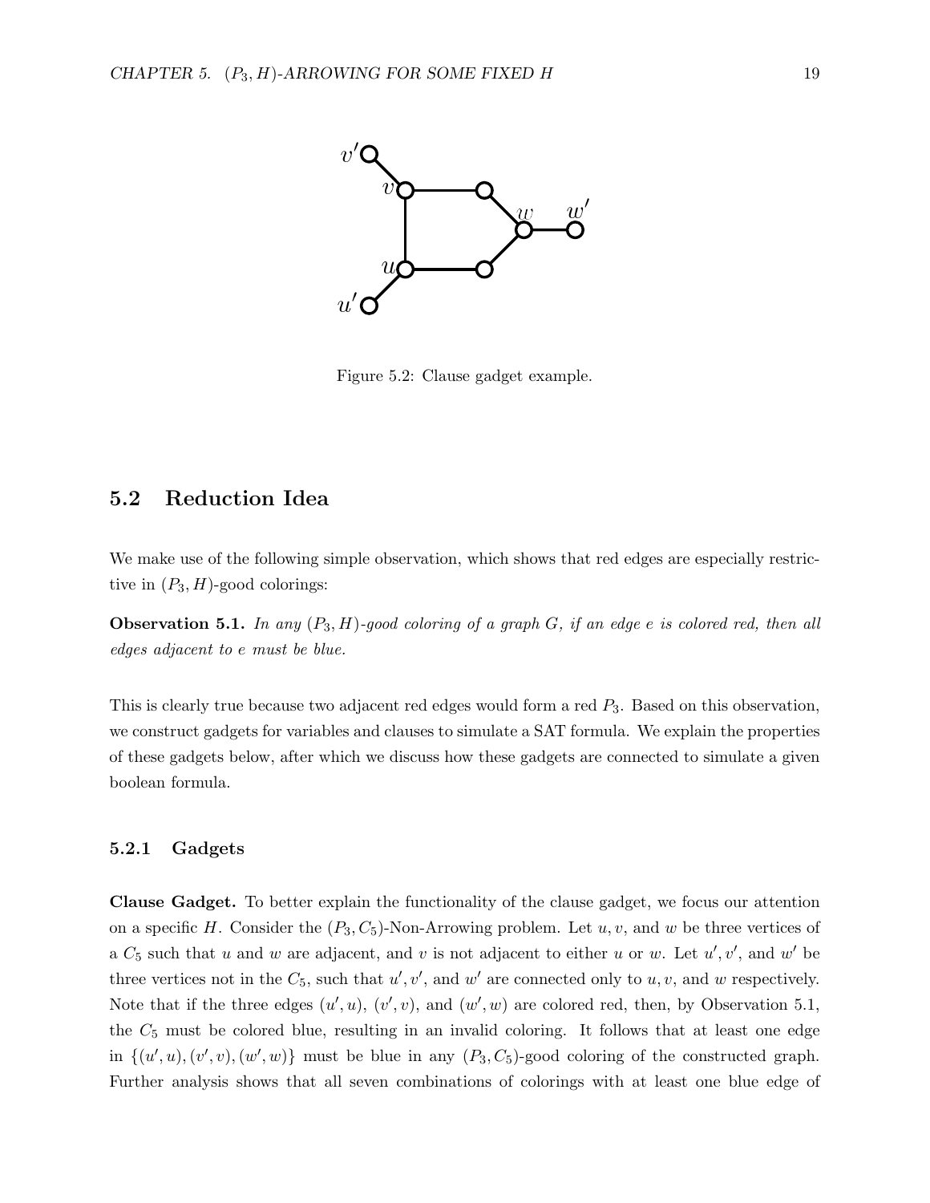Figure 5.2: Clause gadget example.

## 5.2 Reduction Idea

We make use of the following simple observation, which shows that red edges are especially restrictive in $(P_3, H)$-good colorings:

**Observation 5.1.** *In any $(P_3, H)$-good coloring of a graph $G$, if an edge $e$ is colored red, then all edges adjacent to $e$ must be blue.*

This is clearly true because two adjacent red edges would form a red $P_3$. Based on this observation, we construct gadgets for variables and clauses to simulate a SAT formula. We explain the properties of these gadgets below, after which we discuss how these gadgets are connected to simulate a given boolean formula.

### 5.2.1 Gadgets

**Clause Gadget.** To better explain the functionality of the clause gadget, we focus our attention on a specific $H$. Consider the $(P_3, C_5)$-Non-Arrowing problem. Let $u, v$, and $w$ be three vertices of a $C_5$ such that $u$ and $w$ are adjacent, and $v$ is not adjacent to either $u$ or $w$. Let $u', v'$, and $w'$ be three vertices not in the $C_5$, such that $u', v'$, and $w'$ are connected only to $u, v$, and $w$ respectively. Note that if the three edges $(u', u)$, $(v', v)$, and $(w', w)$ are colored red, then, by Observation 5.1, the $C_5$ must be colored blue, resulting in an invalid coloring. It follows that at least one edge in $\{(u', u), (v', v), (w', w)\}$ must be blue in any $(P_3, C_5)$-good coloring of the constructed graph. Further analysis shows that all seven combinations of colorings with at least one blue edge of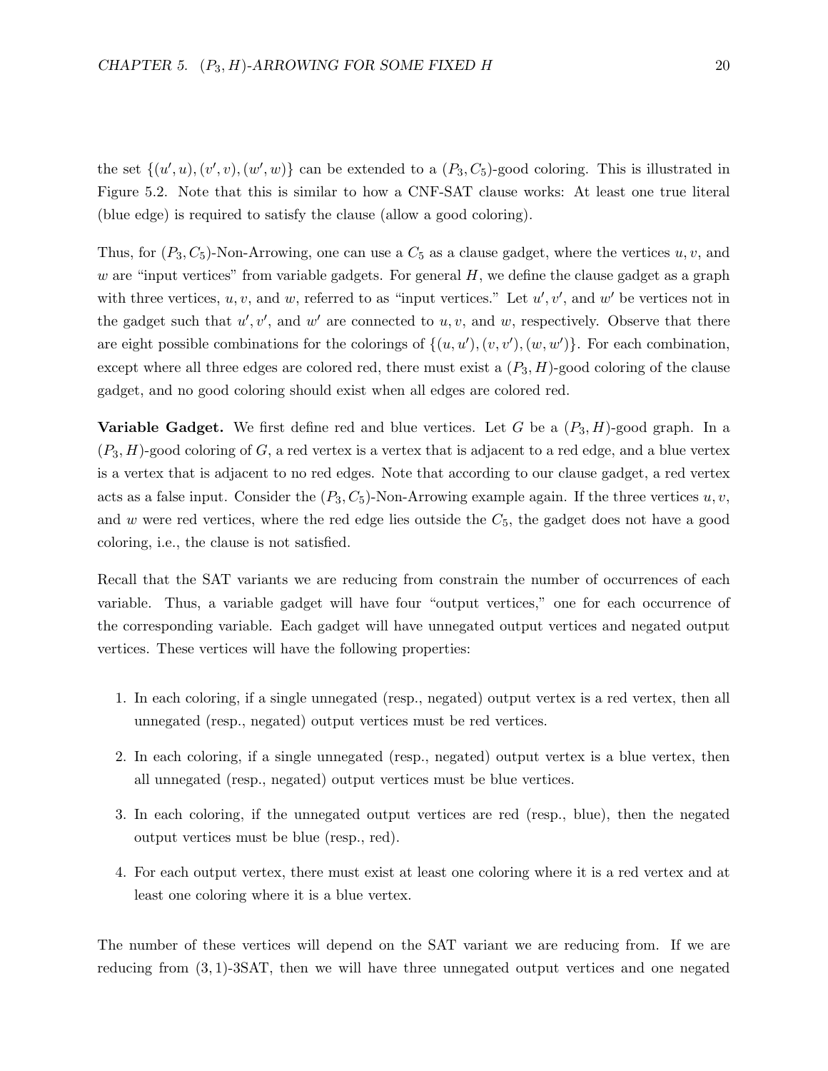the set $\{(u', u), (v', v), (w', w)\}$ can be extended to a $(P_3, C_5)$-good coloring. This is illustrated in Figure 5.2. Note that this is similar to how a CNF-SAT clause works: At least one true literal (blue edge) is required to satisfy the clause (allow a good coloring).

Thus, for $(P_3, C_5)$-Non-Arrowing, one can use a $C_5$ as a clause gadget, where the vertices $u, v$, and $w$ are "input vertices" from variable gadgets. For general $H$, we define the clause gadget as a graph with three vertices, $u, v$, and $w$, referred to as "input vertices." Let $u', v'$, and $w'$ be vertices not in the gadget such that $u', v'$, and $w'$ are connected to $u, v$, and $w$, respectively. Observe that there are eight possible combinations for the colorings of $\{(u, u'), (v, v'), (w, w')\}$. For each combination, except where all three edges are colored red, there must exist a $(P_3, H)$-good coloring of the clause gadget, and no good coloring should exist when all edges are colored red.

**Variable Gadget.** We first define red and blue vertices. Let $G$ be a $(P_3, H)$-good graph. In a $(P_3, H)$-good coloring of $G$, a red vertex is a vertex that is adjacent to a red edge, and a blue vertex is a vertex that is adjacent to no red edges. Note that according to our clause gadget, a red vertex acts as a false input. Consider the $(P_3, C_5)$-Non-Arrowing example again. If the three vertices $u, v$, and $w$ were red vertices, where the red edge lies outside the $C_5$, the gadget does not have a good coloring, i.e., the clause is not satisfied.

Recall that the SAT variants we are reducing from constrain the number of occurrences of each variable. Thus, a variable gadget will have four "output vertices," one for each occurrence of the corresponding variable. Each gadget will have unnegated output vertices and negated output vertices. These vertices will have the following properties:

1. In each coloring, if a single unnegated (resp., negated) output vertex is a red vertex, then all unnegated (resp., negated) output vertices must be red vertices.
2. In each coloring, if a single unnegated (resp., negated) output vertex is a blue vertex, then all unnegated (resp., negated) output vertices must be blue vertices.
3. In each coloring, if the unnegated output vertices are red (resp., blue), then the negated output vertices must be blue (resp., red).
4. For each output vertex, there must exist at least one coloring where it is a red vertex and at least one coloring where it is a blue vertex.

The number of these vertices will depend on the SAT variant we are reducing from. If we are reducing from $(3, 1)$-3SAT, then we will have three unnegated output vertices and one negated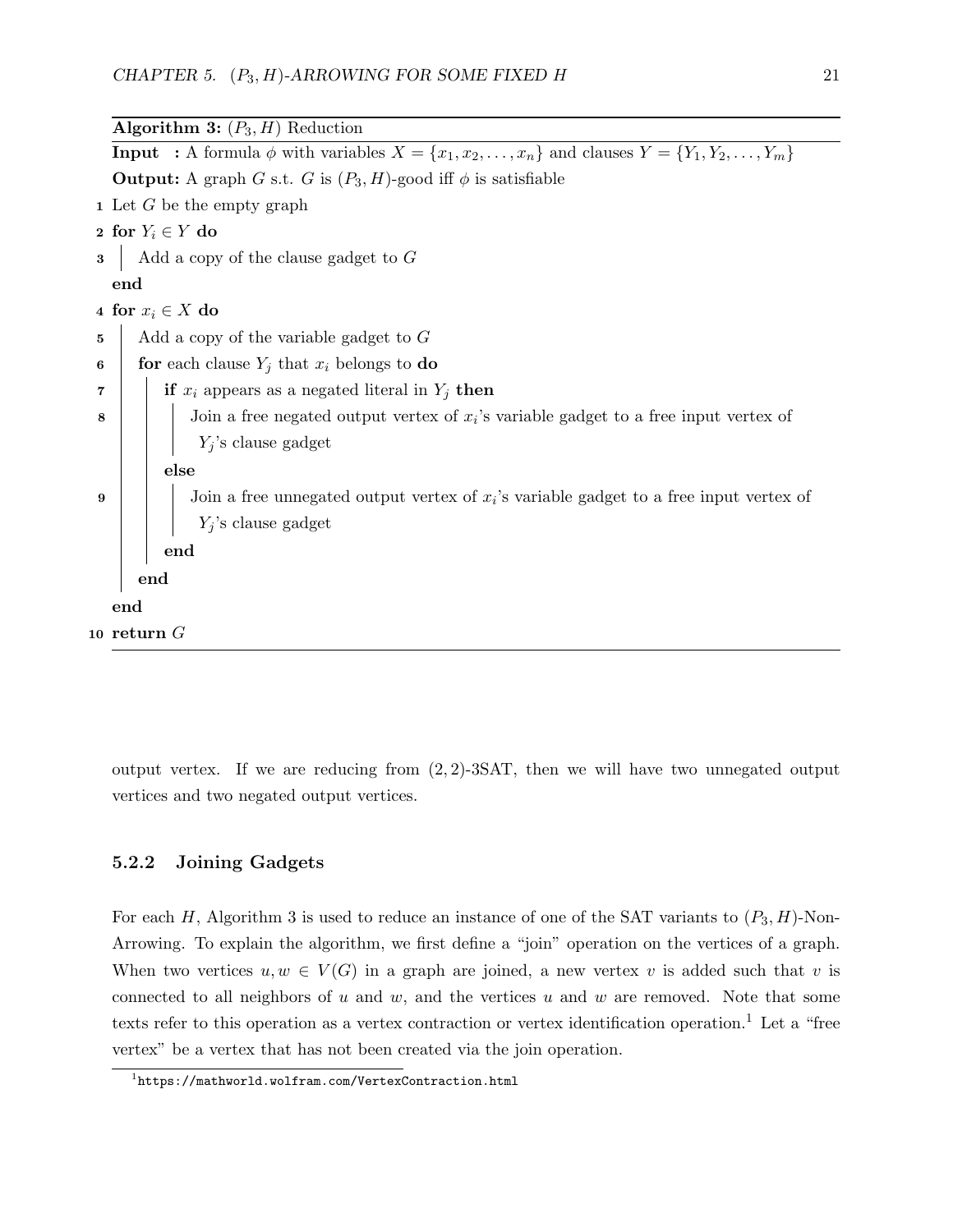**Algorithm 3:** $(P_3, H)$ Reduction

```
Input  : A formula φ with variables X = {x_1, x_2, ..., x_n} and clauses Y = {Y_1, Y_2, ..., Y_m}
Output: A graph G s.t. G is (P_3, H)-good iff φ is satisfiable
1  Let G be the empty graph
2  for Y_i ∈ Y do
3  |   Add a copy of the clause gadget to G
   end
4  for x_i ∈ X do
5  |   Add a copy of the variable gadget to G
6  |   for each clause Y_j that x_i belongs to do
7  |   |   if x_i appears as a negated literal in Y_j then
8  |   |   |   Join a free negated output vertex of x_i's variable gadget to a free input vertex of
   |   |   |   Y_j's clause gadget
   |   |   else
9  |   |   |   Join a free unnegated output vertex of x_i's variable gadget to a free input vertex of
   |   |   |   Y_j's clause gadget
   |   |   end
   |   end
   end
10 return G
```

output vertex. If we are reducing from $(2, 2)$-3SAT, then we will have two unnegated output vertices and two negated output vertices.

### 5.2.2 Joining Gadgets

For each $H$, Algorithm 3 is used to reduce an instance of one of the SAT variants to $(P_3, H)$-Non-Arrowing. To explain the algorithm, we first define a "join" operation on the vertices of a graph. When two vertices $u, w \in V(G)$ in a graph are joined, a new vertex $v$ is added such that $v$ is connected to all neighbors of $u$ and $w$, and the vertices $u$ and $w$ are removed. Note that some texts refer to this operation as a vertex contraction or vertex identification operation.[1] Let a "free vertex" be a vertex that has not been created via the join operation.

[1] https://mathworld.wolfram.com/VertexContraction.html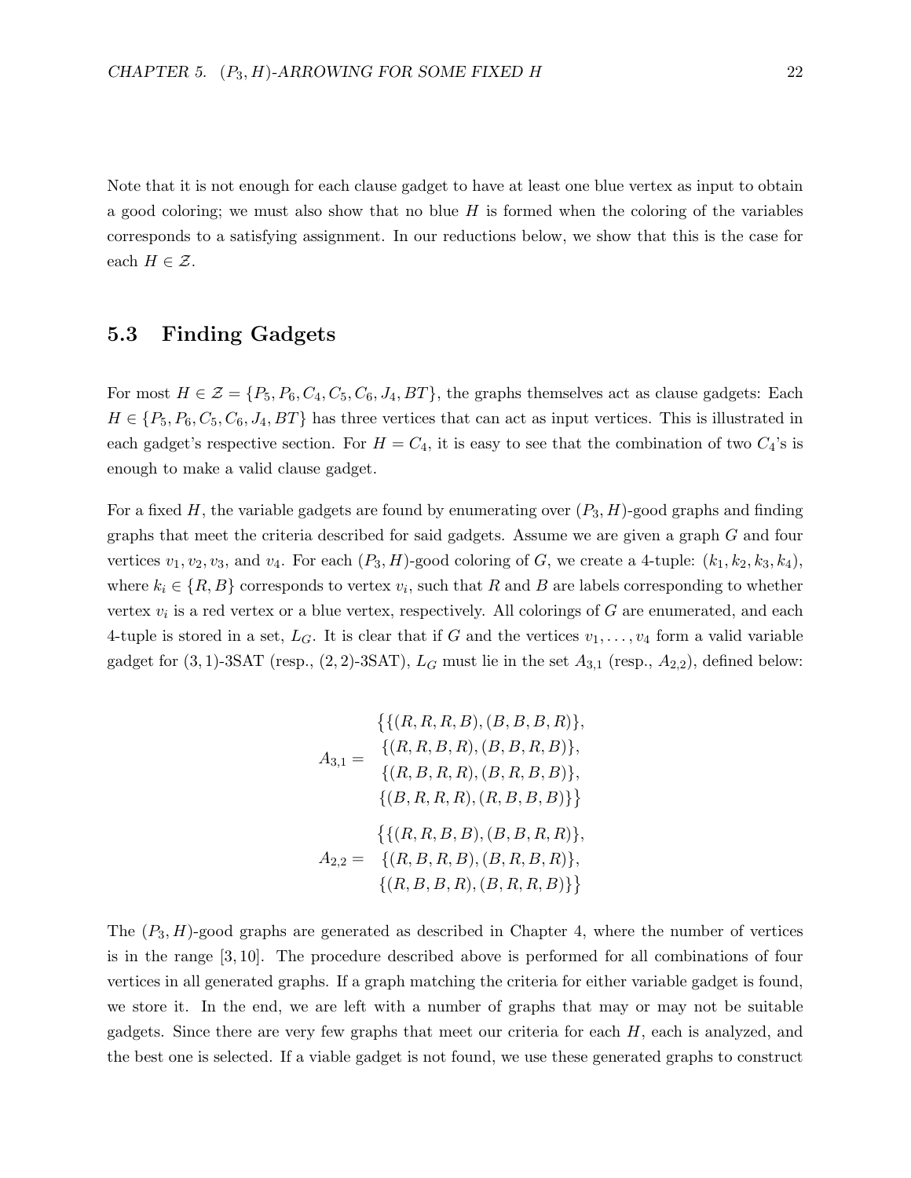Note that it is not enough for each clause gadget to have at least one blue vertex as input to obtain a good coloring; we must also show that no blue $H$ is formed when the coloring of the variables corresponds to a satisfying assignment. In our reductions below, we show that this is the case for each $H \in \mathcal{Z}$.

## 5.3 Finding Gadgets

For most $H \in \mathcal{Z} = \{P_5, P_6, C_4, C_5, C_6, J_4, BT\}$, the graphs themselves act as clause gadgets: Each $H \in \{P_5, P_6, C_5, C_6, J_4, BT\}$ has three vertices that can act as input vertices. This is illustrated in each gadget's respective section. For $H = C_4$, it is easy to see that the combination of two $C_4$'s is enough to make a valid clause gadget.

For a fixed $H$, the variable gadgets are found by enumerating over $(P_3, H)$-good graphs and finding graphs that meet the criteria described for said gadgets. Assume we are given a graph $G$ and four vertices $v_1, v_2, v_3$, and $v_4$. For each $(P_3, H)$-good coloring of $G$, we create a 4-tuple: $(k_1, k_2, k_3, k_4)$, where $k_i \in \{R, B\}$ corresponds to vertex $v_i$, such that $R$ and $B$ are labels corresponding to whether vertex $v_i$ is a red vertex or a blue vertex, respectively. All colorings of $G$ are enumerated, and each 4-tuple is stored in a set, $L_G$. It is clear that if $G$ and the vertices $v_1, \ldots, v_4$ form a valid variable gadget for (3,1)-3SAT (resp., (2,2)-3SAT), $L_G$ must lie in the set $A_{3,1}$ (resp., $A_{2,2}$), defined below:

$$A_{3,1} = \begin{array}{l} \big\{\{(R,R,R,B),(B,B,B,R)\}, \\ \{(R,R,B,R),(B,B,R,B)\}, \\ \{(R,B,R,R),(B,R,B,B)\}, \\ \{(B,R,R,R),(R,B,B,B)\}\big\} \end{array}$$

$$A_{2,2} = \begin{array}{l} \big\{\{(R,R,B,B),(B,B,R,R)\}, \\ \{(R,B,R,B),(B,R,B,R)\}, \\ \{(R,B,B,R),(B,R,R,B)\}\big\} \end{array}$$

The $(P_3, H)$-good graphs are generated as described in Chapter 4, where the number of vertices is in the range $[3, 10]$. The procedure described above is performed for all combinations of four vertices in all generated graphs. If a graph matching the criteria for either variable gadget is found, we store it. In the end, we are left with a number of graphs that may or may not be suitable gadgets. Since there are very few graphs that meet our criteria for each $H$, each is analyzed, and the best one is selected. If a viable gadget is not found, we use these generated graphs to construct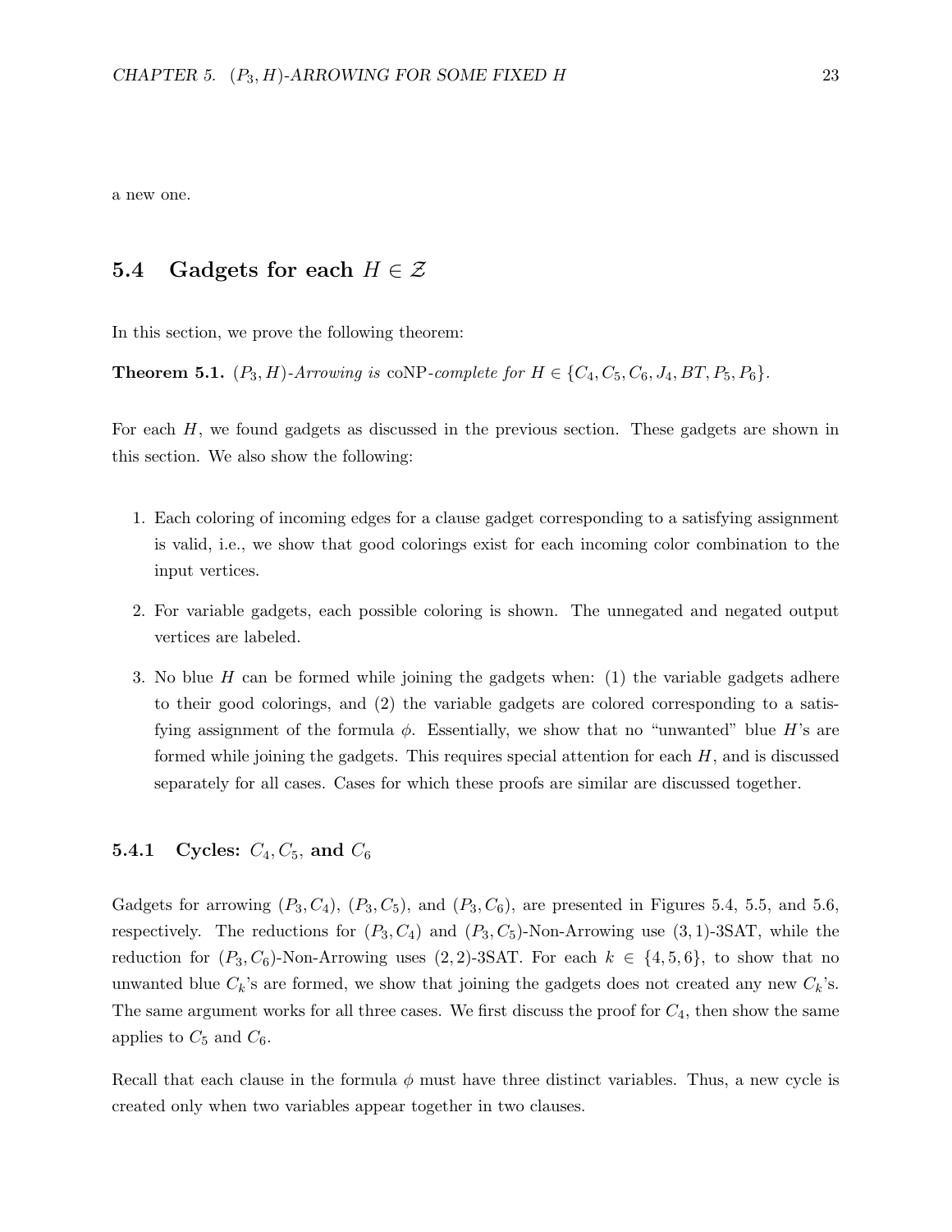a new one.

## 5.4 Gadgets for each $H \in \mathcal{Z}$

In this section, we prove the following theorem:

**Theorem 5.1.** *$(P_3, H)$-Arrowing is* coNP*-complete for $H \in \{C_4, C_5, C_6, J_4, BT, P_5, P_6\}$.*

For each $H$, we found gadgets as discussed in the previous section. These gadgets are shown in this section. We also show the following:

1. Each coloring of incoming edges for a clause gadget corresponding to a satisfying assignment is valid, i.e., we show that good colorings exist for each incoming color combination to the input vertices.
2. For variable gadgets, each possible coloring is shown. The unnegated and negated output vertices are labeled.
3. No blue $H$ can be formed while joining the gadgets when: (1) the variable gadgets adhere to their good colorings, and (2) the variable gadgets are colored corresponding to a satisfying assignment of the formula $\phi$. Essentially, we show that no "unwanted" blue $H$'s are formed while joining the gadgets. This requires special attention for each $H$, and is discussed separately for all cases. Cases for which these proofs are similar are discussed together.

### 5.4.1 Cycles: $C_4, C_5$, and $C_6$

Gadgets for arrowing $(P_3, C_4)$, $(P_3, C_5)$, and $(P_3, C_6)$, are presented in Figures 5.4, 5.5, and 5.6, respectively. The reductions for $(P_3, C_4)$ and $(P_3, C_5)$-Non-Arrowing use $(3, 1)$-3SAT, while the reduction for $(P_3, C_6)$-Non-Arrowing uses $(2, 2)$-3SAT. For each $k \in \{4, 5, 6\}$, to show that no unwanted blue $C_k$'s are formed, we show that joining the gadgets does not created any new $C_k$'s. The same argument works for all three cases. We first discuss the proof for $C_4$, then show the same applies to $C_5$ and $C_6$.

Recall that each clause in the formula $\phi$ must have three distinct variables. Thus, a new cycle is created only when two variables appear together in two clauses.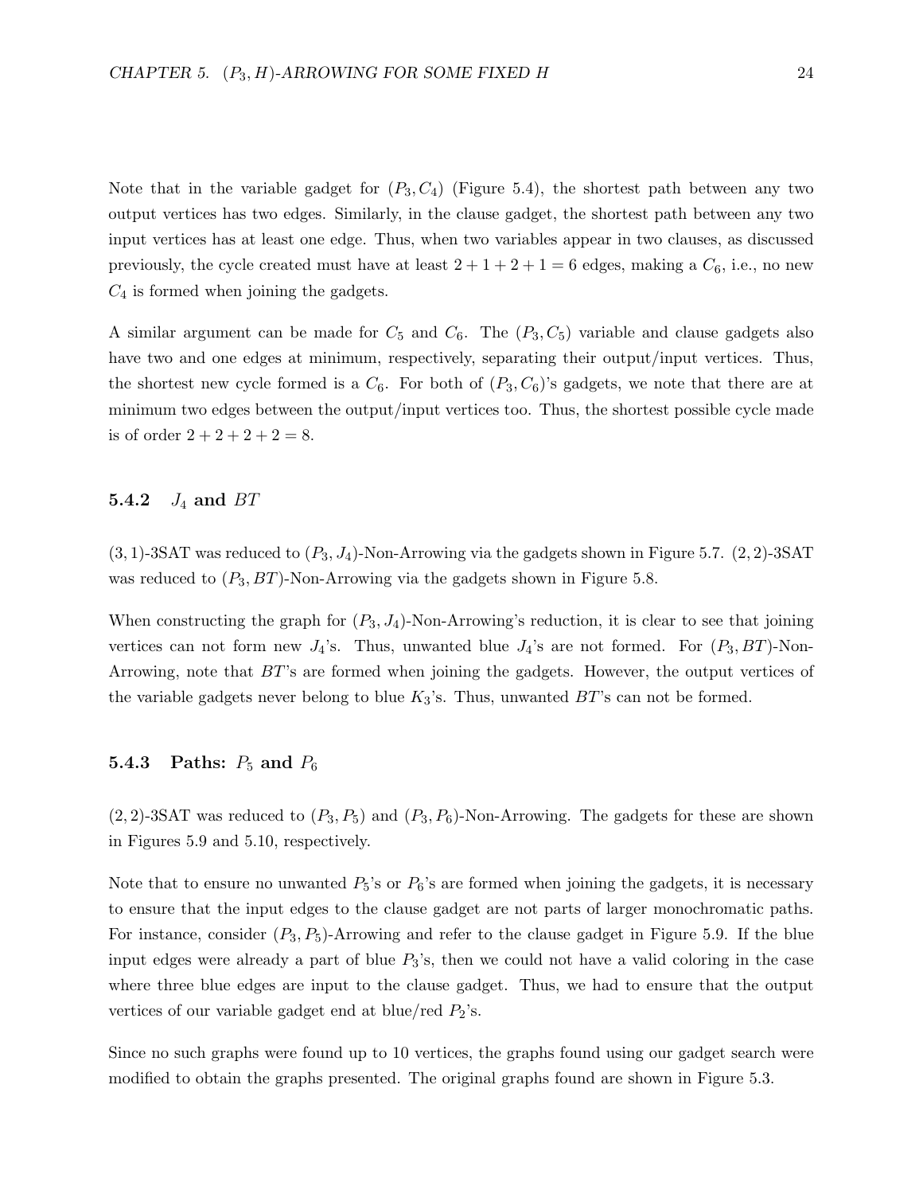Note that in the variable gadget for $(P_3, C_4)$ (Figure 5.4), the shortest path between any two output vertices has two edges. Similarly, in the clause gadget, the shortest path between any two input vertices has at least one edge. Thus, when two variables appear in two clauses, as discussed previously, the cycle created must have at least $2 + 1 + 2 + 1 = 6$ edges, making a $C_6$, i.e., no new $C_4$ is formed when joining the gadgets.

A similar argument can be made for $C_5$ and $C_6$. The $(P_3, C_5)$ variable and clause gadgets also have two and one edges at minimum, respectively, separating their output/input vertices. Thus, the shortest new cycle formed is a $C_6$. For both of $(P_3, C_6)$'s gadgets, we note that there are at minimum two edges between the output/input vertices too. Thus, the shortest possible cycle made is of order $2 + 2 + 2 + 2 = 8$.

### 5.4.2 $J_4$ and $BT$

$(3, 1)$-3SAT was reduced to $(P_3, J_4)$-Non-Arrowing via the gadgets shown in Figure 5.7. $(2, 2)$-3SAT was reduced to $(P_3, BT)$-Non-Arrowing via the gadgets shown in Figure 5.8.

When constructing the graph for $(P_3, J_4)$-Non-Arrowing's reduction, it is clear to see that joining vertices can not form new $J_4$'s. Thus, unwanted blue $J_4$'s are not formed. For $(P_3, BT)$-Non-Arrowing, note that $BT$'s are formed when joining the gadgets. However, the output vertices of the variable gadgets never belong to blue $K_3$'s. Thus, unwanted $BT$'s can not be formed.

### 5.4.3 Paths: $P_5$ and $P_6$

$(2, 2)$-3SAT was reduced to $(P_3, P_5)$ and $(P_3, P_6)$-Non-Arrowing. The gadgets for these are shown in Figures 5.9 and 5.10, respectively.

Note that to ensure no unwanted $P_5$'s or $P_6$'s are formed when joining the gadgets, it is necessary to ensure that the input edges to the clause gadget are not parts of larger monochromatic paths. For instance, consider $(P_3, P_5)$-Arrowing and refer to the clause gadget in Figure 5.9. If the blue input edges were already a part of blue $P_3$'s, then we could not have a valid coloring in the case where three blue edges are input to the clause gadget. Thus, we had to ensure that the output vertices of our variable gadget end at blue/red $P_2$'s.

Since no such graphs were found up to 10 vertices, the graphs found using our gadget search were modified to obtain the graphs presented. The original graphs found are shown in Figure 5.3.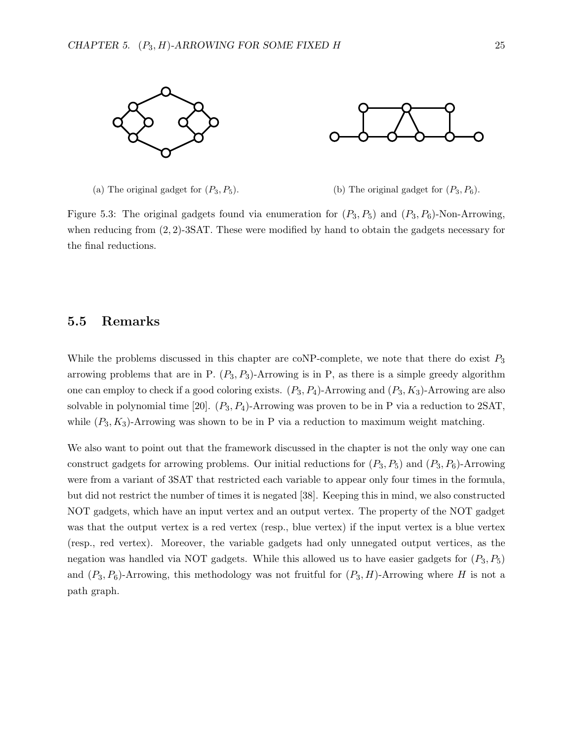(a) The original gadget for $(P_3, P_5)$.

(b) The original gadget for $(P_3, P_6)$.

Figure 5.3: The original gadgets found via enumeration for $(P_3, P_5)$ and $(P_3, P_6)$-Non-Arrowing, when reducing from $(2, 2)$-3SAT. These were modified by hand to obtain the gadgets necessary for the final reductions.

## 5.5 Remarks

While the problems discussed in this chapter are coNP-complete, we note that there do exist $P_3$ arrowing problems that are in P. $(P_3, P_3)$-Arrowing is in P, as there is a simple greedy algorithm one can employ to check if a good coloring exists. $(P_3, P_4)$-Arrowing and $(P_3, K_3)$-Arrowing are also solvable in polynomial time [20]. $(P_3, P_4)$-Arrowing was proven to be in P via a reduction to 2SAT, while $(P_3, K_3)$-Arrowing was shown to be in P via a reduction to maximum weight matching.

We also want to point out that the framework discussed in the chapter is not the only way one can construct gadgets for arrowing problems. Our initial reductions for $(P_3, P_5)$ and $(P_3, P_6)$-Arrowing were from a variant of 3SAT that restricted each variable to appear only four times in the formula, but did not restrict the number of times it is negated [38]. Keeping this in mind, we also constructed NOT gadgets, which have an input vertex and an output vertex. The property of the NOT gadget was that the output vertex is a red vertex (resp., blue vertex) if the input vertex is a blue vertex (resp., red vertex). Moreover, the variable gadgets had only unnegated output vertices, as the negation was handled via NOT gadgets. While this allowed us to have easier gadgets for $(P_3, P_5)$ and $(P_3, P_6)$-Arrowing, this methodology was not fruitful for $(P_3, H)$-Arrowing where $H$ is not a path graph.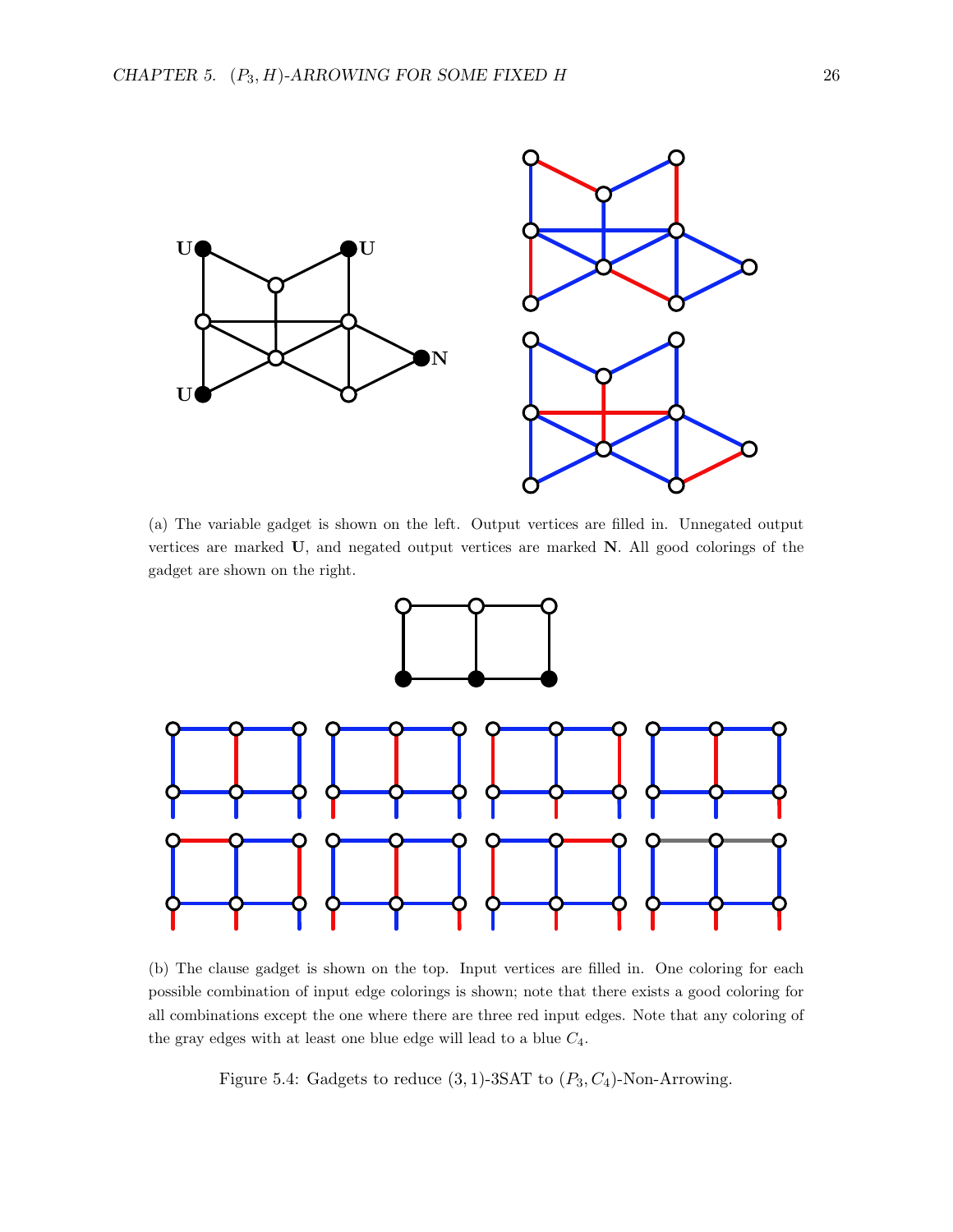(a) The variable gadget is shown on the left. Output vertices are filled in. Unnegated output vertices are marked **U**, and negated output vertices are marked **N**. All good colorings of the gadget are shown on the right.

(b) The clause gadget is shown on the top. Input vertices are filled in. One coloring for each possible combination of input edge colorings is shown; note that there exists a good coloring for all combinations except the one where there are three red input edges. Note that any coloring of the gray edges with at least one blue edge will lead to a blue $C_4$.

Figure 5.4: Gadgets to reduce $(3, 1)$-3SAT to $(P_3, C_4)$-Non-Arrowing.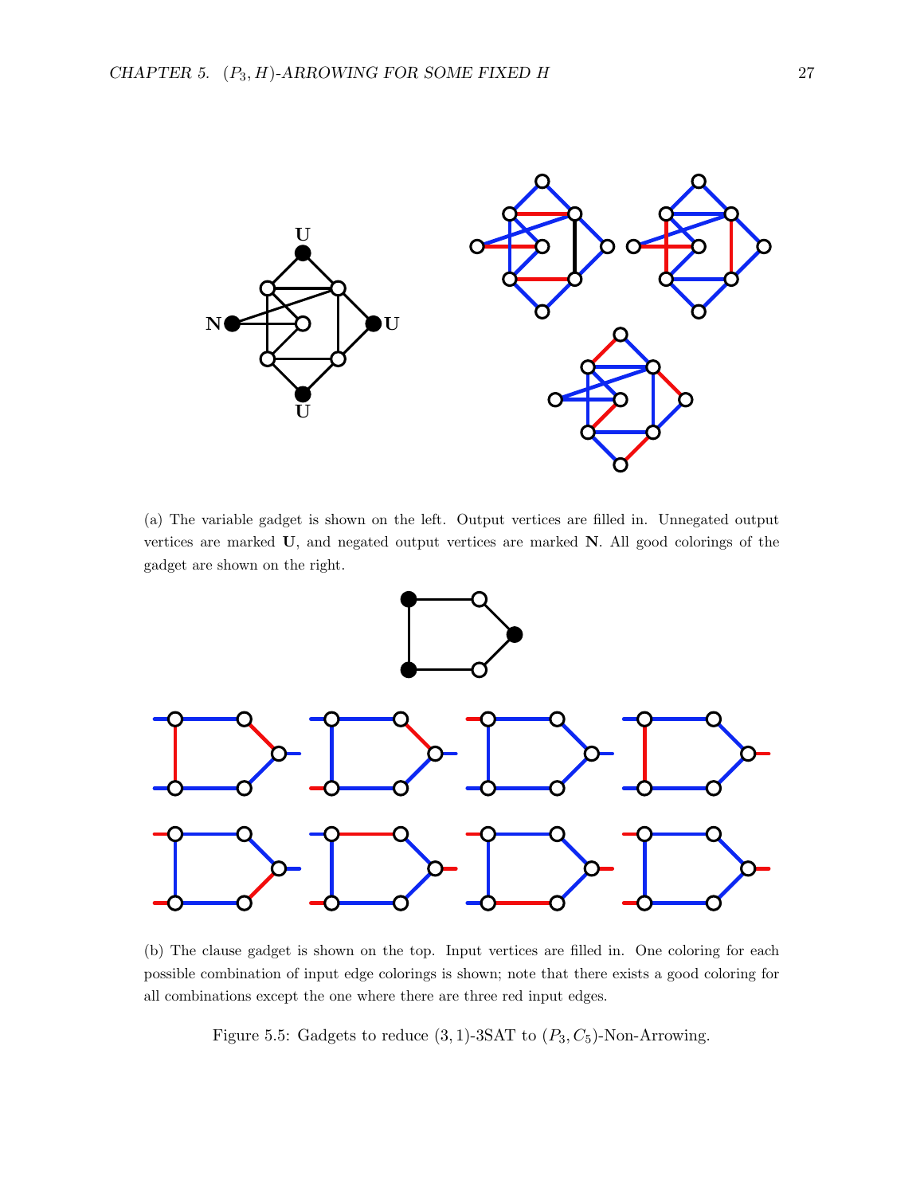(a) The variable gadget is shown on the left. Output vertices are filled in. Unnegated output vertices are marked **U**, and negated output vertices are marked **N**. All good colorings of the gadget are shown on the right.

(b) The clause gadget is shown on the top. Input vertices are filled in. One coloring for each possible combination of input edge colorings is shown; note that there exists a good coloring for all combinations except the one where there are three red input edges.

Figure 5.5: Gadgets to reduce $(3,1)$-3SAT to $(P_3, C_5)$-Non-Arrowing.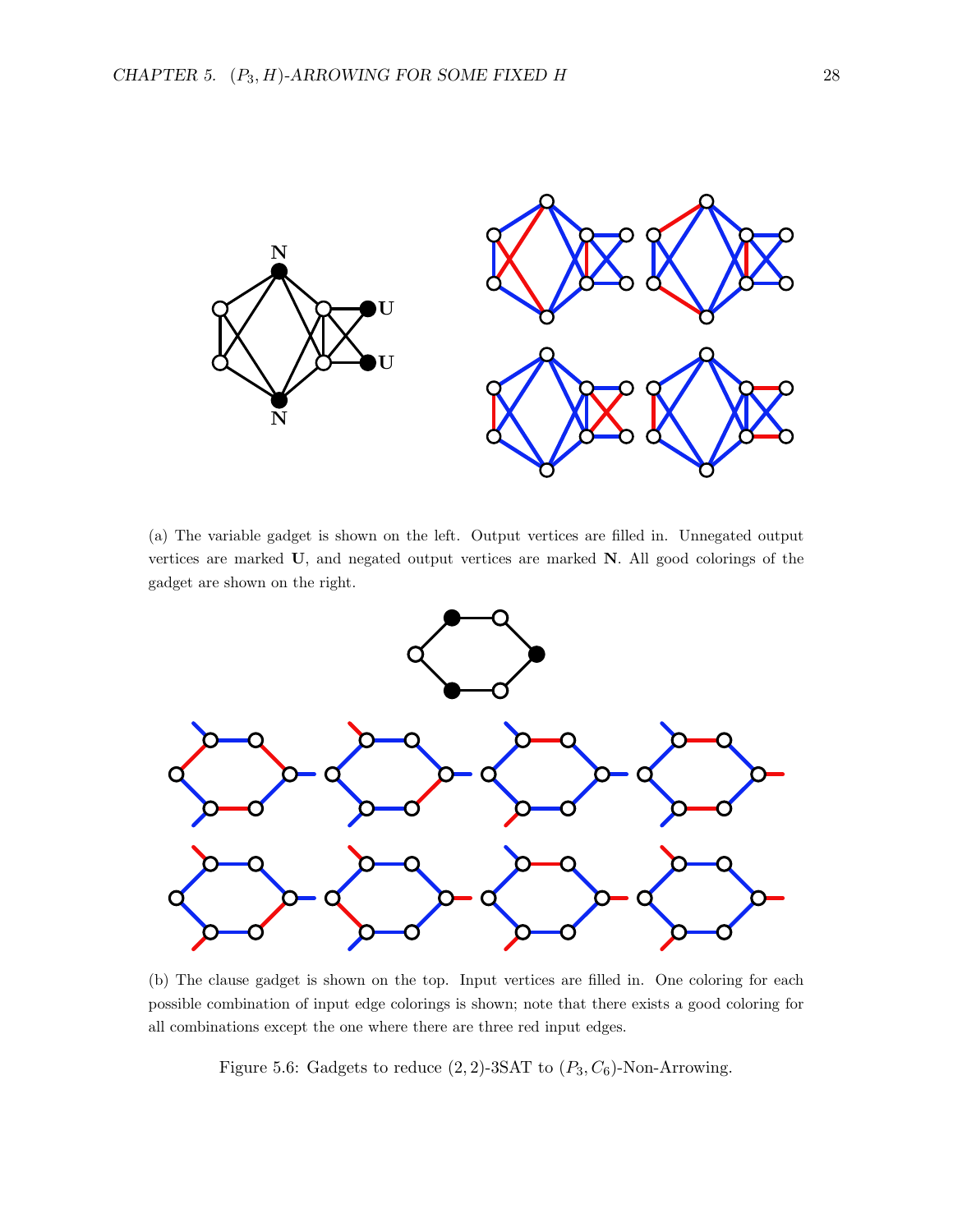(a) The variable gadget is shown on the left. Output vertices are filled in. Unnegated output vertices are marked **U**, and negated output vertices are marked **N**. All good colorings of the gadget are shown on the right.

(b) The clause gadget is shown on the top. Input vertices are filled in. One coloring for each possible combination of input edge colorings is shown; note that there exists a good coloring for all combinations except the one where there are three red input edges.

Figure 5.6: Gadgets to reduce $(2,2)$-3SAT to $(P_3, C_6)$-Non-Arrowing.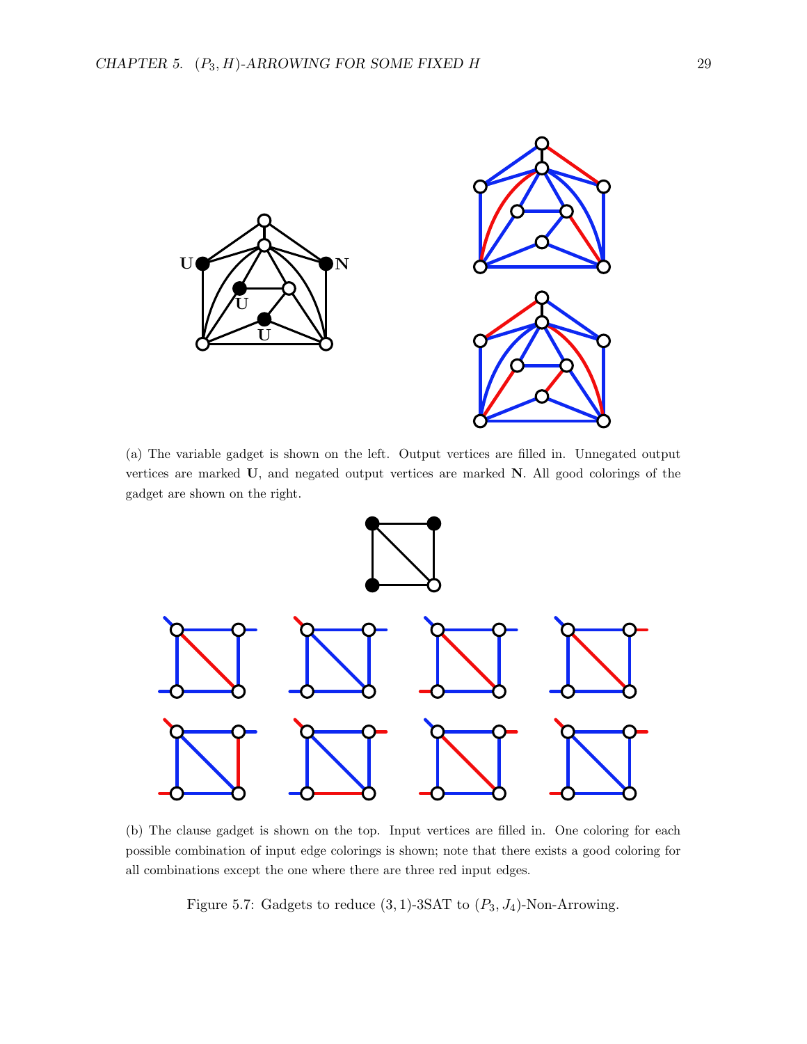(a) The variable gadget is shown on the left. Output vertices are filled in. Unnegated output vertices are marked **U**, and negated output vertices are marked **N**. All good colorings of the gadget are shown on the right.

(b) The clause gadget is shown on the top. Input vertices are filled in. One coloring for each possible combination of input edge colorings is shown; note that there exists a good coloring for all combinations except the one where there are three red input edges.

Figure 5.7: Gadgets to reduce $(3, 1)$-3SAT to $(P_3, J_4)$-Non-Arrowing.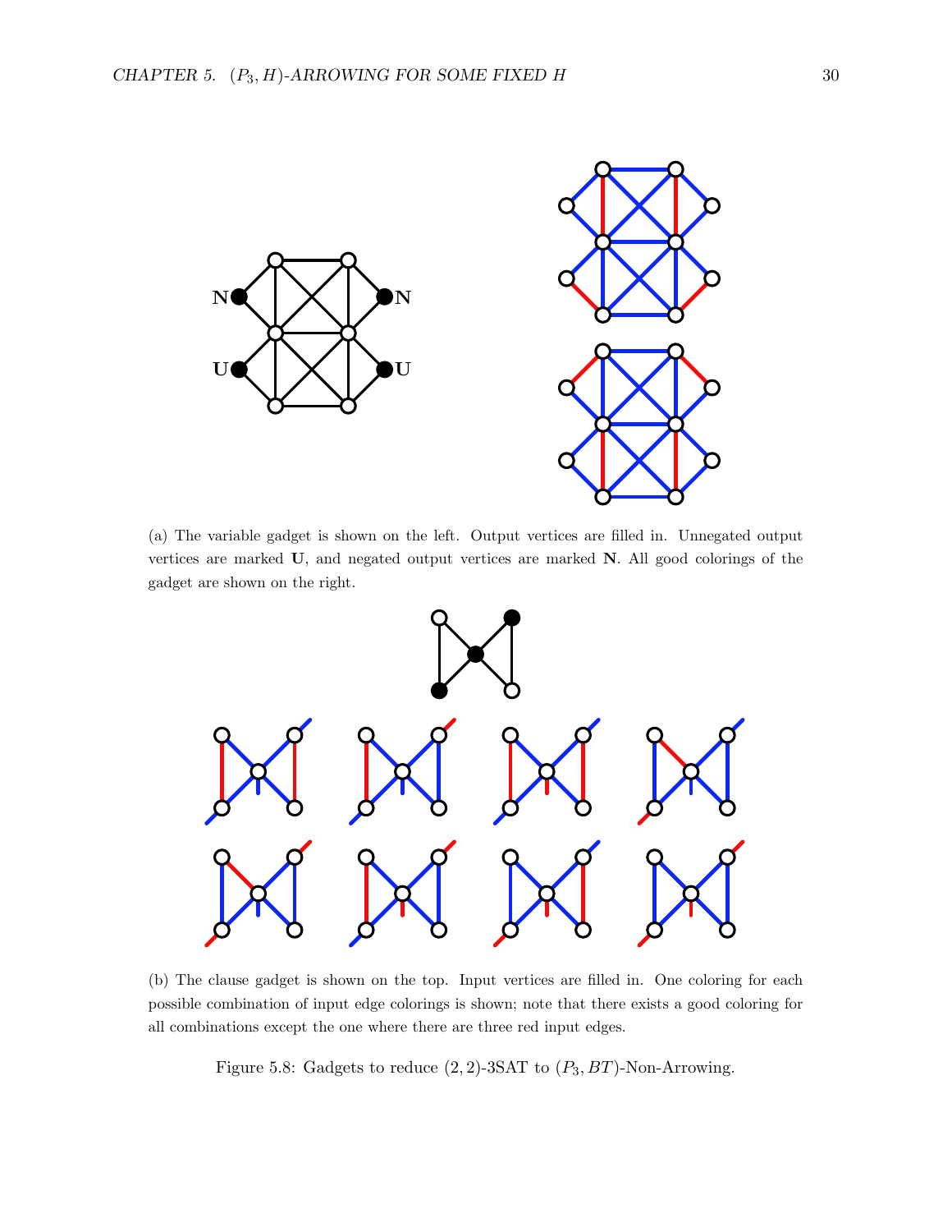(a) The variable gadget is shown on the left. Output vertices are filled in. Unnegated output vertices are marked **U**, and negated output vertices are marked **N**. All good colorings of the gadget are shown on the right.

(b) The clause gadget is shown on the top. Input vertices are filled in. One coloring for each possible combination of input edge colorings is shown; note that there exists a good coloring for all combinations except the one where there are three red input edges.

Figure 5.8: Gadgets to reduce (2, 2)-3SAT to $(P_3, BT)$-Non-Arrowing.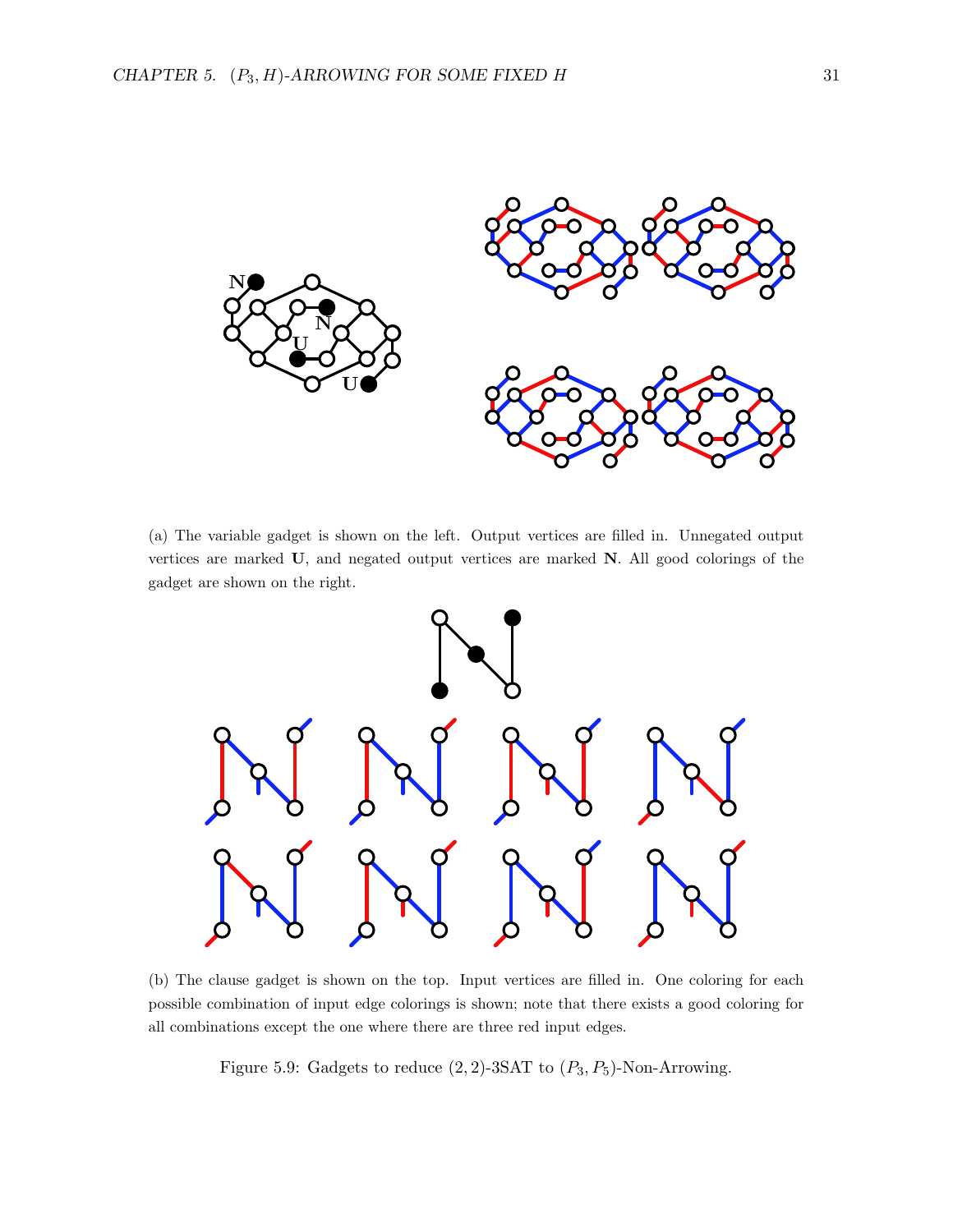(a) The variable gadget is shown on the left. Output vertices are filled in. Unnegated output vertices are marked **U**, and negated output vertices are marked **N**. All good colorings of the gadget are shown on the right.

(b) The clause gadget is shown on the top. Input vertices are filled in. One coloring for each possible combination of input edge colorings is shown; note that there exists a good coloring for all combinations except the one where there are three red input edges.

Figure 5.9: Gadgets to reduce $(2, 2)$-3SAT to $(P_3, P_5)$-Non-Arrowing.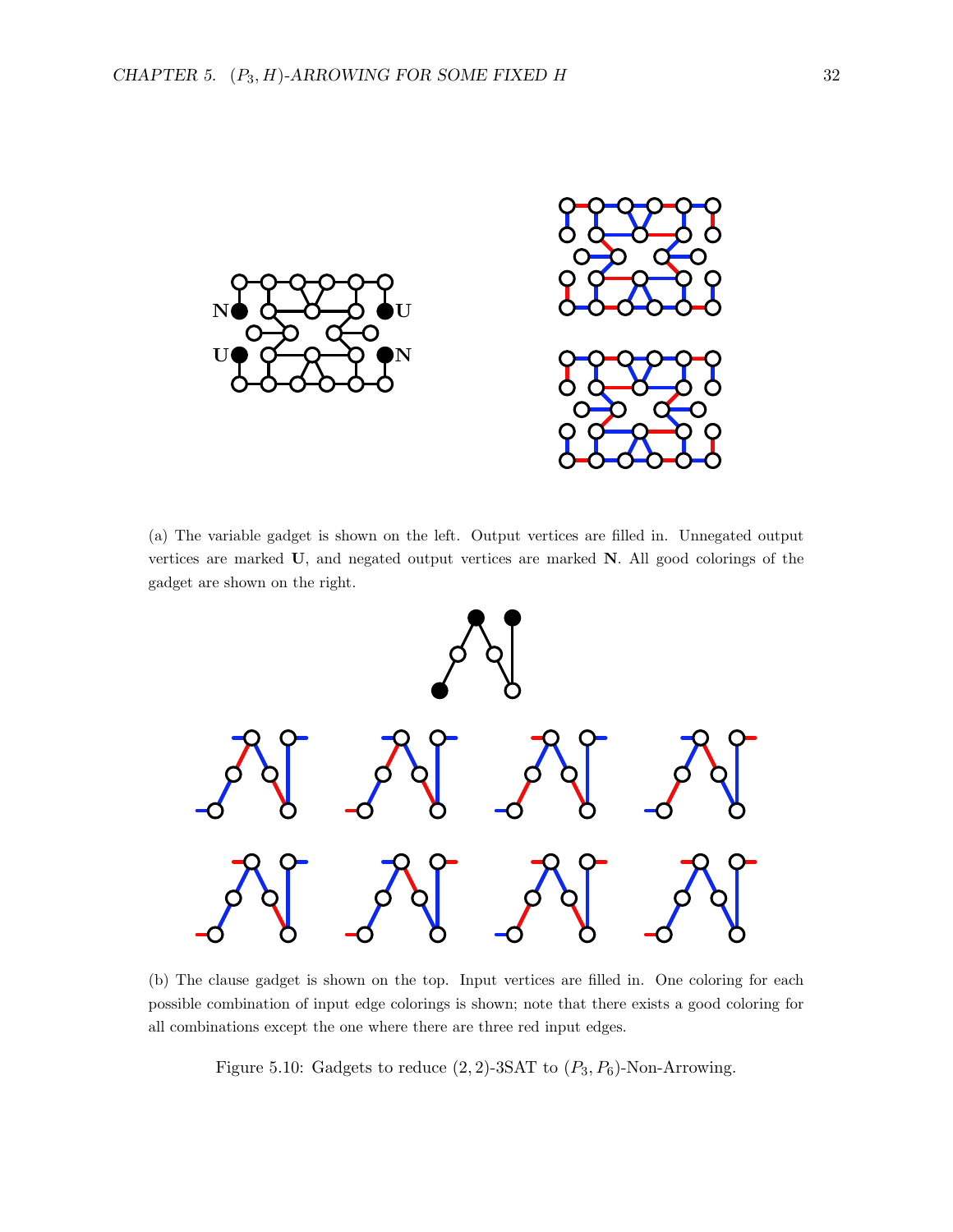(a) The variable gadget is shown on the left. Output vertices are filled in. Unnegated output vertices are marked **U**, and negated output vertices are marked **N**. All good colorings of the gadget are shown on the right.

(b) The clause gadget is shown on the top. Input vertices are filled in. One coloring for each possible combination of input edge colorings is shown; note that there exists a good coloring for all combinations except the one where there are three red input edges.

Figure 5.10: Gadgets to reduce $(2, 2)$-3SAT to $(P_3, P_6)$-Non-Arrowing.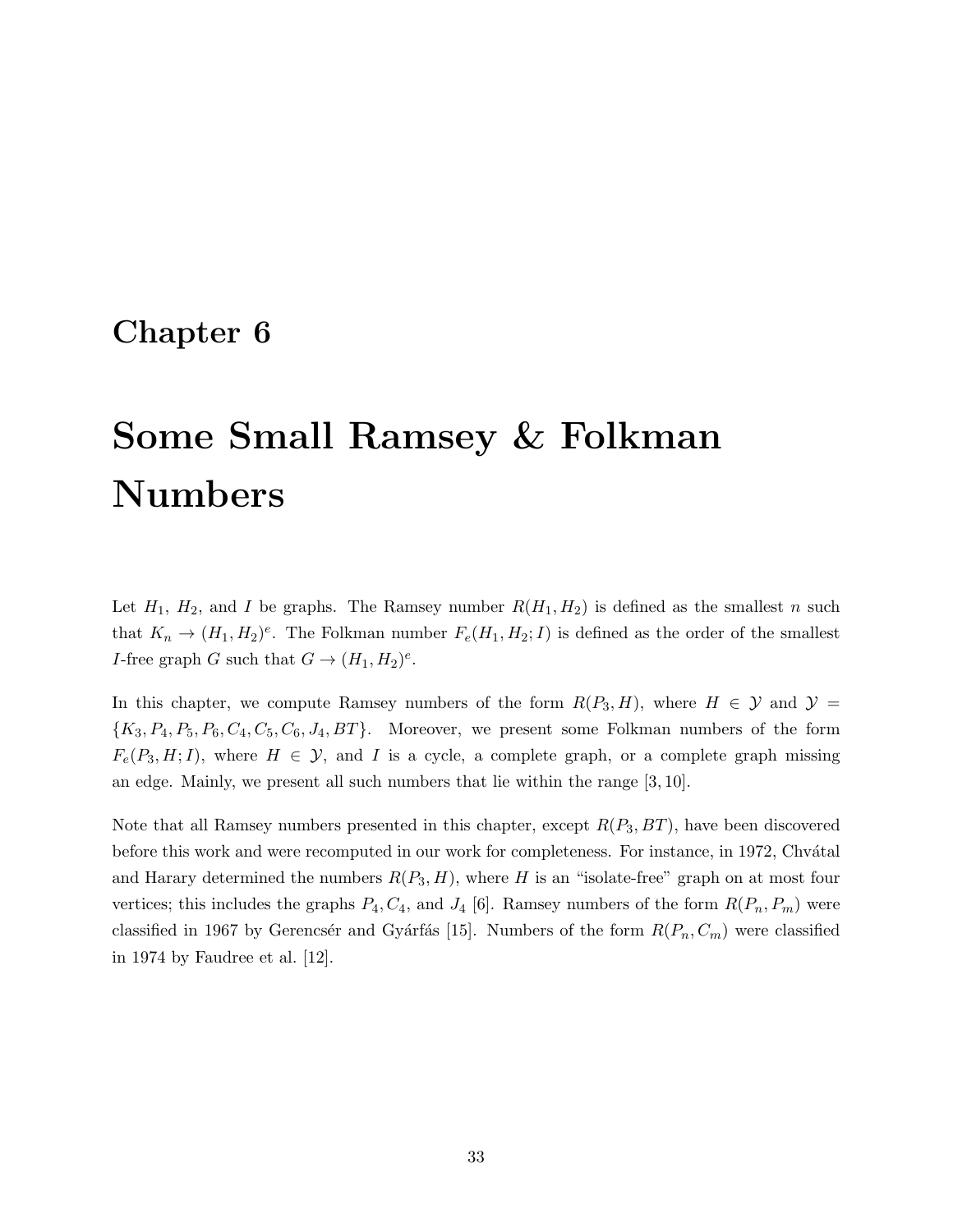# Chapter 6

# Some Small Ramsey & Folkman Numbers

Let $H_1$, $H_2$, and $I$ be graphs. The Ramsey number $R(H_1, H_2)$ is defined as the smallest $n$ such that $K_n \rightarrow (H_1, H_2)^e$. The Folkman number $F_e(H_1, H_2; I)$ is defined as the order of the smallest $I$-free graph $G$ such that $G \rightarrow (H_1, H_2)^e$.

In this chapter, we compute Ramsey numbers of the form $R(P_3, H)$, where $H \in \mathcal{Y}$ and $\mathcal{Y} = \{K_3, P_4, P_5, P_6, C_4, C_5, C_6, J_4, BT\}$. Moreover, we present some Folkman numbers of the form $F_e(P_3, H; I)$, where $H \in \mathcal{Y}$, and $I$ is a cycle, a complete graph, or a complete graph missing an edge. Mainly, we present all such numbers that lie within the range $[3, 10]$.

Note that all Ramsey numbers presented in this chapter, except $R(P_3, BT)$, have been discovered before this work and were recomputed in our work for completeness. For instance, in 1972, Chvátal and Harary determined the numbers $R(P_3, H)$, where $H$ is an "isolate-free" graph on at most four vertices; this includes the graphs $P_4, C_4$, and $J_4$ [6]. Ramsey numbers of the form $R(P_n, P_m)$ were classified in 1967 by Gerencsér and Gyárfás [15]. Numbers of the form $R(P_n, C_m)$ were classified in 1974 by Faudree et al. [12].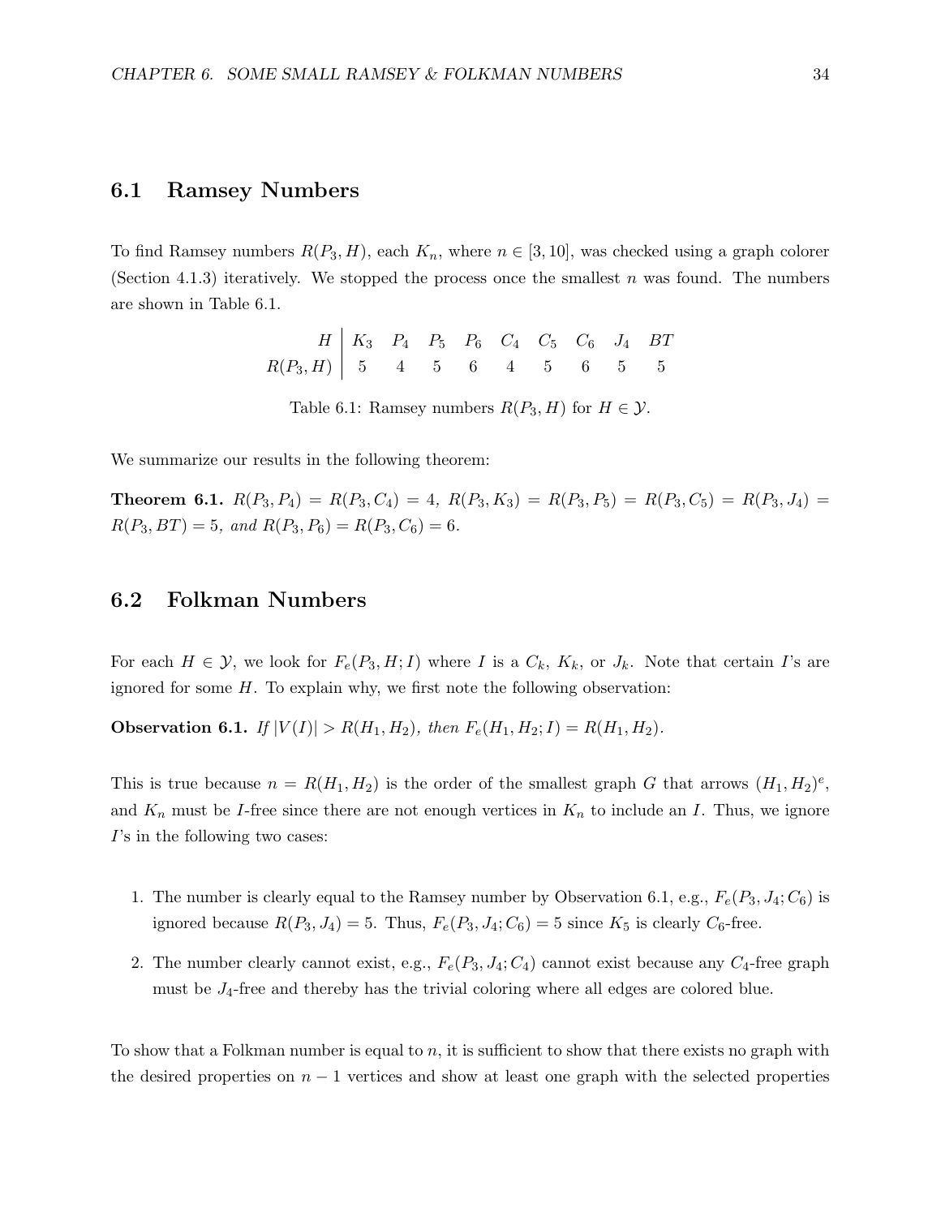## 6.1 Ramsey Numbers

To find Ramsey numbers $R(P_3, H)$, each $K_n$, where $n \in [3, 10]$, was checked using a graph colorer (Section 4.1.3) iteratively. We stopped the process once the smallest $n$ was found. The numbers are shown in Table 6.1.

| $H$ | $K_3$ | $P_4$ | $P_5$ | $P_6$ | $C_4$ | $C_5$ | $C_6$ | $J_4$ | $BT$ |
|---|---|---|---|---|---|---|---|---|---|
| $R(P_3, H)$ | 5 | 4 | 5 | 6 | 4 | 5 | 6 | 5 | 5 |

Table 6.1: Ramsey numbers $R(P_3, H)$ for $H \in \mathcal{Y}$.

We summarize our results in the following theorem:

**Theorem 6.1.** *$R(P_3, P_4) = R(P_3, C_4) = 4$, $R(P_3, K_3) = R(P_3, P_5) = R(P_3, C_5) = R(P_3, J_4) = R(P_3, BT) = 5$, and $R(P_3, P_6) = R(P_3, C_6) = 6$.*

## 6.2 Folkman Numbers

For each $H \in \mathcal{Y}$, we look for $F_e(P_3, H; I)$ where $I$ is a $C_k$, $K_k$, or $J_k$. Note that certain $I$'s are ignored for some $H$. To explain why, we first note the following observation:

**Observation 6.1.** *If $|V(I)| > R(H_1, H_2)$, then $F_e(H_1, H_2; I) = R(H_1, H_2)$.*

This is true because $n = R(H_1, H_2)$ is the order of the smallest graph $G$ that arrows $(H_1, H_2)^e$, and $K_n$ must be $I$-free since there are not enough vertices in $K_n$ to include an $I$. Thus, we ignore $I$'s in the following two cases:

1. The number is clearly equal to the Ramsey number by Observation 6.1, e.g., $F_e(P_3, J_4; C_6)$ is ignored because $R(P_3, J_4) = 5$. Thus, $F_e(P_3, J_4; C_6) = 5$ since $K_5$ is clearly $C_6$-free.
2. The number clearly cannot exist, e.g., $F_e(P_3, J_4; C_4)$ cannot exist because any $C_4$-free graph must be $J_4$-free and thereby has the trivial coloring where all edges are colored blue.

To show that a Folkman number is equal to $n$, it is sufficient to show that there exists no graph with the desired properties on $n - 1$ vertices and show at least one graph with the selected properties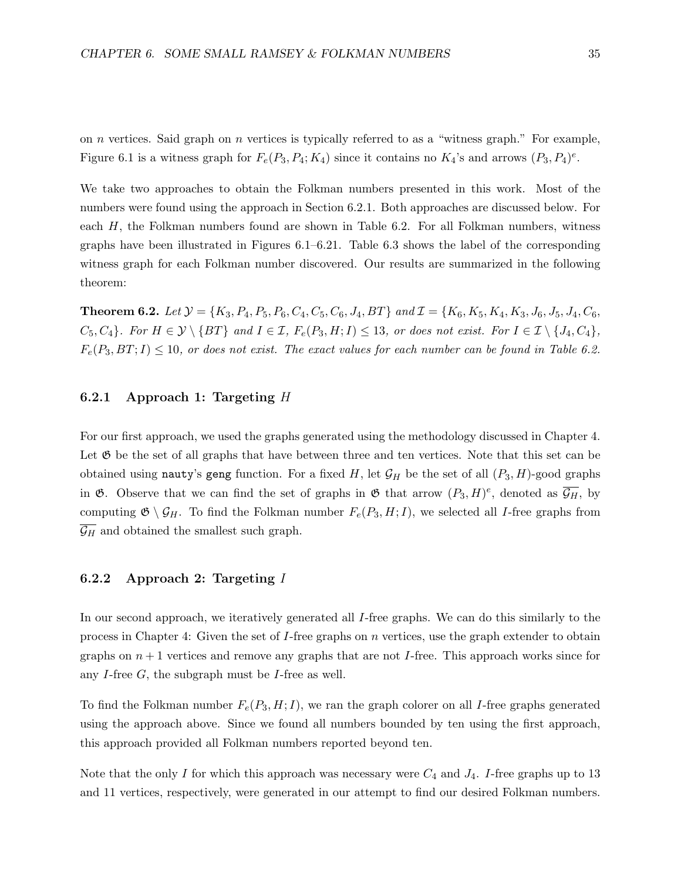on $n$ vertices. Said graph on $n$ vertices is typically referred to as a "witness graph." For example, Figure 6.1 is a witness graph for $F_e(P_3, P_4; K_4)$ since it contains no $K_4$'s and arrows $(P_3, P_4)^e$.

We take two approaches to obtain the Folkman numbers presented in this work. Most of the numbers were found using the approach in Section 6.2.1. Both approaches are discussed below. For each $H$, the Folkman numbers found are shown in Table 6.2. For all Folkman numbers, witness graphs have been illustrated in Figures 6.1–6.21. Table 6.3 shows the label of the corresponding witness graph for each Folkman number discovered. Our results are summarized in the following theorem:

**Theorem 6.2.** *Let $\mathcal{Y} = \{K_3, P_4, P_5, P_6, C_4, C_5, C_6, J_4, BT\}$ and $\mathcal{I} = \{K_6, K_5, K_4, K_3, J_6, J_5, J_4, C_6, C_5, C_4\}$. For $H \in \mathcal{Y} \setminus \{BT\}$ and $I \in \mathcal{I}$, $F_e(P_3, H; I) \leq 13$, or does not exist. For $I \in \mathcal{I} \setminus \{J_4, C_4\}$, $F_e(P_3, BT; I) \leq 10$, or does not exist. The exact values for each number can be found in Table 6.2.*

### 6.2.1 Approach 1: Targeting $H$

For our first approach, we used the graphs generated using the methodology discussed in Chapter 4. Let $\mathfrak{G}$ be the set of all graphs that have between three and ten vertices. Note that this set can be obtained using `nauty`'s `geng` function. For a fixed $H$, let $\mathcal{G}_H$ be the set of all $(P_3, H)$-good graphs in $\mathfrak{G}$. Observe that we can find the set of graphs in $\mathfrak{G}$ that arrow $(P_3, H)^e$, denoted as $\overline{\mathcal{G}_H}$, by computing $\mathfrak{G} \setminus \mathcal{G}_H$. To find the Folkman number $F_e(P_3, H; I)$, we selected all $I$-free graphs from $\overline{\mathcal{G}_H}$ and obtained the smallest such graph.

### 6.2.2 Approach 2: Targeting $I$

In our second approach, we iteratively generated all $I$-free graphs. We can do this similarly to the process in Chapter 4: Given the set of $I$-free graphs on $n$ vertices, use the graph extender to obtain graphs on $n + 1$ vertices and remove any graphs that are not $I$-free. This approach works since for any $I$-free $G$, the subgraph must be $I$-free as well.

To find the Folkman number $F_e(P_3, H; I)$, we ran the graph colorer on all $I$-free graphs generated using the approach above. Since we found all numbers bounded by ten using the first approach, this approach provided all Folkman numbers reported beyond ten.

Note that the only $I$ for which this approach was necessary were $C_4$ and $J_4$. $I$-free graphs up to 13 and 11 vertices, respectively, were generated in our attempt to find our desired Folkman numbers.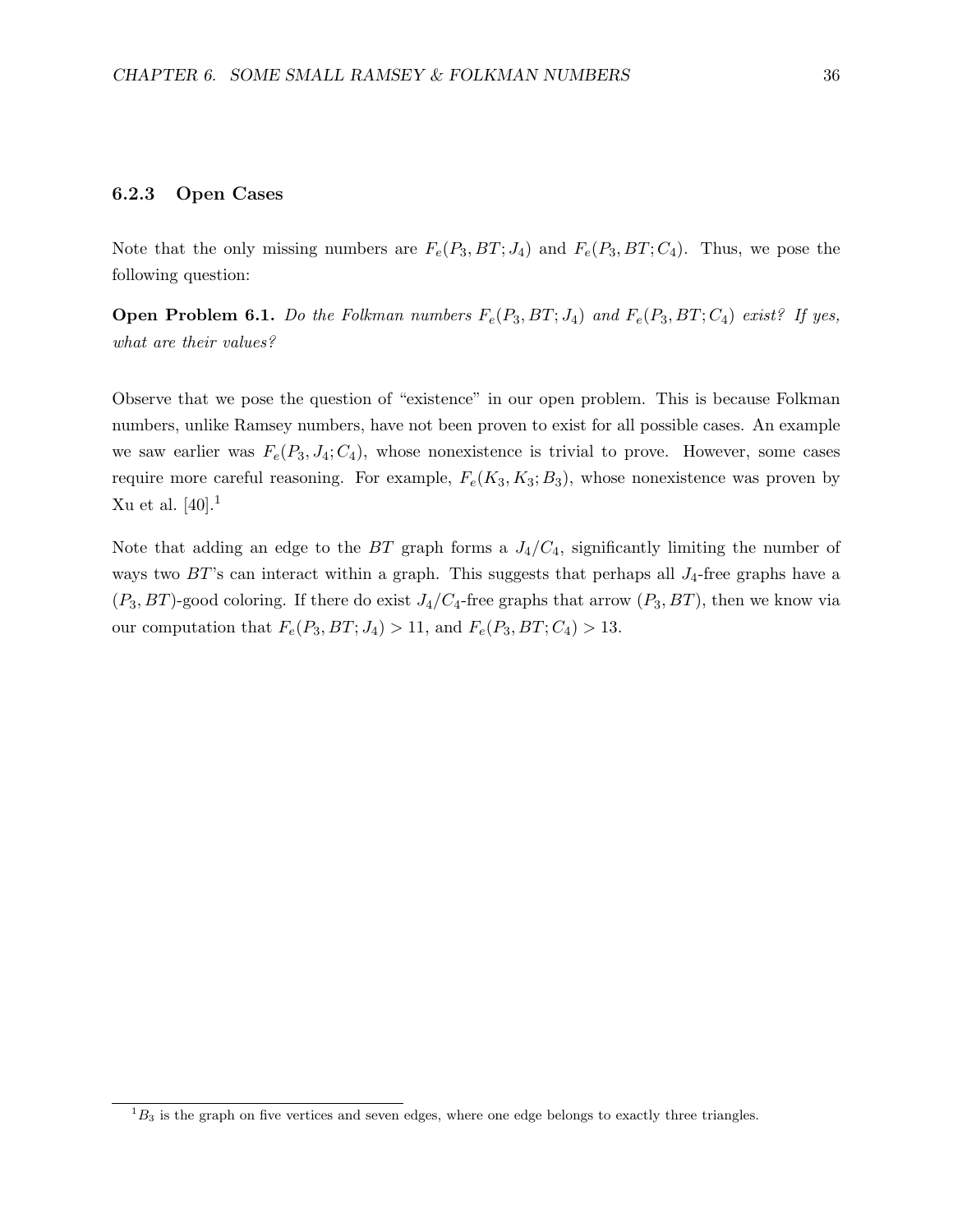### 6.2.3 Open Cases

Note that the only missing numbers are $F_e(P_3, BT; J_4)$ and $F_e(P_3, BT; C_4)$. Thus, we pose the following question:

**Open Problem 6.1.** *Do the Folkman numbers $F_e(P_3, BT; J_4)$ and $F_e(P_3, BT; C_4)$ exist? If yes, what are their values?*

Observe that we pose the question of "existence" in our open problem. This is because Folkman numbers, unlike Ramsey numbers, have not been proven to exist for all possible cases. An example we saw earlier was $F_e(P_3, J_4; C_4)$, whose nonexistence is trivial to prove. However, some cases require more careful reasoning. For example, $F_e(K_3, K_3; B_3)$, whose nonexistence was proven by Xu et al. [40].[1]

Note that adding an edge to the $BT$ graph forms a $J_4/C_4$, significantly limiting the number of ways two $BT$'s can interact within a graph. This suggests that perhaps all $J_4$-free graphs have a $(P_3, BT)$-good coloring. If there do exist $J_4/C_4$-free graphs that arrow $(P_3, BT)$, then we know via our computation that $F_e(P_3, BT; J_4) > 11$, and $F_e(P_3, BT; C_4) > 13$.

[1] $B_3$ is the graph on five vertices and seven edges, where one edge belongs to exactly three triangles.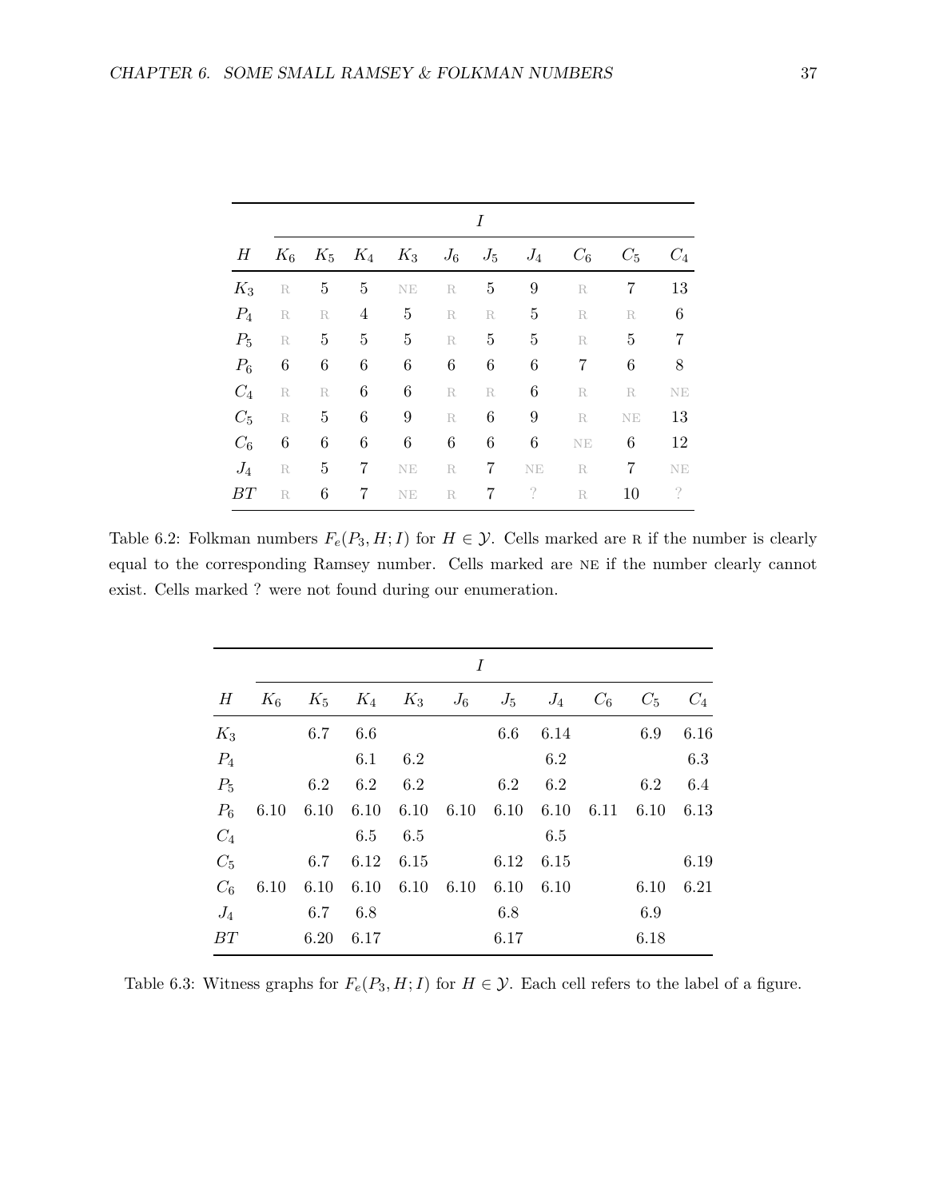| $H$ | $I$ | | | | | | | | | |
|---|---|---|---|---|---|---|---|---|---|---|
| | $K_6$ | $K_5$ | $K_4$ | $K_3$ | $J_6$ | $J_5$ | $J_4$ | $C_6$ | $C_5$ | $C_4$ |
| $K_3$ | R | 5 | 5 | NE | R | 5 | 9 | R | 7 | 13 |
| $P_4$ | R | R | 4 | 5 | R | R | 5 | R | R | 6 |
| $P_5$ | R | 5 | 5 | 5 | R | 5 | 5 | R | 5 | 7 |
| $P_6$ | 6 | 6 | 6 | 6 | 6 | 6 | 6 | 7 | 6 | 8 |
| $C_4$ | R | R | 6 | 6 | R | R | 6 | R | R | NE |
| $C_5$ | R | 5 | 6 | 9 | R | 6 | 9 | R | NE | 13 |
| $C_6$ | 6 | 6 | 6 | 6 | 6 | 6 | 6 | NE | 6 | 12 |
| $J_4$ | R | 5 | 7 | NE | R | 7 | NE | R | 7 | NE |
| $BT$ | R | 6 | 7 | NE | R | 7 | ? | R | 10 | ? |

Table 6.2: Folkman numbers $F_e(P_3, H; I)$ for $H \in \mathcal{Y}$. Cells marked are R if the number is clearly equal to the corresponding Ramsey number. Cells marked are NE if the number clearly cannot exist. Cells marked ? were not found during our enumeration.

| $H$ | $I$ | | | | | | | | | |
|---|---|---|---|---|---|---|---|---|---|---|
| | $K_6$ | $K_5$ | $K_4$ | $K_3$ | $J_6$ | $J_5$ | $J_4$ | $C_6$ | $C_5$ | $C_4$ |
| $K_3$ | | 6.7 | 6.6 | | | 6.6 | 6.14 | | 6.9 | 6.16 |
| $P_4$ | | | 6.1 | 6.2 | | | 6.2 | | | 6.3 |
| $P_5$ | | 6.2 | 6.2 | 6.2 | | 6.2 | 6.2 | | 6.2 | 6.4 |
| $P_6$ | 6.10 | 6.10 | 6.10 | 6.10 | 6.10 | 6.10 | 6.10 | 6.11 | 6.10 | 6.13 |
| $C_4$ | | | 6.5 | 6.5 | | | 6.5 | | | |
| $C_5$ | | 6.7 | 6.12 | 6.15 | | 6.12 | 6.15 | | | 6.19 |
| $C_6$ | 6.10 | 6.10 | 6.10 | 6.10 | 6.10 | 6.10 | 6.10 | | 6.10 | 6.21 |
| $J_4$ | | 6.7 | 6.8 | | | 6.8 | | | 6.9 | |
| $BT$ | | 6.20 | 6.17 | | | 6.17 | | | 6.18 | |

Table 6.3: Witness graphs for $F_e(P_3, H; I)$ for $H \in \mathcal{Y}$. Each cell refers to the label of a figure.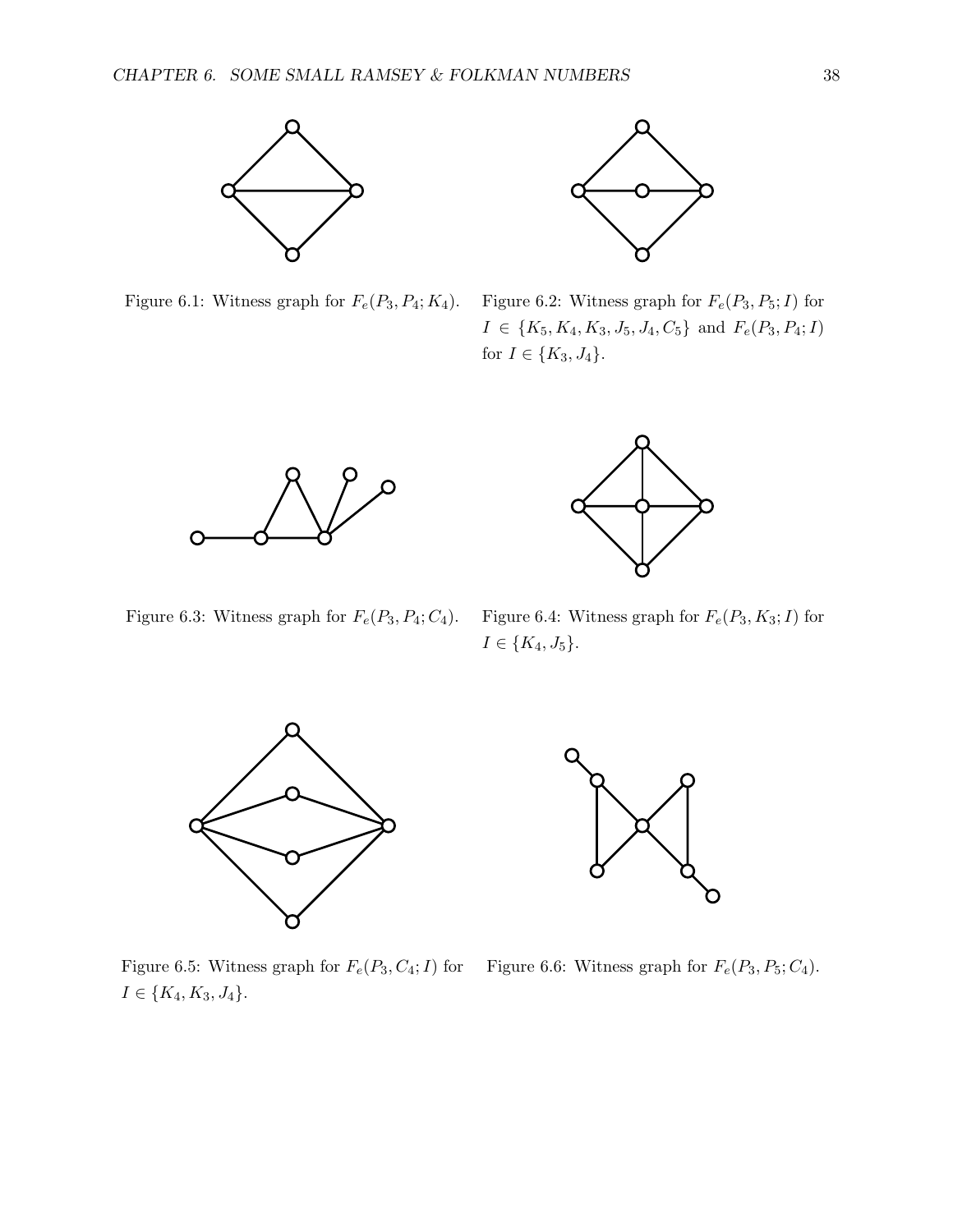Figure 6.1: Witness graph for $F_e(P_3, P_4; K_4)$.

Figure 6.2: Witness graph for $F_e(P_3, P_5; I)$ for $I \in \{K_5, K_4, K_3, J_5, J_4, C_5\}$ and $F_e(P_3, P_4; I)$ for $I \in \{K_3, J_4\}$.

Figure 6.3: Witness graph for $F_e(P_3, P_4; C_4)$.

Figure 6.4: Witness graph for $F_e(P_3, K_3; I)$ for $I \in \{K_4, J_5\}$.

Figure 6.5: Witness graph for $F_e(P_3, C_4; I)$ for $I \in \{K_4, K_3, J_4\}$.

Figure 6.6: Witness graph for $F_e(P_3, P_5; C_4)$.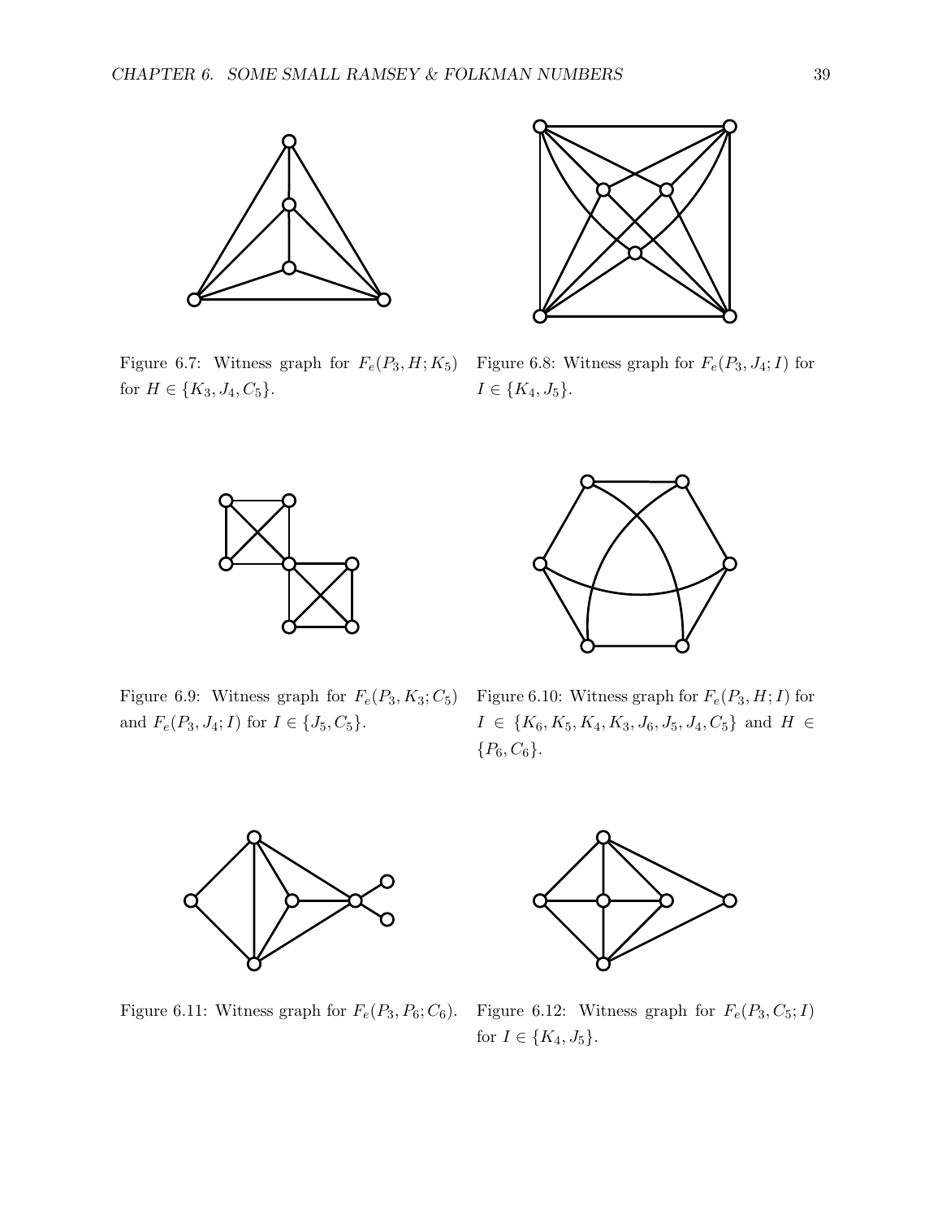Figure 6.7: Witness graph for $F_e(P_3, H; K_5)$ for $H \in \{K_3, J_4, C_5\}$.

Figure 6.8: Witness graph for $F_e(P_3, J_4; I)$ for $I \in \{K_4, J_5\}$.

Figure 6.9: Witness graph for $F_e(P_3, K_3; C_5)$ and $F_e(P_3, J_4; I)$ for $I \in \{J_5, C_5\}$.

Figure 6.10: Witness graph for $F_e(P_3, H; I)$ for $I \in \{K_6, K_5, K_4, K_3, J_6, J_5, J_4, C_5\}$ and $H \in \{P_6, C_6\}$.

Figure 6.11: Witness graph for $F_e(P_3, P_6; C_6)$.

Figure 6.12: Witness graph for $F_e(P_3, C_5; I)$ for $I \in \{K_4, J_5\}$.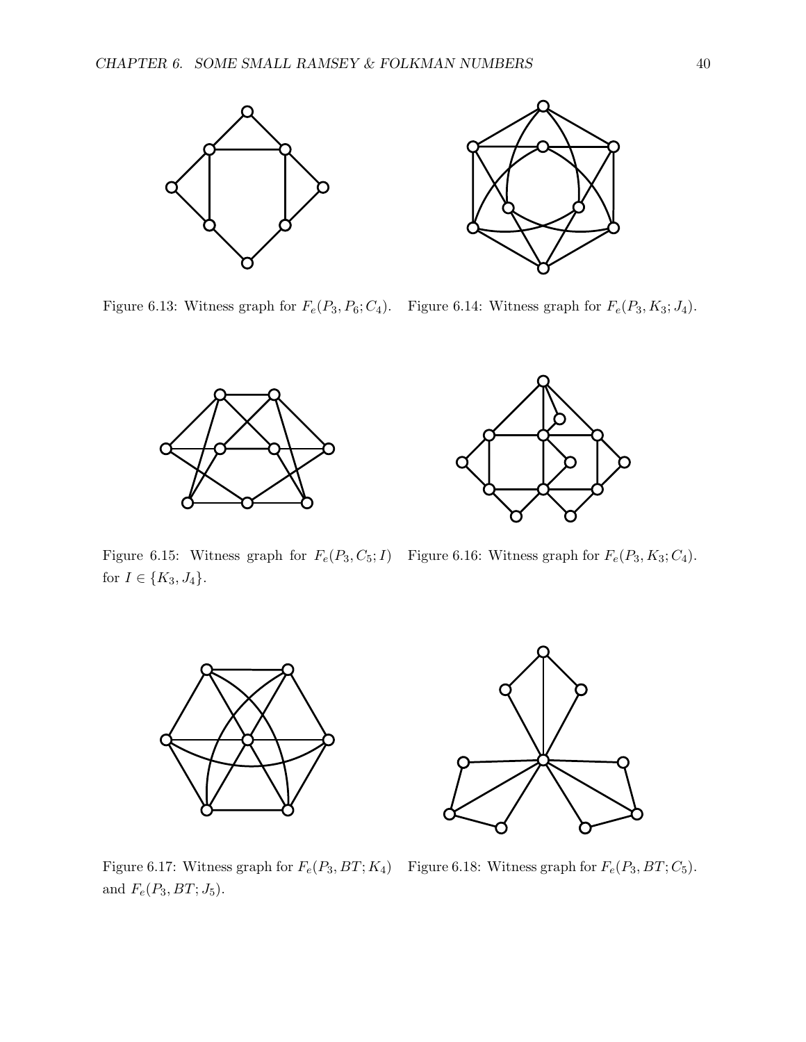Figure 6.13: Witness graph for $F_e(P_3, P_6; C_4)$.

Figure 6.14: Witness graph for $F_e(P_3, K_3; J_4)$.

Figure 6.15: Witness graph for $F_e(P_3, C_5; I)$ for $I \in \{K_3, J_4\}$.

Figure 6.16: Witness graph for $F_e(P_3, K_3; C_4)$.

Figure 6.17: Witness graph for $F_e(P_3, BT; K_4)$ and $F_e(P_3, BT; J_5)$.

Figure 6.18: Witness graph for $F_e(P_3, BT; C_5)$.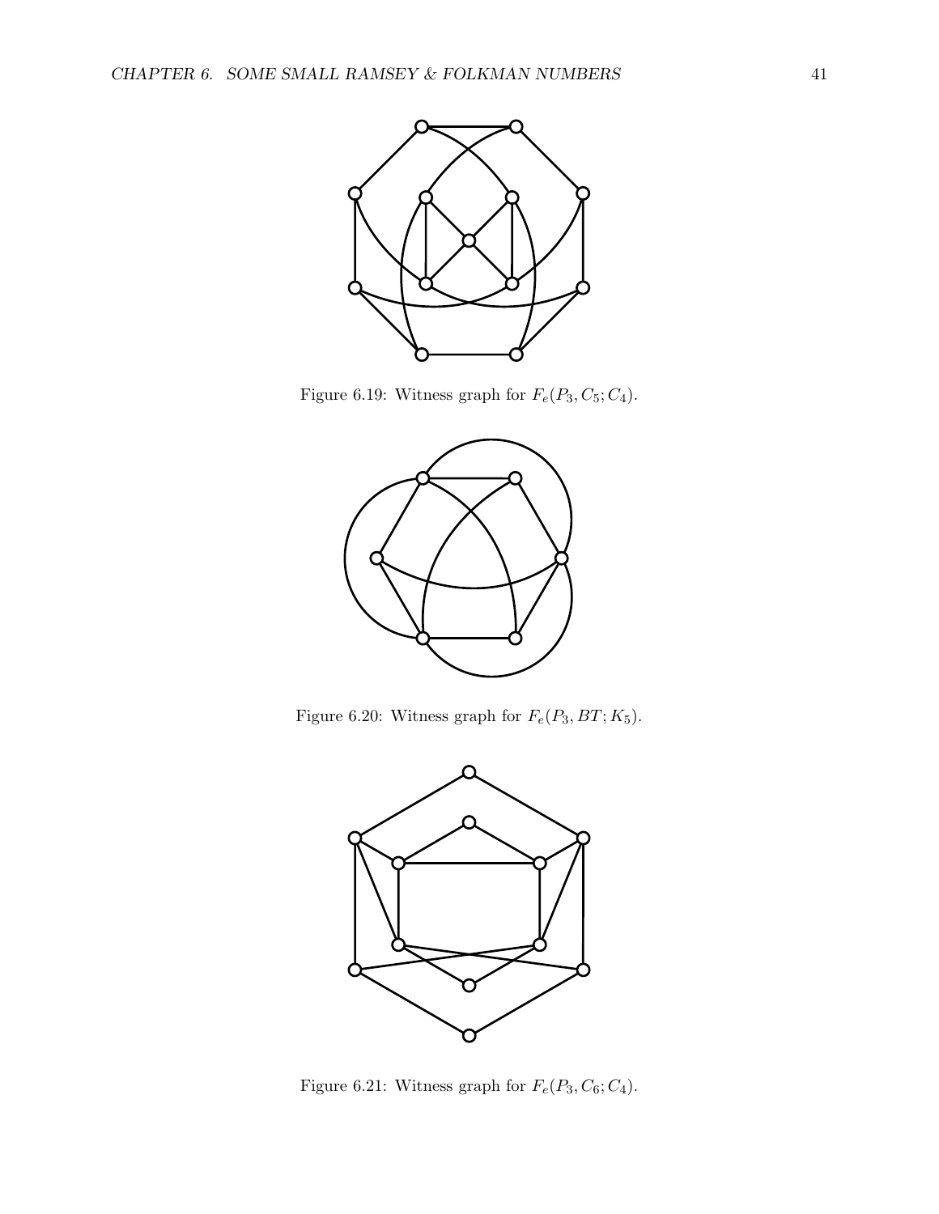Figure 6.19: Witness graph for $F_e(P_3, C_5; C_4)$.

Figure 6.20: Witness graph for $F_e(P_3, BT; K_5)$.

Figure 6.21: Witness graph for $F_e(P_3, C_6; C_4)$.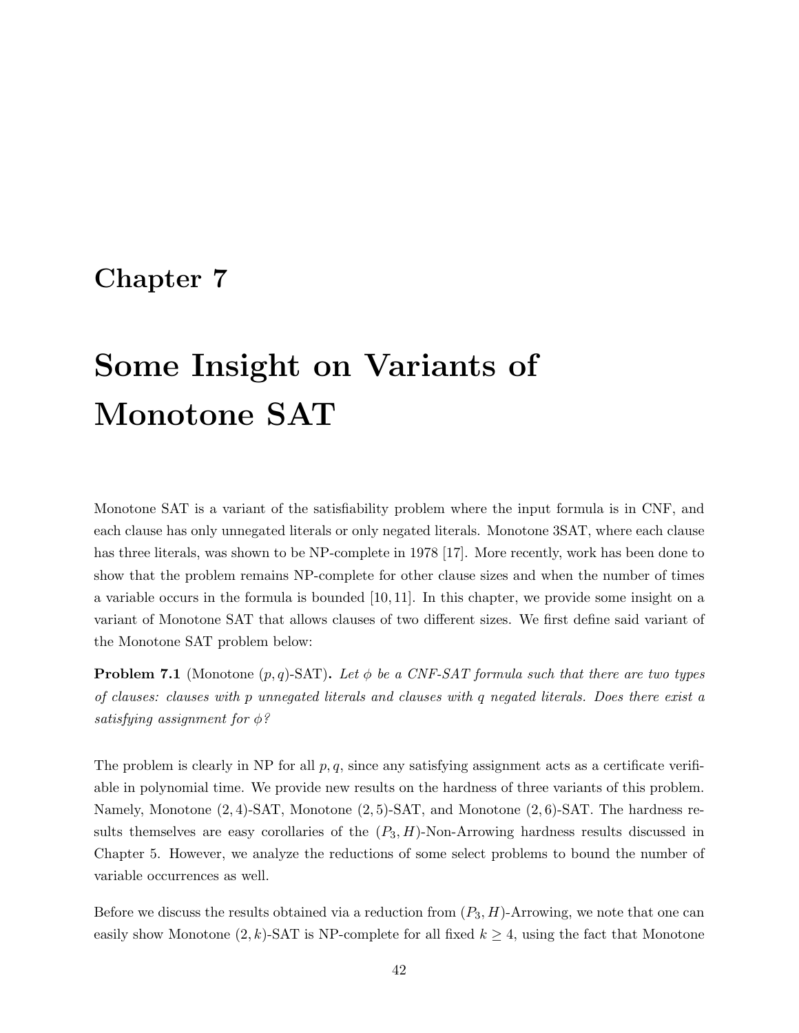# Chapter 7

# Some Insight on Variants of Monotone SAT

Monotone SAT is a variant of the satisfiability problem where the input formula is in CNF, and each clause has only unnegated literals or only negated literals. Monotone 3SAT, where each clause has three literals, was shown to be NP-complete in 1978 [17]. More recently, work has been done to show that the problem remains NP-complete for other clause sizes and when the number of times a variable occurs in the formula is bounded [10, 11]. In this chapter, we provide some insight on a variant of Monotone SAT that allows clauses of two different sizes. We first define said variant of the Monotone SAT problem below:

**Problem 7.1** (Monotone $(p, q)$-SAT)**.** *Let $\phi$ be a CNF-SAT formula such that there are two types of clauses: clauses with $p$ unnegated literals and clauses with $q$ negated literals. Does there exist a satisfying assignment for $\phi$?*

The problem is clearly in NP for all $p, q$, since any satisfying assignment acts as a certificate verifiable in polynomial time. We provide new results on the hardness of three variants of this problem. Namely, Monotone $(2, 4)$-SAT, Monotone $(2, 5)$-SAT, and Monotone $(2, 6)$-SAT. The hardness results themselves are easy corollaries of the $(P_3, H)$-Non-Arrowing hardness results discussed in Chapter 5. However, we analyze the reductions of some select problems to bound the number of variable occurrences as well.

Before we discuss the results obtained via a reduction from $(P_3, H)$-Arrowing, we note that one can easily show Monotone $(2, k)$-SAT is NP-complete for all fixed $k \geq 4$, using the fact that Monotone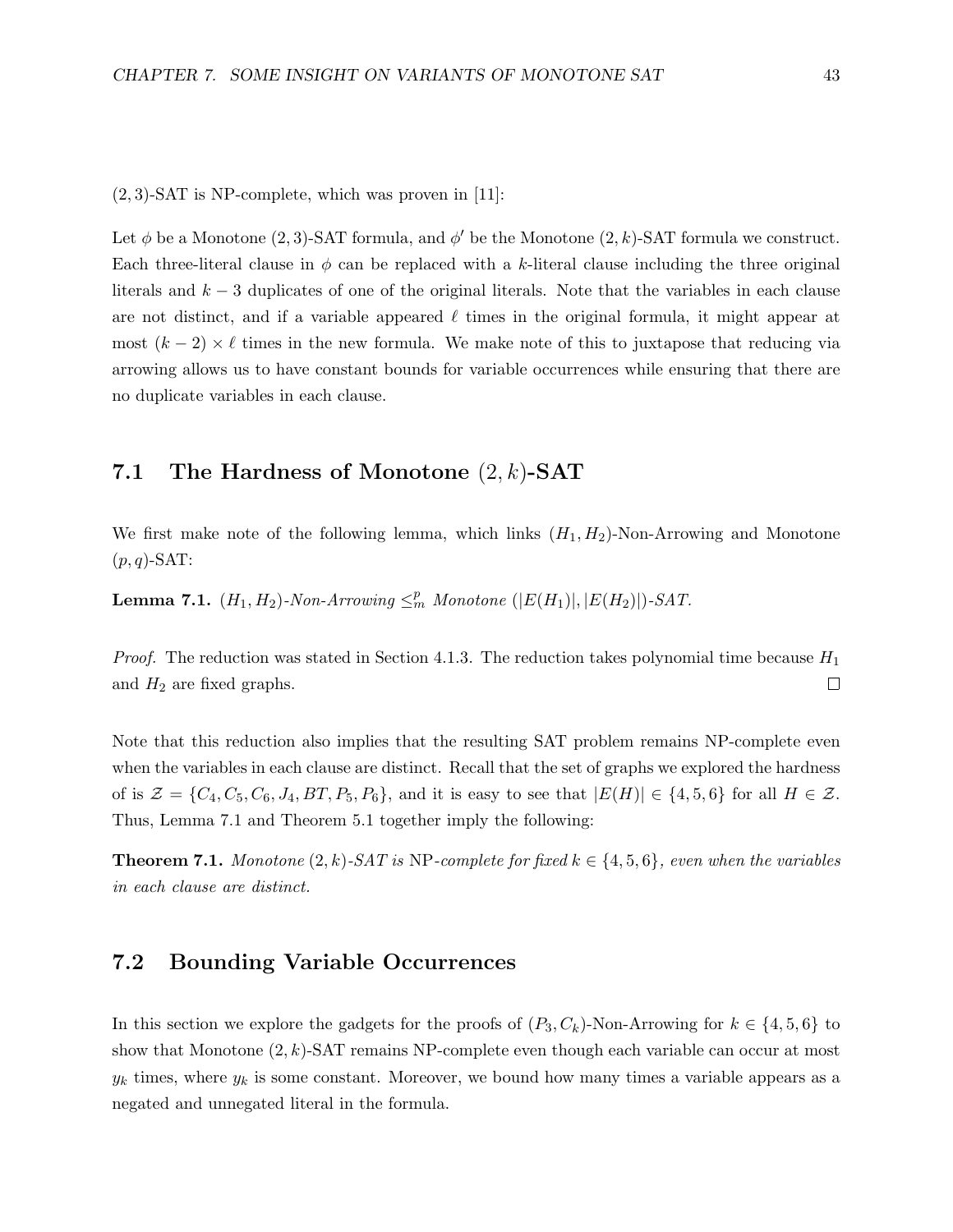$(2,3)$-SAT is NP-complete, which was proven in [11]:

Let $\phi$ be a Monotone $(2,3)$-SAT formula, and $\phi'$ be the Monotone $(2,k)$-SAT formula we construct. Each three-literal clause in $\phi$ can be replaced with a $k$-literal clause including the three original literals and $k-3$ duplicates of one of the original literals. Note that the variables in each clause are not distinct, and if a variable appeared $\ell$ times in the original formula, it might appear at most $(k-2) \times \ell$ times in the new formula. We make note of this to juxtapose that reducing via arrowing allows us to have constant bounds for variable occurrences while ensuring that there are no duplicate variables in each clause.

## 7.1 The Hardness of Monotone $(2,k)$-SAT

We first make note of the following lemma, which links $(H_1, H_2)$-Non-Arrowing and Monotone $(p,q)$-SAT:

**Lemma 7.1.** *$(H_1, H_2)$-Non-Arrowing $\leq_m^p$ Monotone $(|E(H_1)|, |E(H_2)|)$-SAT.*

*Proof.* The reduction was stated in Section 4.1.3. The reduction takes polynomial time because $H_1$ and $H_2$ are fixed graphs. □

Note that this reduction also implies that the resulting SAT problem remains NP-complete even when the variables in each clause are distinct. Recall that the set of graphs we explored the hardness of is $\mathcal{Z} = \{C_4, C_5, C_6, J_4, BT, P_5, P_6\}$, and it is easy to see that $|E(H)| \in \{4,5,6\}$ for all $H \in \mathcal{Z}$. Thus, Lemma 7.1 and Theorem 5.1 together imply the following:

**Theorem 7.1.** *Monotone $(2,k)$-SAT is NP-complete for fixed $k \in \{4,5,6\}$, even when the variables in each clause are distinct.*

## 7.2 Bounding Variable Occurrences

In this section we explore the gadgets for the proofs of $(P_3, C_k)$-Non-Arrowing for $k \in \{4,5,6\}$ to show that Monotone $(2,k)$-SAT remains NP-complete even though each variable can occur at most $y_k$ times, where $y_k$ is some constant. Moreover, we bound how many times a variable appears as a negated and unnegated literal in the formula.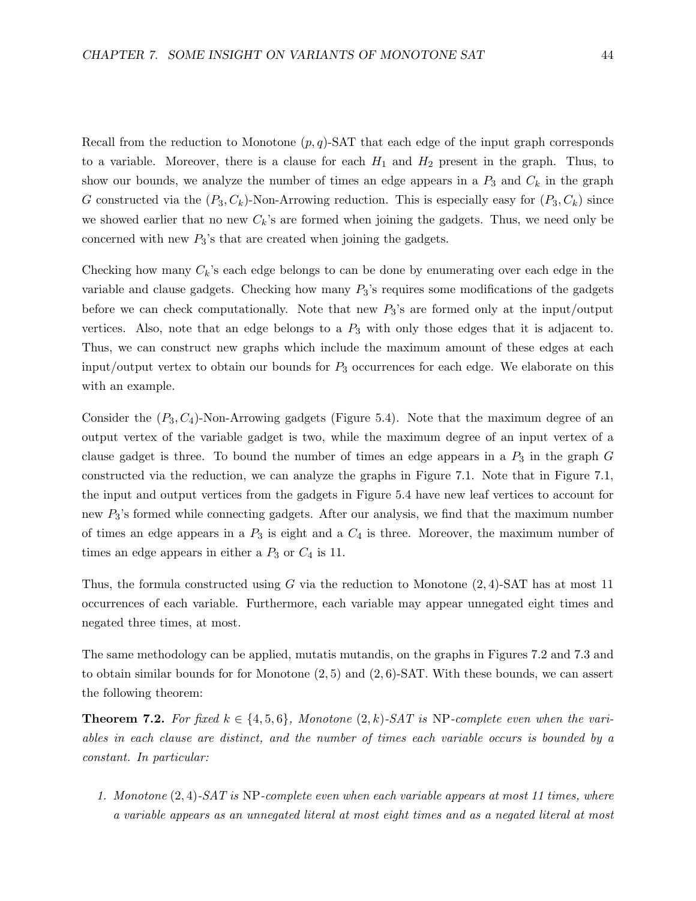Recall from the reduction to Monotone $(p, q)$-SAT that each edge of the input graph corresponds to a variable. Moreover, there is a clause for each $H_1$ and $H_2$ present in the graph. Thus, to show our bounds, we analyze the number of times an edge appears in a $P_3$ and $C_k$ in the graph $G$ constructed via the $(P_3, C_k)$-Non-Arrowing reduction. This is especially easy for $(P_3, C_k)$ since we showed earlier that no new $C_k$'s are formed when joining the gadgets. Thus, we need only be concerned with new $P_3$'s that are created when joining the gadgets.

Checking how many $C_k$'s each edge belongs to can be done by enumerating over each edge in the variable and clause gadgets. Checking how many $P_3$'s requires some modifications of the gadgets before we can check computationally. Note that new $P_3$'s are formed only at the input/output vertices. Also, note that an edge belongs to a $P_3$ with only those edges that it is adjacent to. Thus, we can construct new graphs which include the maximum amount of these edges at each input/output vertex to obtain our bounds for $P_3$ occurrences for each edge. We elaborate on this with an example.

Consider the $(P_3, C_4)$-Non-Arrowing gadgets (Figure 5.4). Note that the maximum degree of an output vertex of the variable gadget is two, while the maximum degree of an input vertex of a clause gadget is three. To bound the number of times an edge appears in a $P_3$ in the graph $G$ constructed via the reduction, we can analyze the graphs in Figure 7.1. Note that in Figure 7.1, the input and output vertices from the gadgets in Figure 5.4 have new leaf vertices to account for new $P_3$'s formed while connecting gadgets. After our analysis, we find that the maximum number of times an edge appears in a $P_3$ is eight and a $C_4$ is three. Moreover, the maximum number of times an edge appears in either a $P_3$ or $C_4$ is 11.

Thus, the formula constructed using $G$ via the reduction to Monotone $(2, 4)$-SAT has at most 11 occurrences of each variable. Furthermore, each variable may appear unnegated eight times and negated three times, at most.

The same methodology can be applied, mutatis mutandis, on the graphs in Figures 7.2 and 7.3 and to obtain similar bounds for for Monotone $(2, 5)$ and $(2, 6)$-SAT. With these bounds, we can assert the following theorem:

**Theorem 7.2.** *For fixed $k \in \{4, 5, 6\}$, Monotone $(2, k)$-SAT is* NP*-complete even when the variables in each clause are distinct, and the number of times each variable occurs is bounded by a constant. In particular:*

1. *Monotone $(2, 4)$-SAT is* NP*-complete even when each variable appears at most 11 times, where a variable appears as an unnegated literal at most eight times and as a negated literal at most*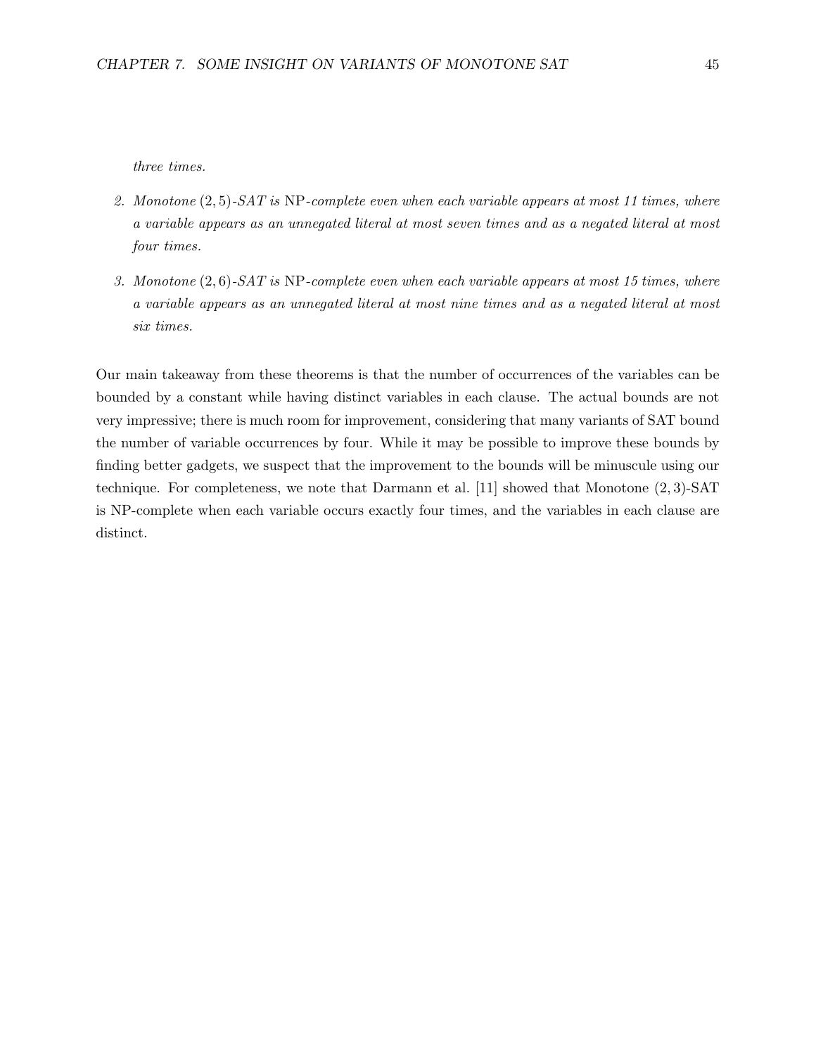*three times.*

2. *Monotone $(2, 5)$-SAT is* NP*-complete even when each variable appears at most 11 times, where a variable appears as an unnegated literal at most seven times and as a negated literal at most four times.*

3. *Monotone $(2, 6)$-SAT is* NP*-complete even when each variable appears at most 15 times, where a variable appears as an unnegated literal at most nine times and as a negated literal at most six times.*

Our main takeaway from these theorems is that the number of occurrences of the variables can be bounded by a constant while having distinct variables in each clause. The actual bounds are not very impressive; there is much room for improvement, considering that many variants of SAT bound the number of variable occurrences by four. While it may be possible to improve these bounds by finding better gadgets, we suspect that the improvement to the bounds will be minuscule using our technique. For completeness, we note that Darmann et al. [11] showed that Monotone $(2, 3)$-SAT is NP-complete when each variable occurs exactly four times, and the variables in each clause are distinct.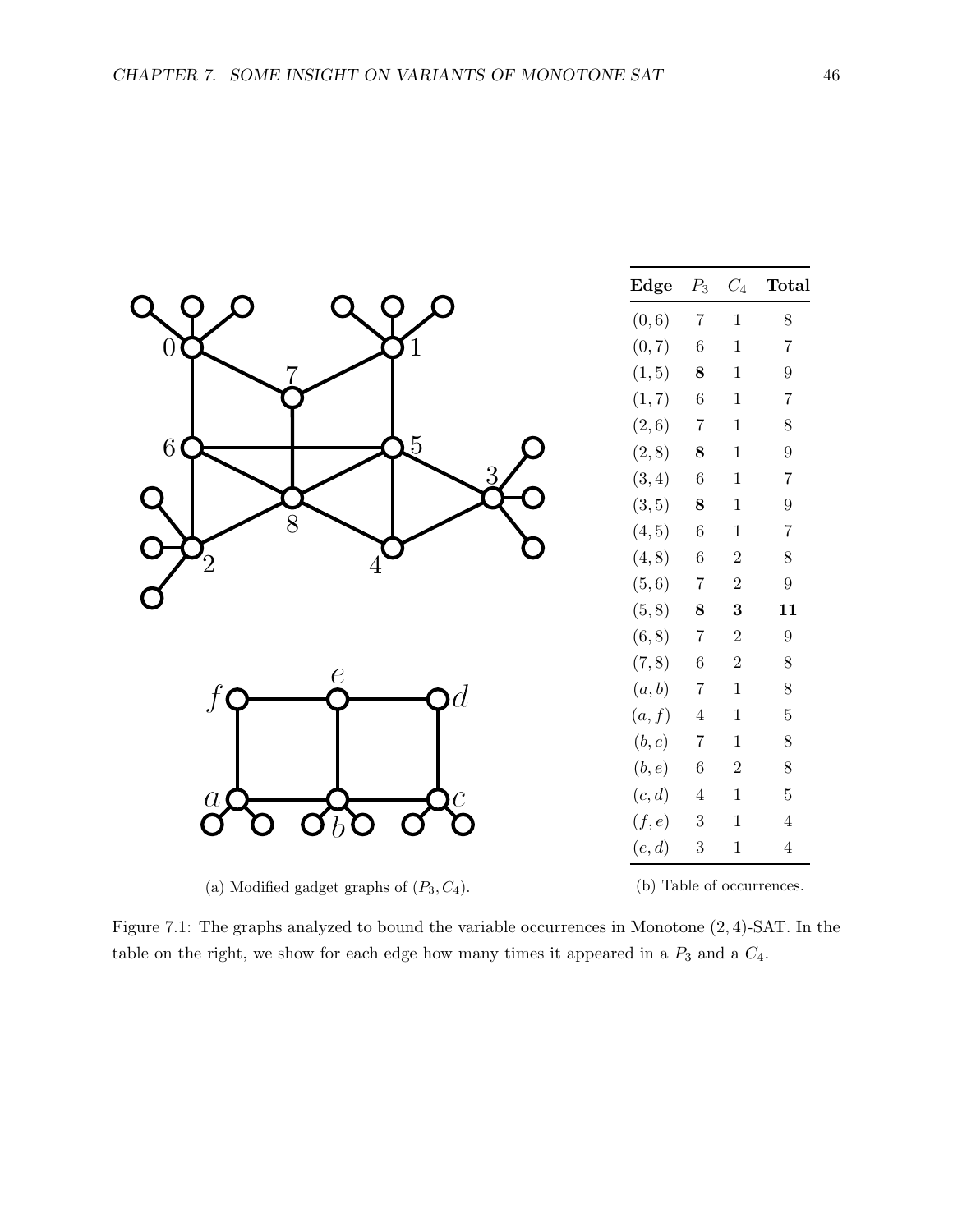| Edge | $P_3$ | $C_4$ | Total |
|---|---|---|---|
| $(0,6)$ | 7 | 1 | 8 |
| $(0,7)$ | 6 | 1 | 7 |
| $(1,5)$ | **8** | 1 | 9 |
| $(1,7)$ | 6 | 1 | 7 |
| $(2,6)$ | 7 | 1 | 8 |
| $(2,8)$ | **8** | 1 | 9 |
| $(3,4)$ | 6 | 1 | 7 |
| $(3,5)$ | **8** | 1 | 9 |
| $(4,5)$ | 6 | 1 | 7 |
| $(4,8)$ | 6 | 2 | 8 |
| $(5,6)$ | 7 | 2 | 9 |
| $(5,8)$ | **8** | **3** | **11** |
| $(6,8)$ | 7 | 2 | 9 |
| $(7,8)$ | 6 | 2 | 8 |
| $(a,b)$ | 7 | 1 | 8 |
| $(a,f)$ | 4 | 1 | 5 |
| $(b,c)$ | 7 | 1 | 8 |
| $(b,e)$ | 6 | 2 | 8 |
| $(c,d)$ | 4 | 1 | 5 |
| $(f,e)$ | 3 | 1 | 4 |
| $(e,d)$ | 3 | 1 | 4 |

(a) Modified gadget graphs of $(P_3, C_4)$.

(b) Table of occurrences.

Figure 7.1: The graphs analyzed to bound the variable occurrences in Monotone $(2,4)$-SAT. In the table on the right, we show for each edge how many times it appeared in a $P_3$ and a $C_4$.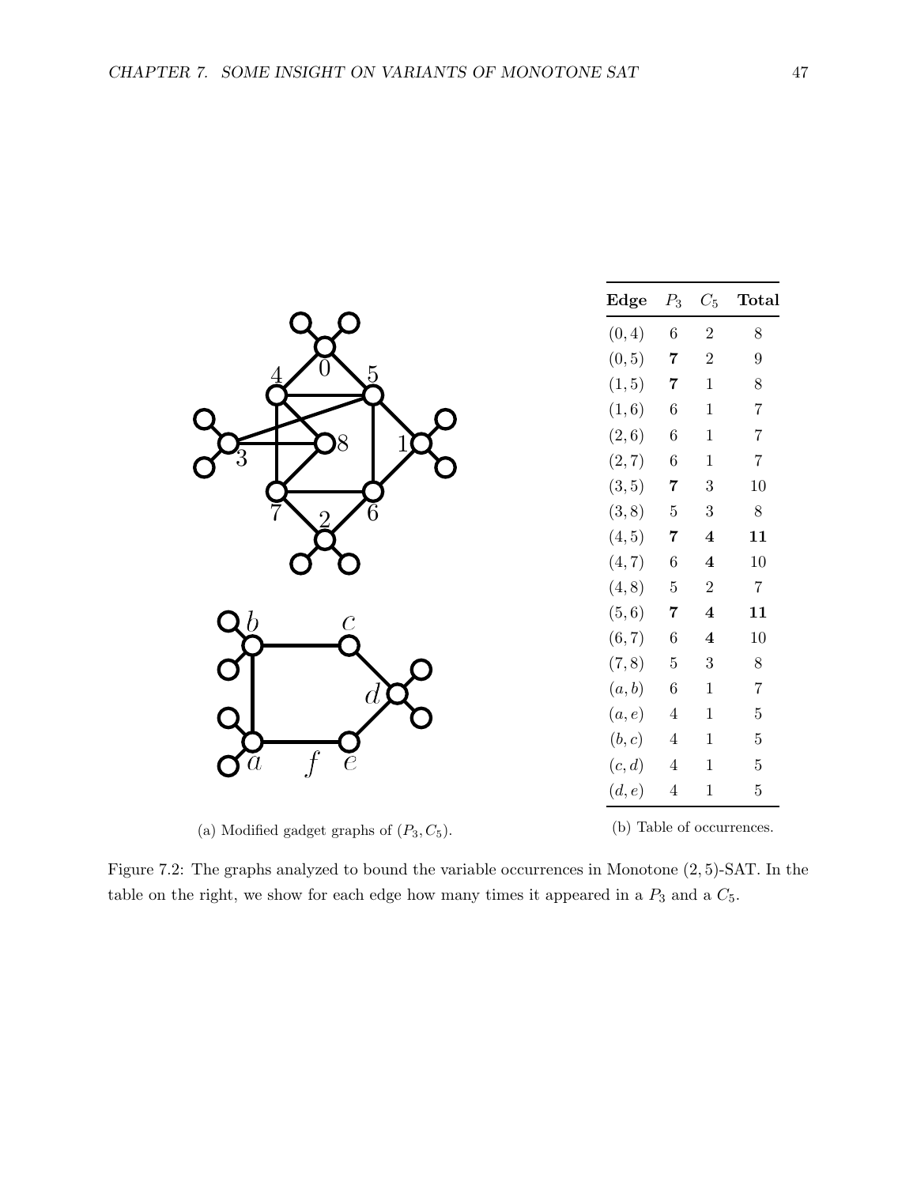| Edge | $P_3$ | $C_5$ | Total |
|---|---|---|---|
| $(0, 4)$ | 6 | 2 | 8 |
| $(0, 5)$ | **7** | 2 | 9 |
| $(1, 5)$ | **7** | 1 | 8 |
| $(1, 6)$ | 6 | 1 | 7 |
| $(2, 6)$ | 6 | 1 | 7 |
| $(2, 7)$ | 6 | 1 | 7 |
| $(3, 5)$ | **7** | 3 | 10 |
| $(3, 8)$ | 5 | 3 | 8 |
| $(4, 5)$ | **7** | **4** | **11** |
| $(4, 7)$ | 6 | **4** | 10 |
| $(4, 8)$ | 5 | 2 | 7 |
| $(5, 6)$ | **7** | **4** | **11** |
| $(6, 7)$ | 6 | **4** | 10 |
| $(7, 8)$ | 5 | 3 | 8 |
| $(a, b)$ | 6 | 1 | 7 |
| $(a, e)$ | 4 | 1 | 5 |
| $(b, c)$ | 4 | 1 | 5 |
| $(c, d)$ | 4 | 1 | 5 |
| $(d, e)$ | 4 | 1 | 5 |

(a) Modified gadget graphs of $(P_3, C_5)$.

(b) Table of occurrences.

Figure 7.2: The graphs analyzed to bound the variable occurrences in Monotone $(2, 5)$-SAT. In the table on the right, we show for each edge how many times it appeared in a $P_3$ and a $C_5$.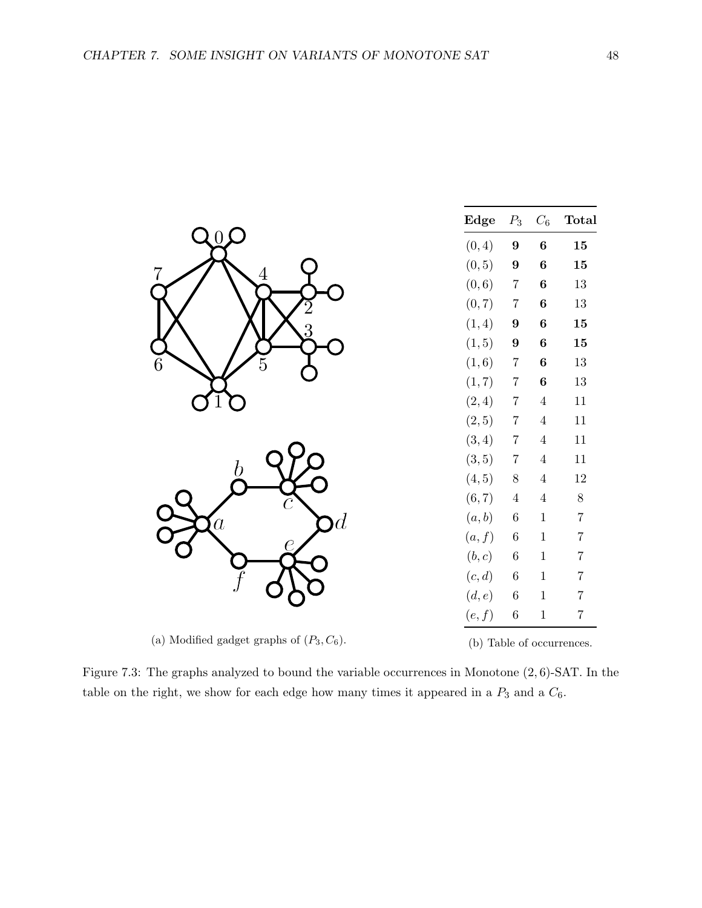| **Edge** | $P_3$ | $C_6$ | **Total** |
|---|---|---|---|
| $(0,4)$ | **9** | **6** | **15** |
| $(0,5)$ | **9** | **6** | **15** |
| $(0,6)$ | 7 | **6** | 13 |
| $(0,7)$ | 7 | **6** | 13 |
| $(1,4)$ | **9** | **6** | **15** |
| $(1,5)$ | **9** | **6** | **15** |
| $(1,6)$ | 7 | **6** | 13 |
| $(1,7)$ | 7 | **6** | 13 |
| $(2,4)$ | 7 | 4 | 11 |
| $(2,5)$ | 7 | 4 | 11 |
| $(3,4)$ | 7 | 4 | 11 |
| $(3,5)$ | 7 | 4 | 11 |
| $(4,5)$ | 8 | 4 | 12 |
| $(6,7)$ | 4 | 4 | 8 |
| $(a,b)$ | 6 | 1 | 7 |
| $(a,f)$ | 6 | 1 | 7 |
| $(b,c)$ | 6 | 1 | 7 |
| $(c,d)$ | 6 | 1 | 7 |
| $(d,e)$ | 6 | 1 | 7 |
| $(e,f)$ | 6 | 1 | 7 |

(a) Modified gadget graphs of $(P_3, C_6)$.

(b) Table of occurrences.

Figure 7.3: The graphs analyzed to bound the variable occurrences in Monotone $(2,6)$-SAT. In the table on the right, we show for each edge how many times it appeared in a $P_3$ and a $C_6$.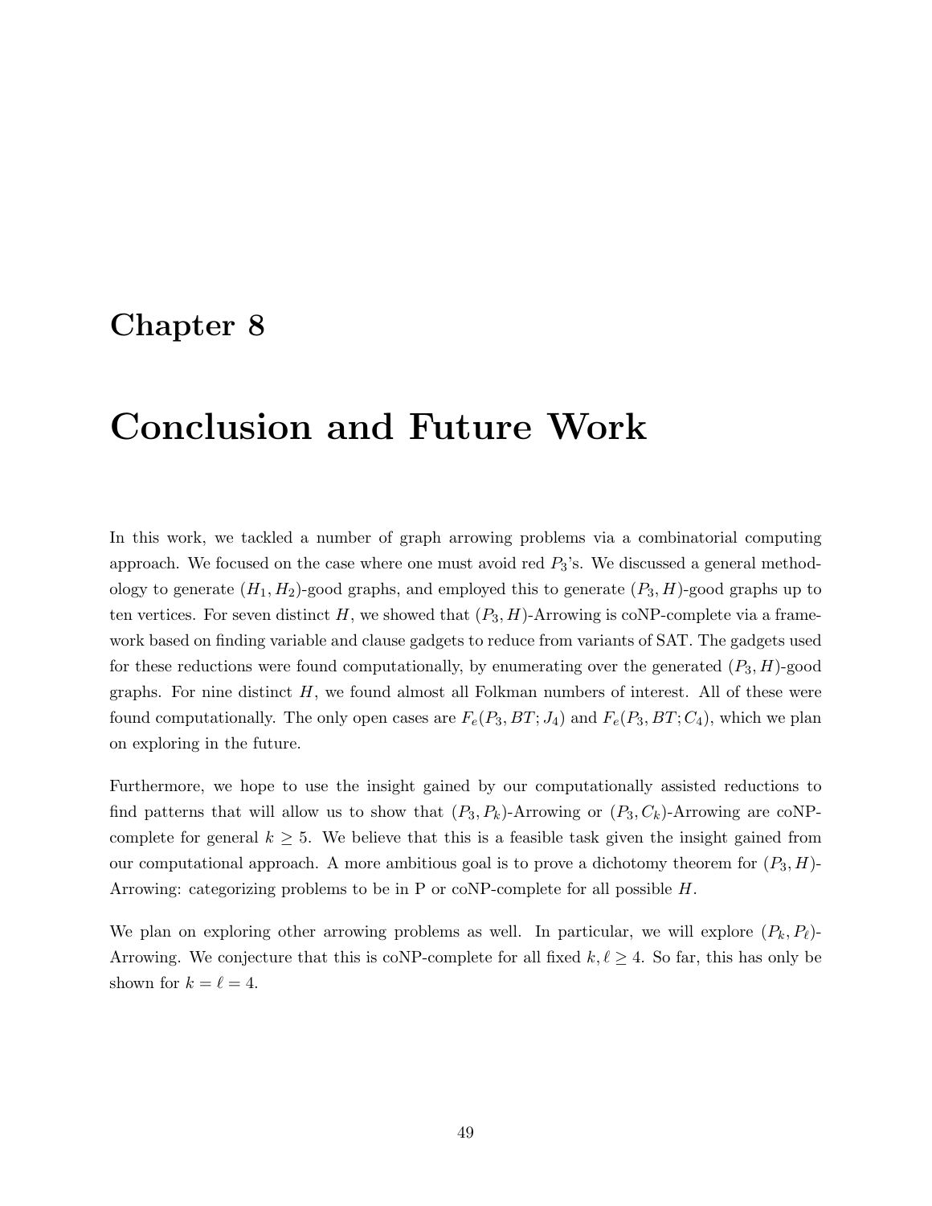# Chapter 8

# Conclusion and Future Work

In this work, we tackled a number of graph arrowing problems via a combinatorial computing approach. We focused on the case where one must avoid red $P_3$'s. We discussed a general methodology to generate $(H_1, H_2)$-good graphs, and employed this to generate $(P_3, H)$-good graphs up to ten vertices. For seven distinct $H$, we showed that $(P_3, H)$-Arrowing is coNP-complete via a framework based on finding variable and clause gadgets to reduce from variants of SAT. The gadgets used for these reductions were found computationally, by enumerating over the generated $(P_3, H)$-good graphs. For nine distinct $H$, we found almost all Folkman numbers of interest. All of these were found computationally. The only open cases are $F_e(P_3, BT; J_4)$ and $F_e(P_3, BT; C_4)$, which we plan on exploring in the future.

Furthermore, we hope to use the insight gained by our computationally assisted reductions to find patterns that will allow us to show that $(P_3, P_k)$-Arrowing or $(P_3, C_k)$-Arrowing are coNP-complete for general $k \geq 5$. We believe that this is a feasible task given the insight gained from our computational approach. A more ambitious goal is to prove a dichotomy theorem for $(P_3, H)$-Arrowing: categorizing problems to be in P or coNP-complete for all possible $H$.

We plan on exploring other arrowing problems as well. In particular, we will explore $(P_k, P_\ell)$-Arrowing. We conjecture that this is coNP-complete for all fixed $k, \ell \geq 4$. So far, this has only be shown for $k = \ell = 4$.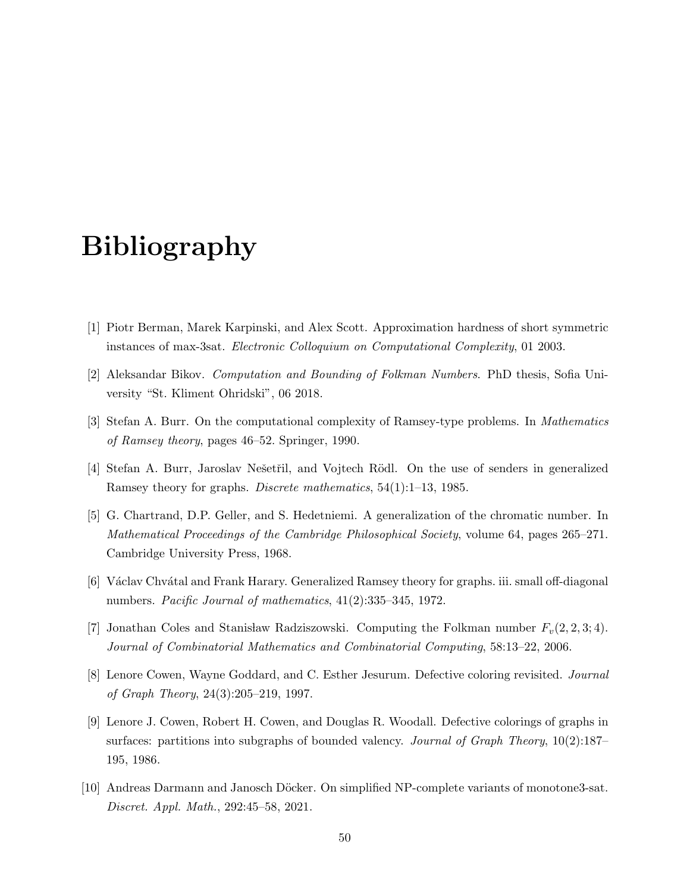# Bibliography

[1] Piotr Berman, Marek Karpinski, and Alex Scott. Approximation hardness of short symmetric instances of max-3sat. *Electronic Colloquium on Computational Complexity*, 01 2003.

[2] Aleksandar Bikov. *Computation and Bounding of Folkman Numbers*. PhD thesis, Sofia University "St. Kliment Ohridski", 06 2018.

[3] Stefan A. Burr. On the computational complexity of Ramsey-type problems. In *Mathematics of Ramsey theory*, pages 46–52. Springer, 1990.

[4] Stefan A. Burr, Jaroslav Nešetřil, and Vojtech Rödl. On the use of senders in generalized Ramsey theory for graphs. *Discrete mathematics*, 54(1):1–13, 1985.

[5] G. Chartrand, D.P. Geller, and S. Hedetniemi. A generalization of the chromatic number. In *Mathematical Proceedings of the Cambridge Philosophical Society*, volume 64, pages 265–271. Cambridge University Press, 1968.

[6] Václav Chvátal and Frank Harary. Generalized Ramsey theory for graphs. iii. small off-diagonal numbers. *Pacific Journal of mathematics*, 41(2):335–345, 1972.

[7] Jonathan Coles and Stanisław Radziszowski. Computing the Folkman number $F_v(2, 2, 3; 4)$. *Journal of Combinatorial Mathematics and Combinatorial Computing*, 58:13–22, 2006.

[8] Lenore Cowen, Wayne Goddard, and C. Esther Jesurum. Defective coloring revisited. *Journal of Graph Theory*, 24(3):205–219, 1997.

[9] Lenore J. Cowen, Robert H. Cowen, and Douglas R. Woodall. Defective colorings of graphs in surfaces: partitions into subgraphs of bounded valency. *Journal of Graph Theory*, 10(2):187–195, 1986.

[10] Andreas Darmann and Janosch Döcker. On simplified NP-complete variants of monotone3-sat. *Discret. Appl. Math.*, 292:45–58, 2021.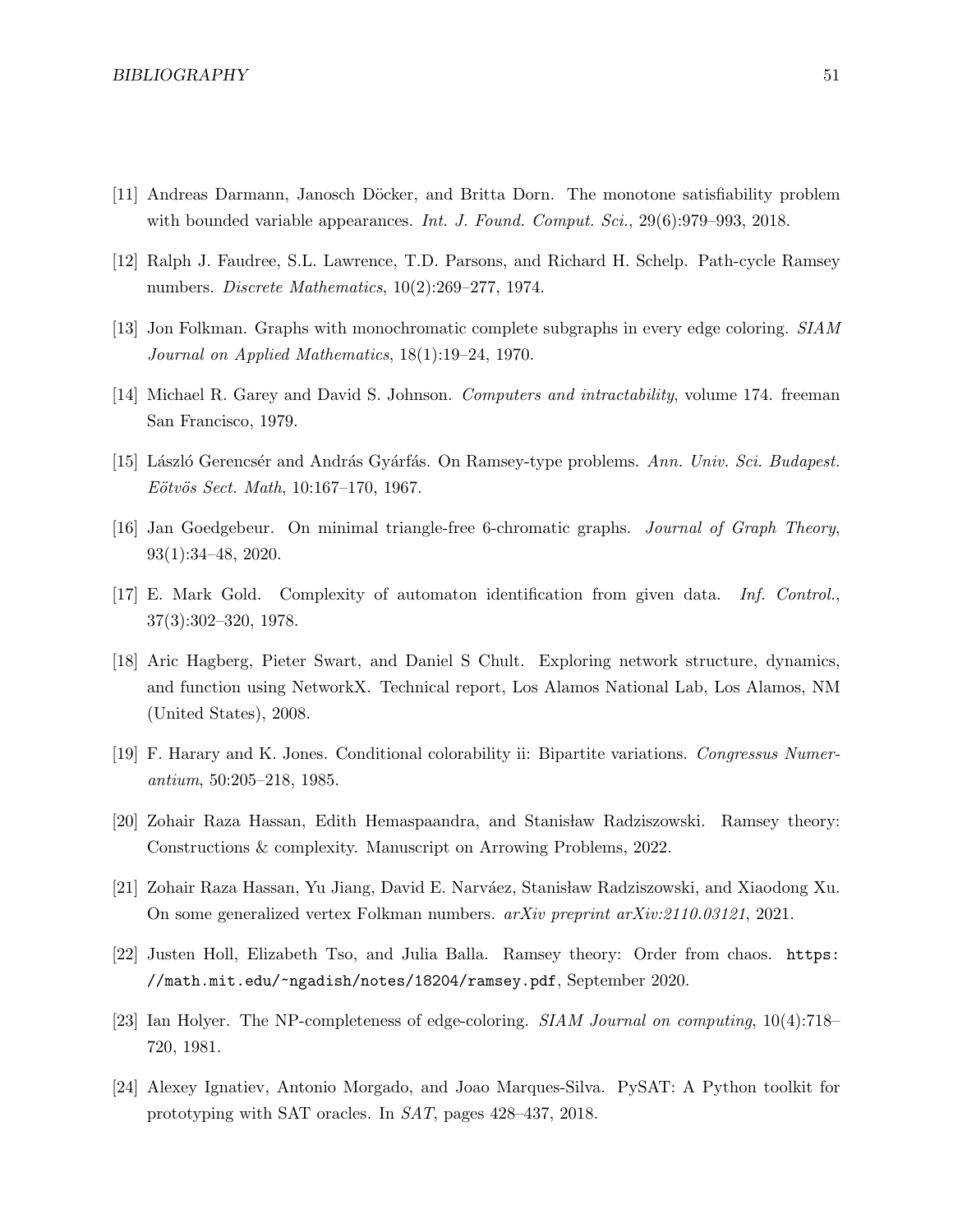[11] Andreas Darmann, Janosch Döcker, and Britta Dorn. The monotone satisfiability problem with bounded variable appearances. *Int. J. Found. Comput. Sci.*, 29(6):979–993, 2018.

[12] Ralph J. Faudree, S.L. Lawrence, T.D. Parsons, and Richard H. Schelp. Path-cycle Ramsey numbers. *Discrete Mathematics*, 10(2):269–277, 1974.

[13] Jon Folkman. Graphs with monochromatic complete subgraphs in every edge coloring. *SIAM Journal on Applied Mathematics*, 18(1):19–24, 1970.

[14] Michael R. Garey and David S. Johnson. *Computers and intractability*, volume 174. freeman San Francisco, 1979.

[15] László Gerencsér and András Gyárfás. On Ramsey-type problems. *Ann. Univ. Sci. Budapest. Eötvös Sect. Math*, 10:167–170, 1967.

[16] Jan Goedgebeur. On minimal triangle-free 6-chromatic graphs. *Journal of Graph Theory*, 93(1):34–48, 2020.

[17] E. Mark Gold. Complexity of automaton identification from given data. *Inf. Control.*, 37(3):302–320, 1978.

[18] Aric Hagberg, Pieter Swart, and Daniel S Chult. Exploring network structure, dynamics, and function using NetworkX. Technical report, Los Alamos National Lab, Los Alamos, NM (United States), 2008.

[19] F. Harary and K. Jones. Conditional colorability ii: Bipartite variations. *Congressus Numerantium*, 50:205–218, 1985.

[20] Zohair Raza Hassan, Edith Hemaspaandra, and Stanisław Radziszowski. Ramsey theory: Constructions & complexity. Manuscript on Arrowing Problems, 2022.

[21] Zohair Raza Hassan, Yu Jiang, David E. Narváez, Stanisław Radziszowski, and Xiaodong Xu. On some generalized vertex Folkman numbers. *arXiv preprint arXiv:2110.03121*, 2021.

[22] Justen Holl, Elizabeth Tso, and Julia Balla. Ramsey theory: Order from chaos. `https://math.mit.edu/~ngadish/notes/18204/ramsey.pdf`, September 2020.

[23] Ian Holyer. The NP-completeness of edge-coloring. *SIAM Journal on computing*, 10(4):718–720, 1981.

[24] Alexey Ignatiev, Antonio Morgado, and Joao Marques-Silva. PySAT: A Python toolkit for prototyping with SAT oracles. In *SAT*, pages 428–437, 2018.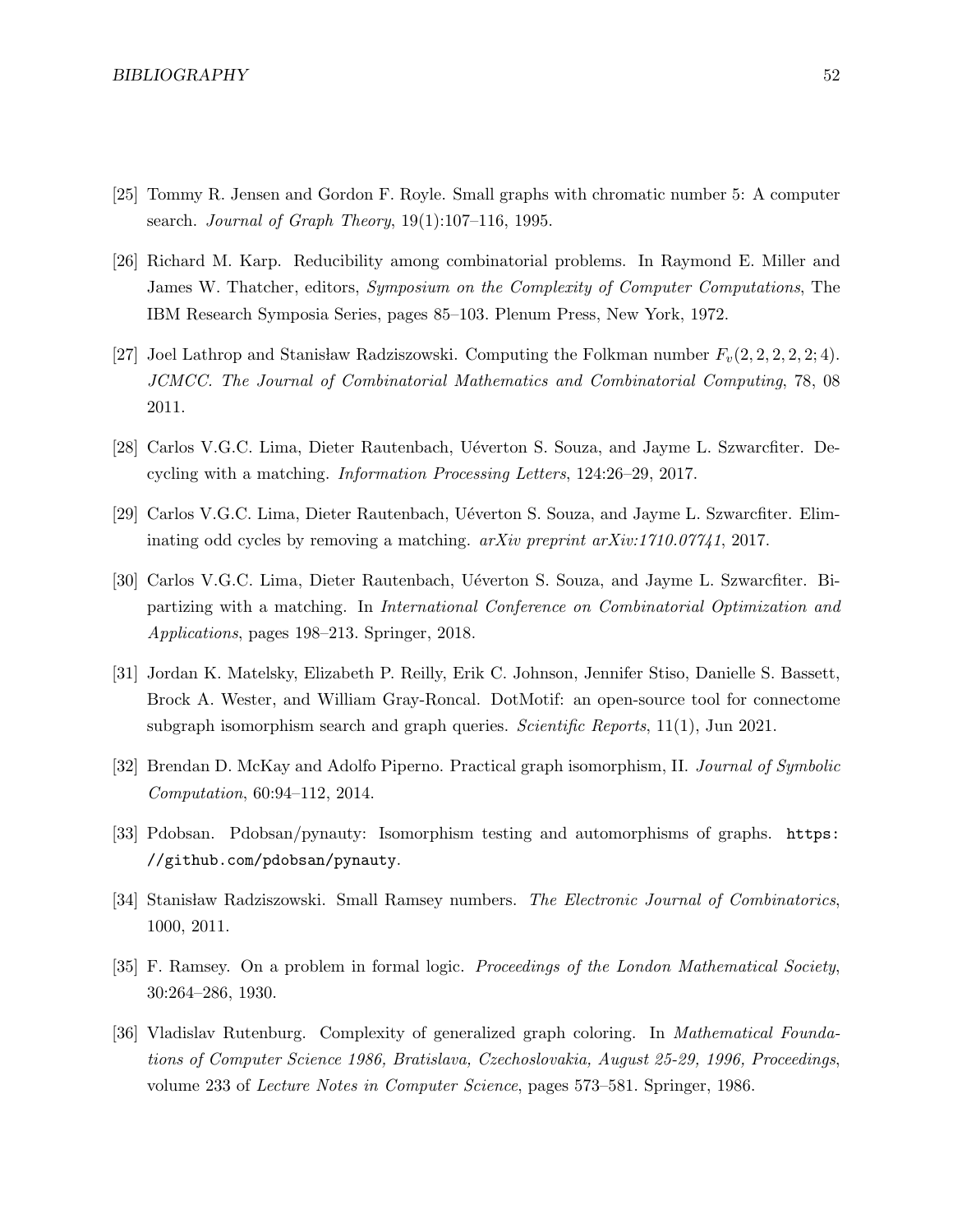[25] Tommy R. Jensen and Gordon F. Royle. Small graphs with chromatic number 5: A computer search. *Journal of Graph Theory*, 19(1):107–116, 1995.

[26] Richard M. Karp. Reducibility among combinatorial problems. In Raymond E. Miller and James W. Thatcher, editors, *Symposium on the Complexity of Computer Computations*, The IBM Research Symposia Series, pages 85–103. Plenum Press, New York, 1972.

[27] Joel Lathrop and Stanisław Radziszowski. Computing the Folkman number $F_v(2, 2, 2, 2, 2; 4)$. *JCMCC. The Journal of Combinatorial Mathematics and Combinatorial Computing*, 78, 08 2011.

[28] Carlos V.G.C. Lima, Dieter Rautenbach, Uéverton S. Souza, and Jayme L. Szwarcfiter. Decycling with a matching. *Information Processing Letters*, 124:26–29, 2017.

[29] Carlos V.G.C. Lima, Dieter Rautenbach, Uéverton S. Souza, and Jayme L. Szwarcfiter. Eliminating odd cycles by removing a matching. *arXiv preprint arXiv:1710.07741*, 2017.

[30] Carlos V.G.C. Lima, Dieter Rautenbach, Uéverton S. Souza, and Jayme L. Szwarcfiter. Bipartizing with a matching. In *International Conference on Combinatorial Optimization and Applications*, pages 198–213. Springer, 2018.

[31] Jordan K. Matelsky, Elizabeth P. Reilly, Erik C. Johnson, Jennifer Stiso, Danielle S. Bassett, Brock A. Wester, and William Gray-Roncal. DotMotif: an open-source tool for connectome subgraph isomorphism search and graph queries. *Scientific Reports*, 11(1), Jun 2021.

[32] Brendan D. McKay and Adolfo Piperno. Practical graph isomorphism, II. *Journal of Symbolic Computation*, 60:94–112, 2014.

[33] Pdobsan. Pdobsan/pynauty: Isomorphism testing and automorphisms of graphs. `https://github.com/pdobsan/pynauty`.

[34] Stanisław Radziszowski. Small Ramsey numbers. *The Electronic Journal of Combinatorics*, 1000, 2011.

[35] F. Ramsey. On a problem in formal logic. *Proceedings of the London Mathematical Society*, 30:264–286, 1930.

[36] Vladislav Rutenburg. Complexity of generalized graph coloring. In *Mathematical Foundations of Computer Science 1986, Bratislava, Czechoslovakia, August 25-29, 1996, Proceedings*, volume 233 of *Lecture Notes in Computer Science*, pages 573–581. Springer, 1986.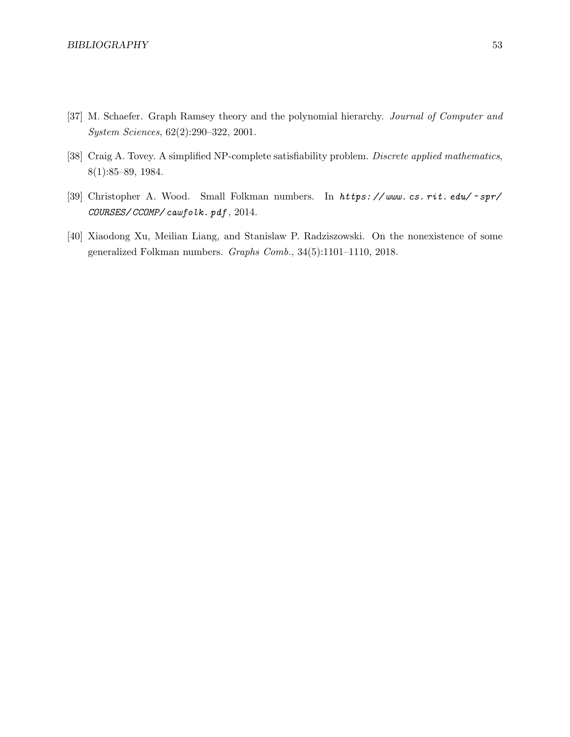[37] M. Schaefer. Graph Ramsey theory and the polynomial hierarchy. *Journal of Computer and System Sciences*, 62(2):290–322, 2001.

[38] Craig A. Tovey. A simplified NP-complete satisfiability problem. *Discrete applied mathematics*, 8(1):85–89, 1984.

[39] Christopher A. Wood. Small Folkman numbers. In ***https://www.cs.rit.edu/~spr/COURSES/CCOMP/cawfolk.pdf***, 2014.

[40] Xiaodong Xu, Meilian Liang, and Stanislaw P. Radziszowski. On the nonexistence of some generalized Folkman numbers. *Graphs Comb.*, 34(5):1101–1110, 2018.